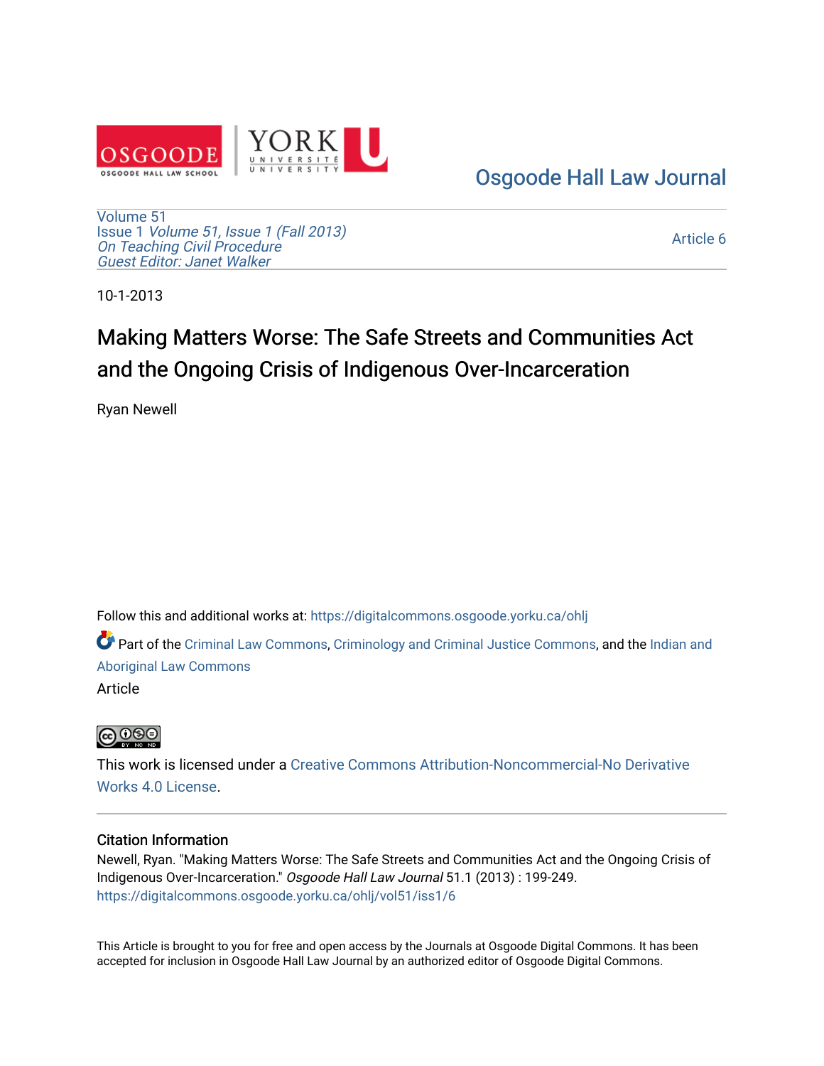Osgoode Hall Law Journal

Volume 51
Issue 1 *Volume 51, Issue 1 (Fall 2013)*
*On Teaching Civil Procedure*
*Guest Editor: Janet Walker*

Article 6

10-1-2013

# Making Matters Worse: The Safe Streets and Communities Act and the Ongoing Crisis of Indigenous Over-Incarceration

Ryan Newell

Follow this and additional works at: https://digitalcommons.osgoode.yorku.ca/ohlj

Part of the Criminal Law Commons, Criminology and Criminal Justice Commons, and the Indian and Aboriginal Law Commons

Article

This work is licensed under a Creative Commons Attribution-Noncommercial-No Derivative Works 4.0 License.

## Citation Information

Newell, Ryan. "Making Matters Worse: The Safe Streets and Communities Act and the Ongoing Crisis of Indigenous Over-Incarceration." *Osgoode Hall Law Journal* 51.1 (2013) : 199-249.
https://digitalcommons.osgoode.yorku.ca/ohlj/vol51/iss1/6

This Article is brought to you for free and open access by the Journals at Osgoode Digital Commons. It has been accepted for inclusion in Osgoode Hall Law Journal by an authorized editor of Osgoode Digital Commons.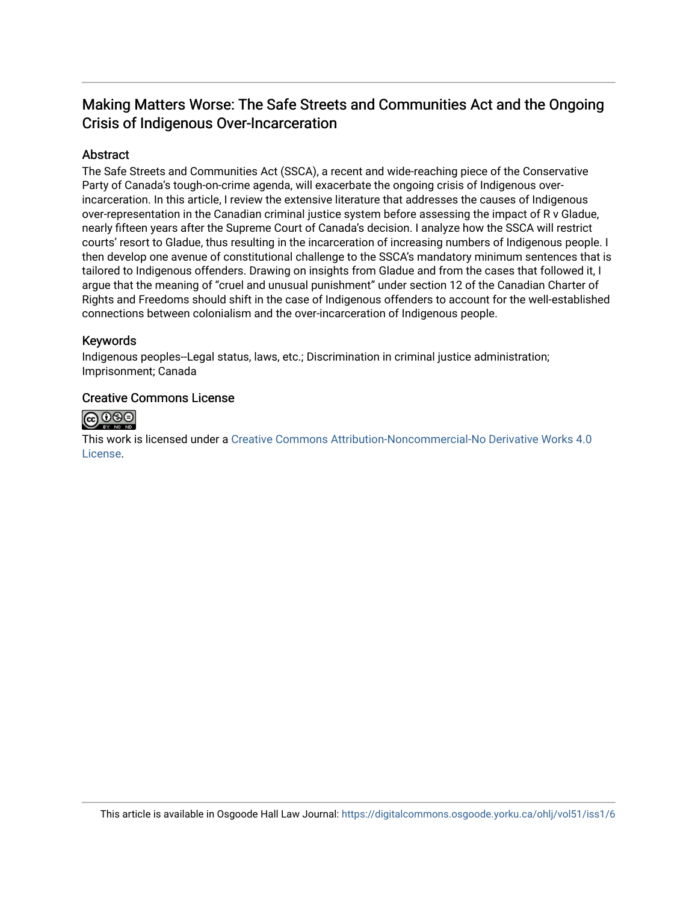# Making Matters Worse: The Safe Streets and Communities Act and the Ongoing Crisis of Indigenous Over-Incarceration

## Abstract

The Safe Streets and Communities Act (SSCA), a recent and wide-reaching piece of the Conservative Party of Canada's tough-on-crime agenda, will exacerbate the ongoing crisis of Indigenous over-incarceration. In this article, I review the extensive literature that addresses the causes of Indigenous over-representation in the Canadian criminal justice system before assessing the impact of R v Gladue, nearly fifteen years after the Supreme Court of Canada's decision. I analyze how the SSCA will restrict courts' resort to Gladue, thus resulting in the incarceration of increasing numbers of Indigenous people. I then develop one avenue of constitutional challenge to the SSCA's mandatory minimum sentences that is tailored to Indigenous offenders. Drawing on insights from Gladue and from the cases that followed it, I argue that the meaning of "cruel and unusual punishment" under section 12 of the Canadian Charter of Rights and Freedoms should shift in the case of Indigenous offenders to account for the well-established connections between colonialism and the over-incarceration of Indigenous people.

## Keywords

Indigenous peoples--Legal status, laws, etc.; Discrimination in criminal justice administration; Imprisonment; Canada

## Creative Commons License

This work is licensed under a Creative Commons Attribution-Noncommercial-No Derivative Works 4.0 License.

This article is available in Osgoode Hall Law Journal: https://digitalcommons.osgoode.yorku.ca/ohlj/vol51/iss1/6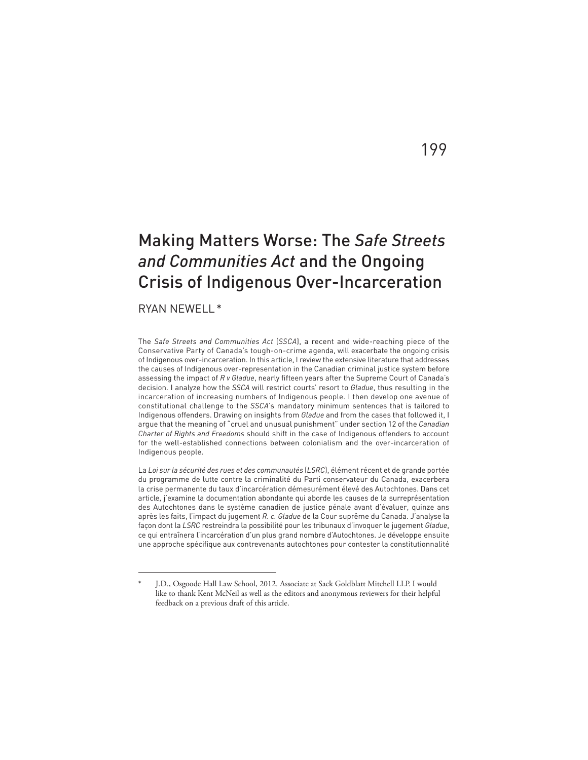# Making Matters Worse: The *Safe Streets and Communities Act* and the Ongoing Crisis of Indigenous Over-Incarceration

RYAN NEWELL *

The *Safe Streets and Communities Act* (*SSCA*), a recent and wide-reaching piece of the Conservative Party of Canada's tough-on-crime agenda, will exacerbate the ongoing crisis of Indigenous over-incarceration. In this article, I review the extensive literature that addresses the causes of Indigenous over-representation in the Canadian criminal justice system before assessing the impact of *R v Gladue*, nearly fifteen years after the Supreme Court of Canada's decision. I analyze how the *SSCA* will restrict courts' resort to *Gladue*, thus resulting in the incarceration of increasing numbers of Indigenous people. I then develop one avenue of constitutional challenge to the *SSCA*'s mandatory minimum sentences that is tailored to Indigenous offenders. Drawing on insights from *Gladue* and from the cases that followed it, I argue that the meaning of "cruel and unusual punishment" under section 12 of the *Canadian Charter of Rights and Freedoms* should shift in the case of Indigenous offenders to account for the well-established connections between colonialism and the over-incarceration of Indigenous people.

La *Loi sur la sécurité des rues et des communautés* (*LSRC*), élément récent et de grande portée du programme de lutte contre la criminalité du Parti conservateur du Canada, exacerbera la crise permanente du taux d'incarcération démesurément élevé des Autochtones. Dans cet article, j'examine la documentation abondante qui aborde les causes de la surreprésentation des Autochtones dans le système canadien de justice pénale avant d'évaluer, quinze ans après les faits, l'impact du jugement *R. c. Gladue* de la Cour suprême du Canada. J'analyse la façon dont la *LSRC* restreindra la possibilité pour les tribunaux d'invoquer le jugement *Gladue*, ce qui entraînera l'incarcération d'un plus grand nombre d'Autochtones. Je développe ensuite une approche spécifique aux contrevenants autochtones pour contester la constitutionnalité

---

\* J.D., Osgoode Hall Law School, 2012. Associate at Sack Goldblatt Mitchell LLP. I would like to thank Kent McNeil as well as the editors and anonymous reviewers for their helpful feedback on a previous draft of this article.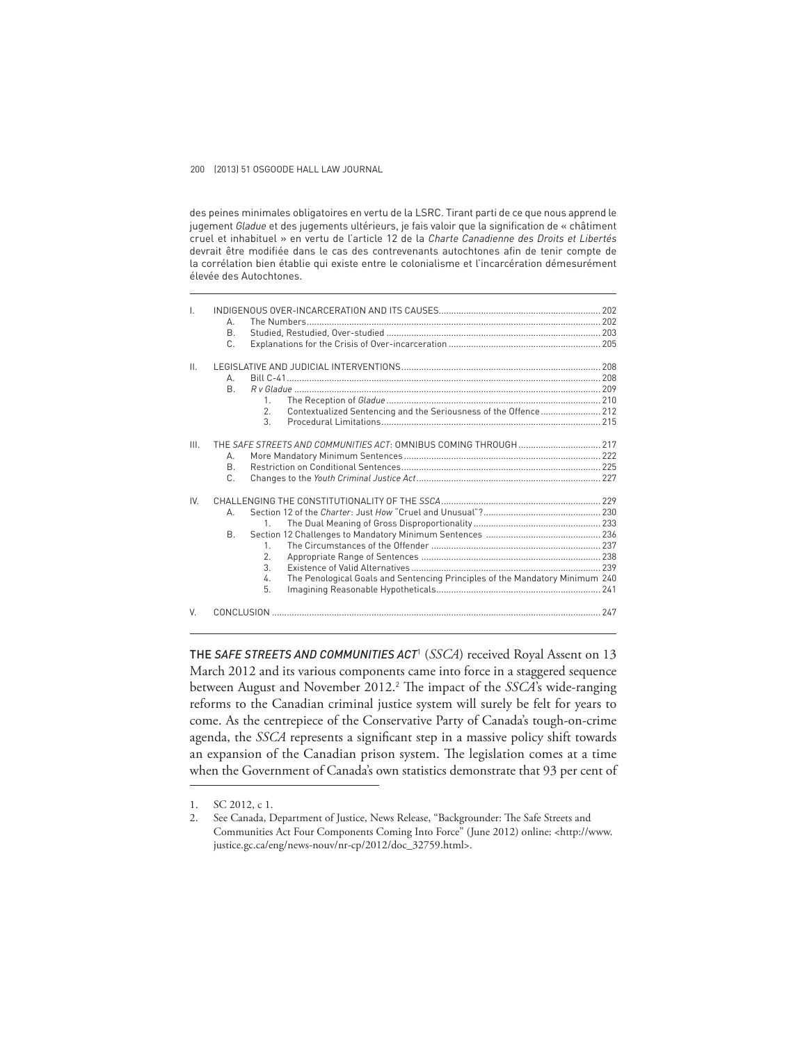des peines minimales obligatoires en vertu de la LSRC. Tirant parti de ce que nous apprend le jugement *Gladue* et des jugements ultérieurs, je fais valoir que la signification de « châtiment cruel et inhabituel » en vertu de l'article 12 de la *Charte Canadienne des Droits et Libertés* devrait être modifiée dans le cas des contrevenants autochtones afin de tenir compte de la corrélation bien établie qui existe entre le colonialisme et l'incarcération démesurément élevée des Autochtones.

- I. INDIGENOUS OVER-INCARCERATION AND ITS CAUSES ..... 202
  - A. The Numbers ..... 202
  - B. Studied, Restudied, Over-studied ..... 203
  - C. Explanations for the Crisis of Over-incarceration ..... 205
- II. LEGISLATIVE AND JUDICIAL INTERVENTIONS ..... 208
  - A. Bill C-41 ..... 208
  - B. *R v Gladue* ..... 209
    1. The Reception of *Gladue* ..... 210
    2. Contextualized Sentencing and the Seriousness of the Offence ..... 212
    3. Procedural Limitations ..... 215
- III. THE *SAFE STREETS AND COMMUNITIES ACT*: OMNIBUS COMING THROUGH ..... 217
  - A. More Mandatory Minimum Sentences ..... 222
  - B. Restriction on Conditional Sentences ..... 225
  - C. Changes to the *Youth Criminal Justice Act* ..... 227
- IV. CHALLENGING THE CONSTITUTIONALITY OF THE *SSCA* ..... 229
  - A. Section 12 of the *Charter*: Just *How* "Cruel and Unusual"? ..... 230
    1. The Dual Meaning of Gross Disproportionality ..... 233
  - B. Section 12 Challenges to Mandatory Minimum Sentences ..... 236
    1. The Circumstances of the Offender ..... 237
    2. Appropriate Range of Sentences ..... 238
    3. Existence of Valid Alternatives ..... 239
    4. The Penological Goals and Sentencing Principles of the Mandatory Minimum ..... 240
    5. Imagining Reasonable Hypotheticals ..... 241
- V. CONCLUSION ..... 247

THE *SAFE STREETS AND COMMUNITIES ACT*[1] (*SSCA*) received Royal Assent on 13 March 2012 and its various components came into force in a staggered sequence between August and November 2012.[2] The impact of the *SSCA*'s wide-ranging reforms to the Canadian criminal justice system will surely be felt for years to come. As the centrepiece of the Conservative Party of Canada's tough-on-crime agenda, the *SSCA* represents a significant step in a massive policy shift towards an expansion of the Canadian prison system. The legislation comes at a time when the Government of Canada's own statistics demonstrate that 93 per cent of

1. SC 2012, c 1.
2. See Canada, Department of Justice, News Release, "Backgrounder: The Safe Streets and Communities Act Four Components Coming Into Force" (June 2012) online: <http://www.justice.gc.ca/eng/news-nouv/nr-cp/2012/doc_32759.html>.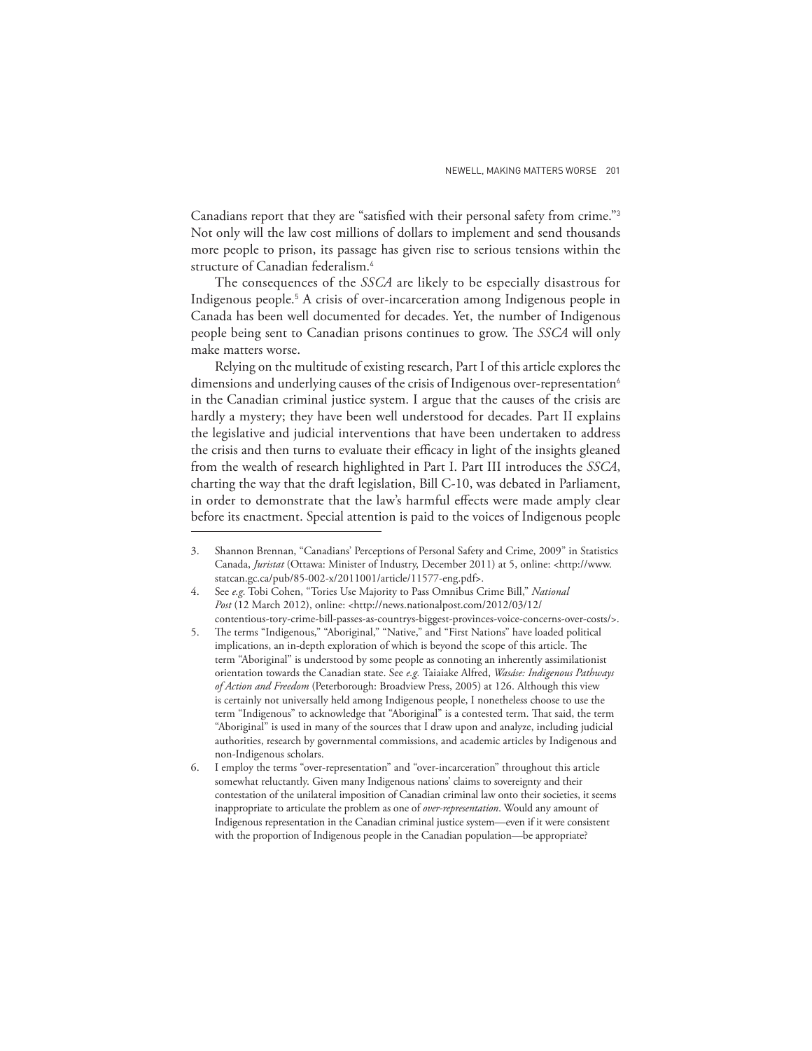Canadians report that they are "satisfied with their personal safety from crime."[3] Not only will the law cost millions of dollars to implement and send thousands more people to prison, its passage has given rise to serious tensions within the structure of Canadian federalism.[4]

The consequences of the *SSCA* are likely to be especially disastrous for Indigenous people.[5] A crisis of over-incarceration among Indigenous people in Canada has been well documented for decades. Yet, the number of Indigenous people being sent to Canadian prisons continues to grow. The *SSCA* will only make matters worse.

Relying on the multitude of existing research, Part I of this article explores the dimensions and underlying causes of the crisis of Indigenous over-representation[6] in the Canadian criminal justice system. I argue that the causes of the crisis are hardly a mystery; they have been well understood for decades. Part II explains the legislative and judicial interventions that have been undertaken to address the crisis and then turns to evaluate their efficacy in light of the insights gleaned from the wealth of research highlighted in Part I. Part III introduces the *SSCA*, charting the way that the draft legislation, Bill C-10, was debated in Parliament, in order to demonstrate that the law's harmful effects were made amply clear before its enactment. Special attention is paid to the voices of Indigenous people

---

3. Shannon Brennan, "Canadians' Perceptions of Personal Safety and Crime, 2009" in Statistics Canada, *Juristat* (Ottawa: Minister of Industry, December 2011) at 5, online: <http://www.statcan.gc.ca/pub/85-002-x/2011001/article/11577-eng.pdf>.
4. See *e.g.* Tobi Cohen, "Tories Use Majority to Pass Omnibus Crime Bill," *National Post* (12 March 2012), online: <http://news.nationalpost.com/2012/03/12/contentious-tory-crime-bill-passes-as-countrys-biggest-provinces-voice-concerns-over-costs/>.
5. The terms "Indigenous," "Aboriginal," "Native," and "First Nations" have loaded political implications, an in-depth exploration of which is beyond the scope of this article. The term "Aboriginal" is understood by some people as connoting an inherently assimilationist orientation towards the Canadian state. See *e.g.* Taiaiake Alfred, *Wasáse: Indigenous Pathways of Action and Freedom* (Peterborough: Broadview Press, 2005) at 126. Although this view is certainly not universally held among Indigenous people, I nonetheless choose to use the term "Indigenous" to acknowledge that "Aboriginal" is a contested term. That said, the term "Aboriginal" is used in many of the sources that I draw upon and analyze, including judicial authorities, research by governmental commissions, and academic articles by Indigenous and non-Indigenous scholars.
6. I employ the terms "over-representation" and "over-incarceration" throughout this article somewhat reluctantly. Given many Indigenous nations' claims to sovereignty and their contestation of the unilateral imposition of Canadian criminal law onto their societies, it seems inappropriate to articulate the problem as one of *over-representation*. Would any amount of Indigenous representation in the Canadian criminal justice system—even if it were consistent with the proportion of Indigenous people in the Canadian population—be appropriate?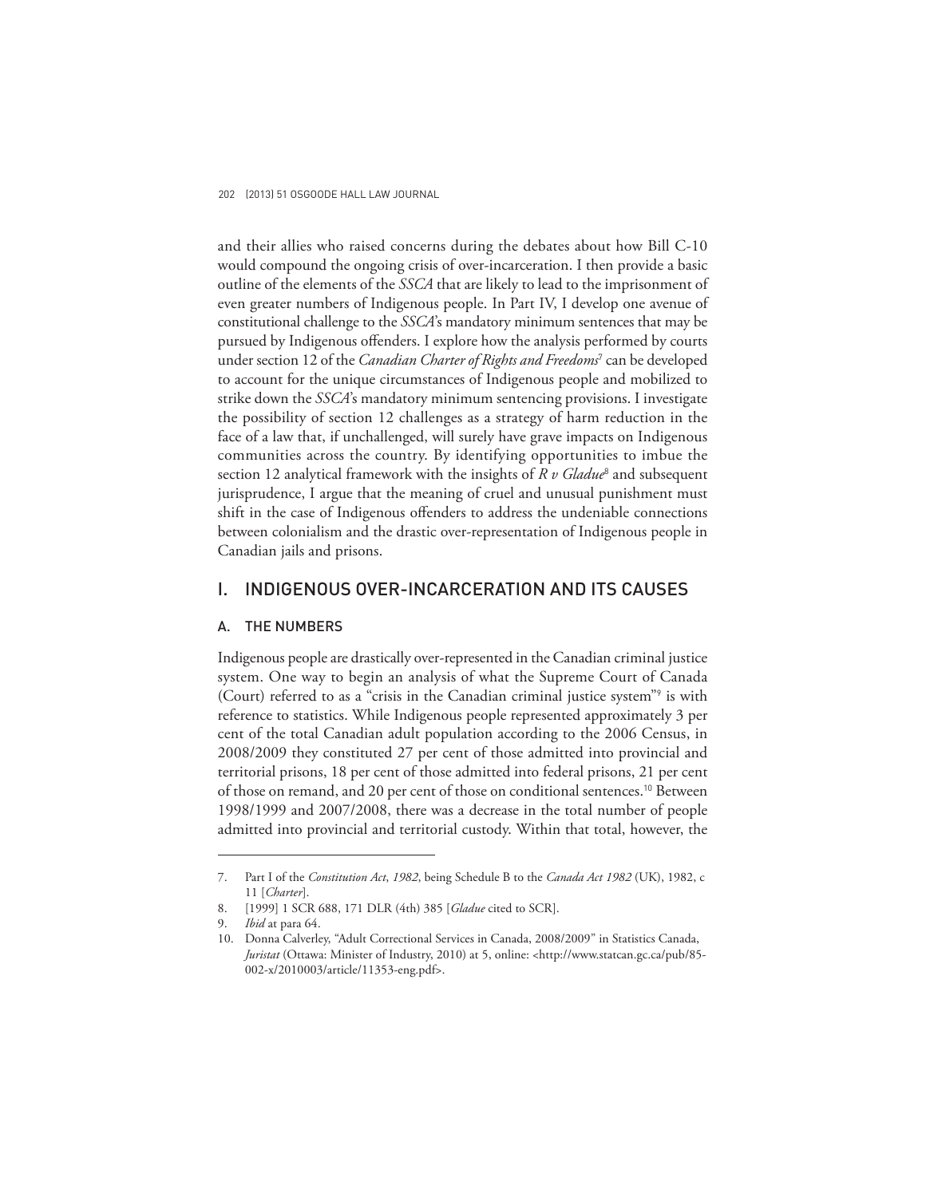and their allies who raised concerns during the debates about how Bill C-10 would compound the ongoing crisis of over-incarceration. I then provide a basic outline of the elements of the *SSCA* that are likely to lead to the imprisonment of even greater numbers of Indigenous people. In Part IV, I develop one avenue of constitutional challenge to the *SSCA*'s mandatory minimum sentences that may be pursued by Indigenous offenders. I explore how the analysis performed by courts under section 12 of the *Canadian Charter of Rights and Freedoms*[7] can be developed to account for the unique circumstances of Indigenous people and mobilized to strike down the *SSCA*'s mandatory minimum sentencing provisions. I investigate the possibility of section 12 challenges as a strategy of harm reduction in the face of a law that, if unchallenged, will surely have grave impacts on Indigenous communities across the country. By identifying opportunities to imbue the section 12 analytical framework with the insights of *R v Gladue*[8] and subsequent jurisprudence, I argue that the meaning of cruel and unusual punishment must shift in the case of Indigenous offenders to address the undeniable connections between colonialism and the drastic over-representation of Indigenous people in Canadian jails and prisons.

## I. INDIGENOUS OVER-INCARCERATION AND ITS CAUSES

### A. THE NUMBERS

Indigenous people are drastically over-represented in the Canadian criminal justice system. One way to begin an analysis of what the Supreme Court of Canada (Court) referred to as a "crisis in the Canadian criminal justice system"[9] is with reference to statistics. While Indigenous people represented approximately 3 per cent of the total Canadian adult population according to the 2006 Census, in 2008/2009 they constituted 27 per cent of those admitted into provincial and territorial prisons, 18 per cent of those admitted into federal prisons, 21 per cent of those on remand, and 20 per cent of those on conditional sentences.[10] Between 1998/1999 and 2007/2008, there was a decrease in the total number of people admitted into provincial and territorial custody. Within that total, however, the

---

7. Part I of the *Constitution Act, 1982*, being Schedule B to the *Canada Act 1982* (UK), 1982, c 11 [*Charter*].
8. [1999] 1 SCR 688, 171 DLR (4th) 385 [*Gladue* cited to SCR].
9. *Ibid* at para 64.
10. Donna Calverley, "Adult Correctional Services in Canada, 2008/2009" in Statistics Canada, *Juristat* (Ottawa: Minister of Industry, 2010) at 5, online: <http://www.statcan.gc.ca/pub/85-002-x/2010003/article/11353-eng.pdf>.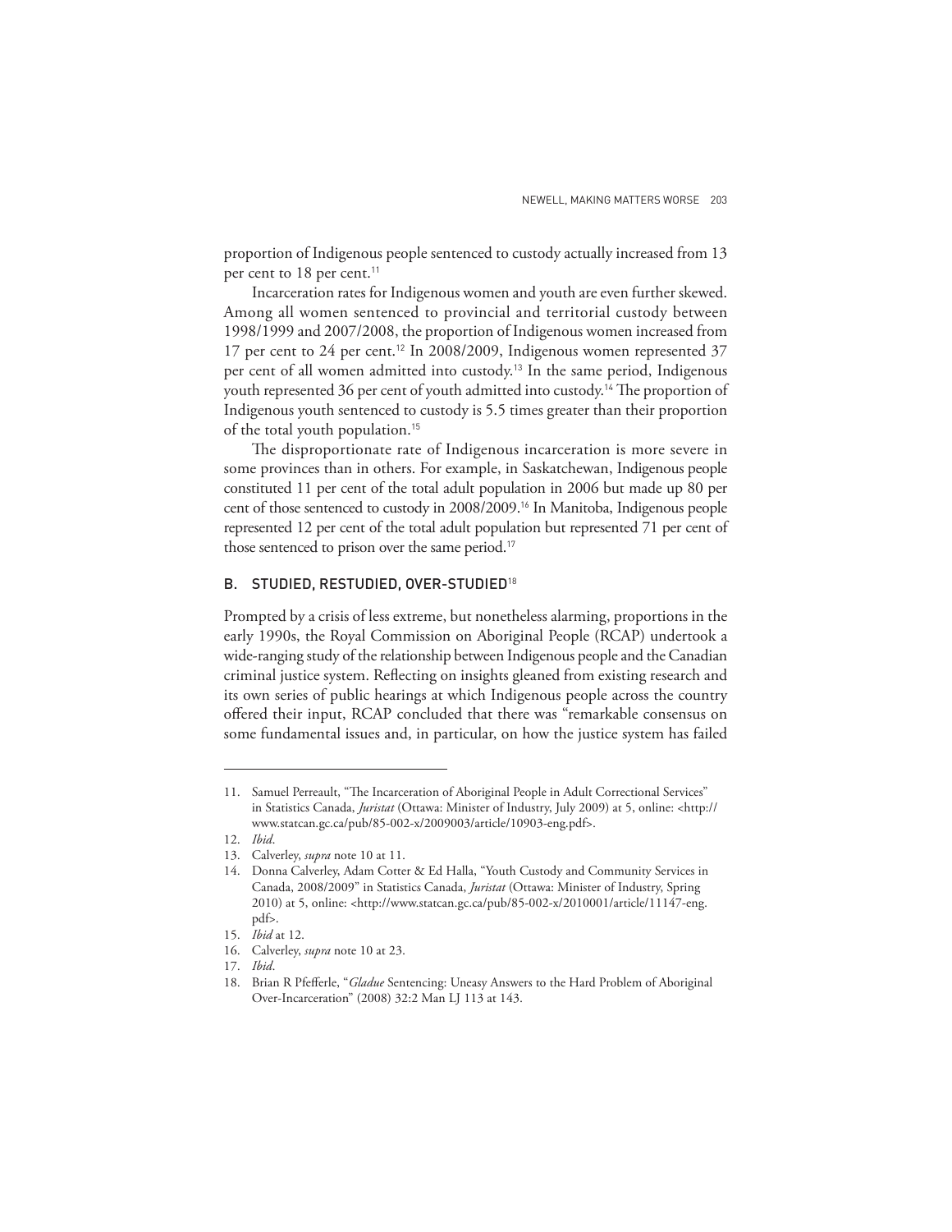proportion of Indigenous people sentenced to custody actually increased from 13 per cent to 18 per cent.[11]

Incarceration rates for Indigenous women and youth are even further skewed. Among all women sentenced to provincial and territorial custody between 1998/1999 and 2007/2008, the proportion of Indigenous women increased from 17 per cent to 24 per cent.[12] In 2008/2009, Indigenous women represented 37 per cent of all women admitted into custody.[13] In the same period, Indigenous youth represented 36 per cent of youth admitted into custody.[14] The proportion of Indigenous youth sentenced to custody is 5.5 times greater than their proportion of the total youth population.[15]

The disproportionate rate of Indigenous incarceration is more severe in some provinces than in others. For example, in Saskatchewan, Indigenous people constituted 11 per cent of the total adult population in 2006 but made up 80 per cent of those sentenced to custody in 2008/2009.[16] In Manitoba, Indigenous people represented 12 per cent of the total adult population but represented 71 per cent of those sentenced to prison over the same period.[17]

## B. STUDIED, RESTUDIED, OVER-STUDIED[18]

Prompted by a crisis of less extreme, but nonetheless alarming, proportions in the early 1990s, the Royal Commission on Aboriginal People (RCAP) undertook a wide-ranging study of the relationship between Indigenous people and the Canadian criminal justice system. Reflecting on insights gleaned from existing research and its own series of public hearings at which Indigenous people across the country offered their input, RCAP concluded that there was "remarkable consensus on some fundamental issues and, in particular, on how the justice system has failed

---

11. Samuel Perreault, "The Incarceration of Aboriginal People in Adult Correctional Services" in Statistics Canada, *Juristat* (Ottawa: Minister of Industry, July 2009) at 5, online: <http://www.statcan.gc.ca/pub/85-002-x/2009003/article/10903-eng.pdf>.
12. *Ibid*.
13. Calverley, *supra* note 10 at 11.
14. Donna Calverley, Adam Cotter & Ed Halla, "Youth Custody and Community Services in Canada, 2008/2009" in Statistics Canada, *Juristat* (Ottawa: Minister of Industry, Spring 2010) at 5, online: <http://www.statcan.gc.ca/pub/85-002-x/2010001/article/11147-eng.pdf>.
15. *Ibid* at 12.
16. Calverley, *supra* note 10 at 23.
17. *Ibid*.
18. Brian R Pfefferle, "*Gladue* Sentencing: Uneasy Answers to the Hard Problem of Aboriginal Over-Incarceration" (2008) 32:2 Man LJ 113 at 143.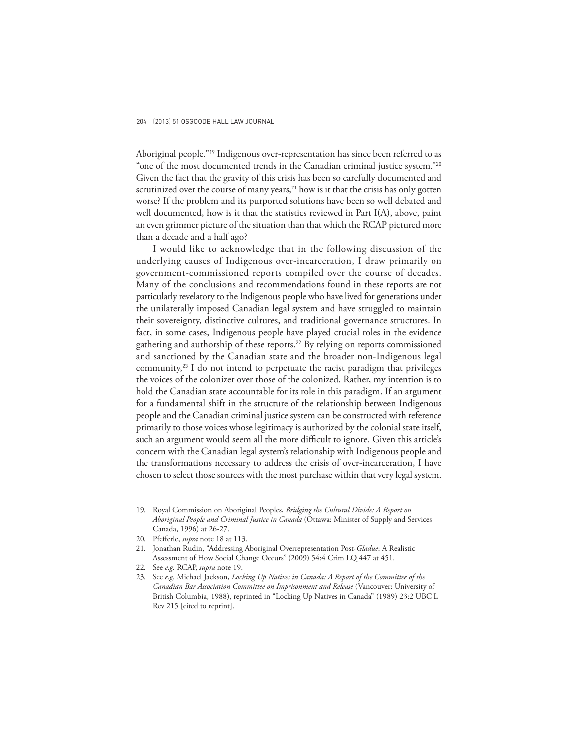Aboriginal people."[19] Indigenous over-representation has since been referred to as "one of the most documented trends in the Canadian criminal justice system."[20] Given the fact that the gravity of this crisis has been so carefully documented and scrutinized over the course of many years,[21] how is it that the crisis has only gotten worse? If the problem and its purported solutions have been so well debated and well documented, how is it that the statistics reviewed in Part I(A), above, paint an even grimmer picture of the situation than that which the RCAP pictured more than a decade and a half ago?

I would like to acknowledge that in the following discussion of the underlying causes of Indigenous over-incarceration, I draw primarily on government-commissioned reports compiled over the course of decades. Many of the conclusions and recommendations found in these reports are not particularly revelatory to the Indigenous people who have lived for generations under the unilaterally imposed Canadian legal system and have struggled to maintain their sovereignty, distinctive cultures, and traditional governance structures. In fact, in some cases, Indigenous people have played crucial roles in the evidence gathering and authorship of these reports.[22] By relying on reports commissioned and sanctioned by the Canadian state and the broader non-Indigenous legal community,[23] I do not intend to perpetuate the racist paradigm that privileges the voices of the colonizer over those of the colonized. Rather, my intention is to hold the Canadian state accountable for its role in this paradigm. If an argument for a fundamental shift in the structure of the relationship between Indigenous people and the Canadian criminal justice system can be constructed with reference primarily to those voices whose legitimacy is authorized by the colonial state itself, such an argument would seem all the more difficult to ignore. Given this article's concern with the Canadian legal system's relationship with Indigenous people and the transformations necessary to address the crisis of over-incarceration, I have chosen to select those sources with the most purchase within that very legal system.

---

19. Royal Commission on Aboriginal Peoples, *Bridging the Cultural Divide: A Report on Aboriginal People and Criminal Justice in Canada* (Ottawa: Minister of Supply and Services Canada, 1996) at 26-27.
20. Pfefferle, *supra* note 18 at 113.
21. Jonathan Rudin, "Addressing Aboriginal Overrepresentation Post-*Gladue*: A Realistic Assessment of How Social Change Occurs" (2009) 54:4 Crim LQ 447 at 451.
22. See *e.g.* RCAP, *supra* note 19.
23. See *e.g.* Michael Jackson, *Locking Up Natives in Canada: A Report of the Committee of the Canadian Bar Association Committee on Imprisonment and Release* (Vancouver: University of British Columbia, 1988), reprinted in "Locking Up Natives in Canada" (1989) 23:2 UBC L Rev 215 [cited to reprint].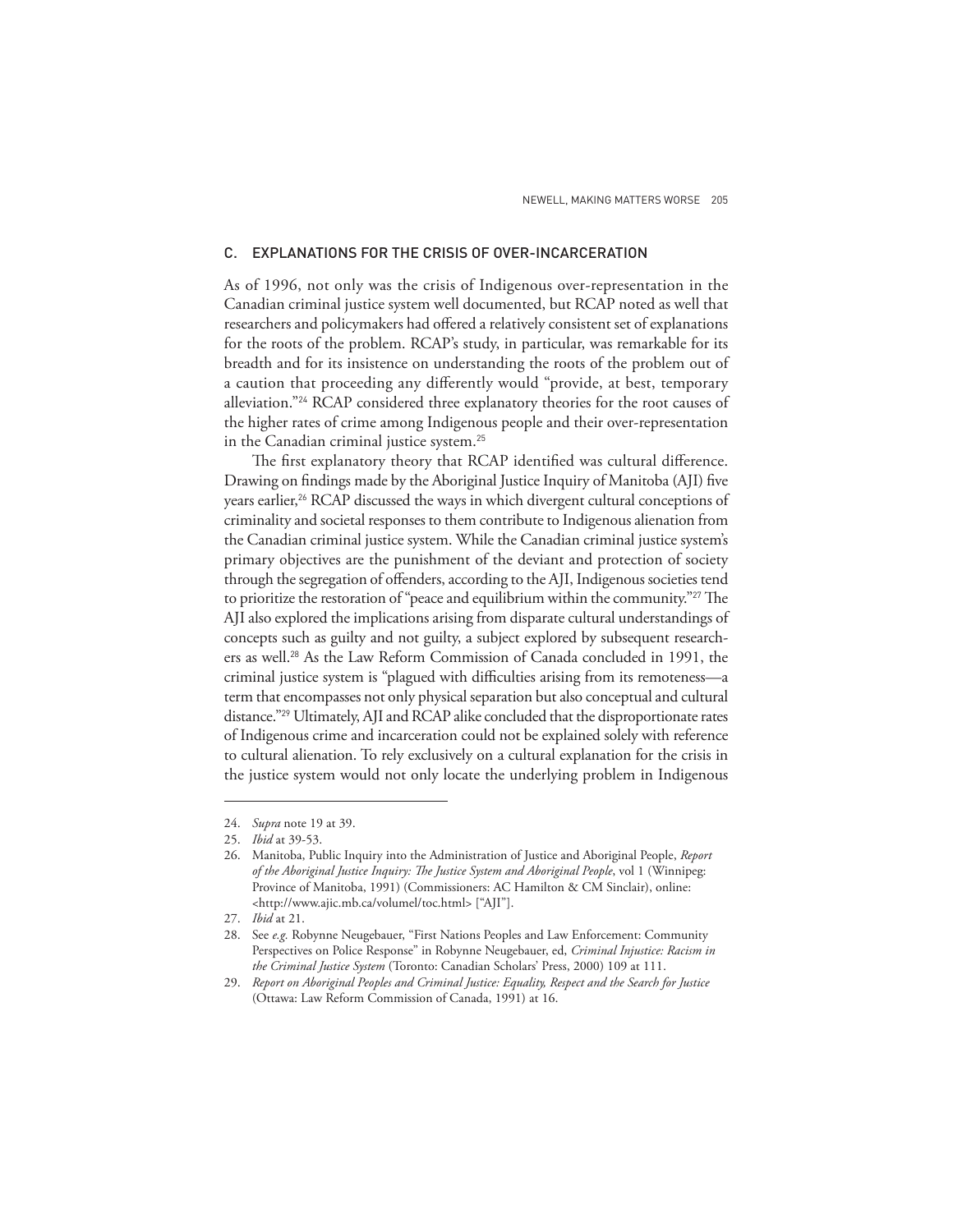## C. EXPLANATIONS FOR THE CRISIS OF OVER-INCARCERATION

As of 1996, not only was the crisis of Indigenous over-representation in the Canadian criminal justice system well documented, but RCAP noted as well that researchers and policymakers had offered a relatively consistent set of explanations for the roots of the problem. RCAP's study, in particular, was remarkable for its breadth and for its insistence on understanding the roots of the problem out of a caution that proceeding any differently would "provide, at best, temporary alleviation."[24] RCAP considered three explanatory theories for the root causes of the higher rates of crime among Indigenous people and their over-representation in the Canadian criminal justice system.[25]

The first explanatory theory that RCAP identified was cultural difference. Drawing on findings made by the Aboriginal Justice Inquiry of Manitoba (AJI) five years earlier,[26] RCAP discussed the ways in which divergent cultural conceptions of criminality and societal responses to them contribute to Indigenous alienation from the Canadian criminal justice system. While the Canadian criminal justice system's primary objectives are the punishment of the deviant and protection of society through the segregation of offenders, according to the AJI, Indigenous societies tend to prioritize the restoration of "peace and equilibrium within the community."[27] The AJI also explored the implications arising from disparate cultural understandings of concepts such as guilty and not guilty, a subject explored by subsequent researchers as well.[28] As the Law Reform Commission of Canada concluded in 1991, the criminal justice system is "plagued with difficulties arising from its remoteness—a term that encompasses not only physical separation but also conceptual and cultural distance."[29] Ultimately, AJI and RCAP alike concluded that the disproportionate rates of Indigenous crime and incarceration could not be explained solely with reference to cultural alienation. To rely exclusively on a cultural explanation for the crisis in the justice system would not only locate the underlying problem in Indigenous

---

24. *Supra* note 19 at 39.

25. *Ibid* at 39-53.

26. Manitoba, Public Inquiry into the Administration of Justice and Aboriginal People, *Report of the Aboriginal Justice Inquiry: The Justice System and Aboriginal People*, vol 1 (Winnipeg: Province of Manitoba, 1991) (Commissioners: AC Hamilton & CM Sinclair), online: <http://www.ajic.mb.ca/volumel/toc.html> ["AJI"].

27. *Ibid* at 21.

28. See *e.g.* Robynne Neugebauer, "First Nations Peoples and Law Enforcement: Community Perspectives on Police Response" in Robynne Neugebauer, ed, *Criminal Injustice: Racism in the Criminal Justice System* (Toronto: Canadian Scholars' Press, 2000) 109 at 111.

29. *Report on Aboriginal Peoples and Criminal Justice: Equality, Respect and the Search for Justice* (Ottawa: Law Reform Commission of Canada, 1991) at 16.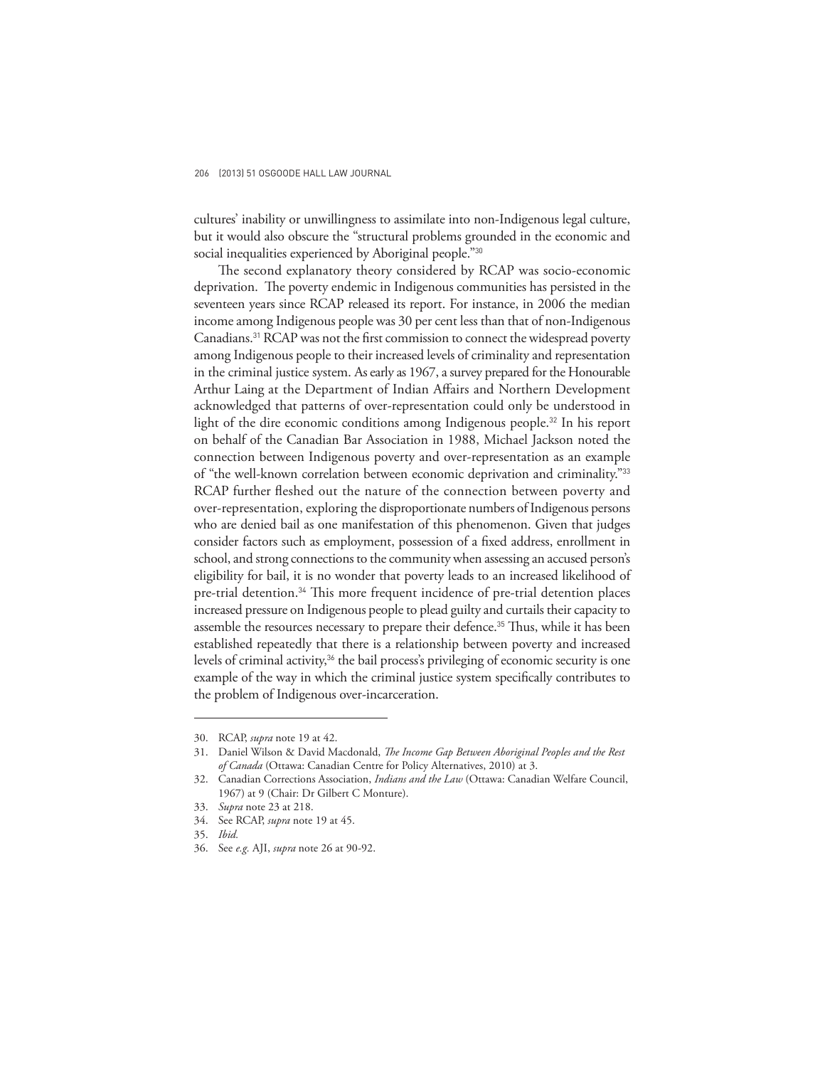cultures' inability or unwillingness to assimilate into non-Indigenous legal culture, but it would also obscure the "structural problems grounded in the economic and social inequalities experienced by Aboriginal people."[30]

The second explanatory theory considered by RCAP was socio-economic deprivation. The poverty endemic in Indigenous communities has persisted in the seventeen years since RCAP released its report. For instance, in 2006 the median income among Indigenous people was 30 per cent less than that of non-Indigenous Canadians.[31] RCAP was not the first commission to connect the widespread poverty among Indigenous people to their increased levels of criminality and representation in the criminal justice system. As early as 1967, a survey prepared for the Honourable Arthur Laing at the Department of Indian Affairs and Northern Development acknowledged that patterns of over-representation could only be understood in light of the dire economic conditions among Indigenous people.[32] In his report on behalf of the Canadian Bar Association in 1988, Michael Jackson noted the connection between Indigenous poverty and over-representation as an example of "the well-known correlation between economic deprivation and criminality."[33] RCAP further fleshed out the nature of the connection between poverty and over-representation, exploring the disproportionate numbers of Indigenous persons who are denied bail as one manifestation of this phenomenon. Given that judges consider factors such as employment, possession of a fixed address, enrollment in school, and strong connections to the community when assessing an accused person's eligibility for bail, it is no wonder that poverty leads to an increased likelihood of pre-trial detention.[34] This more frequent incidence of pre-trial detention places increased pressure on Indigenous people to plead guilty and curtails their capacity to assemble the resources necessary to prepare their defence.[35] Thus, while it has been established repeatedly that there is a relationship between poverty and increased levels of criminal activity,[36] the bail process's privileging of economic security is one example of the way in which the criminal justice system specifically contributes to the problem of Indigenous over-incarceration.

---

30. RCAP, *supra* note 19 at 42.
31. Daniel Wilson & David Macdonald, *The Income Gap Between Aboriginal Peoples and the Rest of Canada* (Ottawa: Canadian Centre for Policy Alternatives, 2010) at 3.
32. Canadian Corrections Association, *Indians and the Law* (Ottawa: Canadian Welfare Council, 1967) at 9 (Chair: Dr Gilbert C Monture).
33. *Supra* note 23 at 218.
34. See RCAP, *supra* note 19 at 45.
35. *Ibid.*
36. See *e.g.* AJI, *supra* note 26 at 90-92.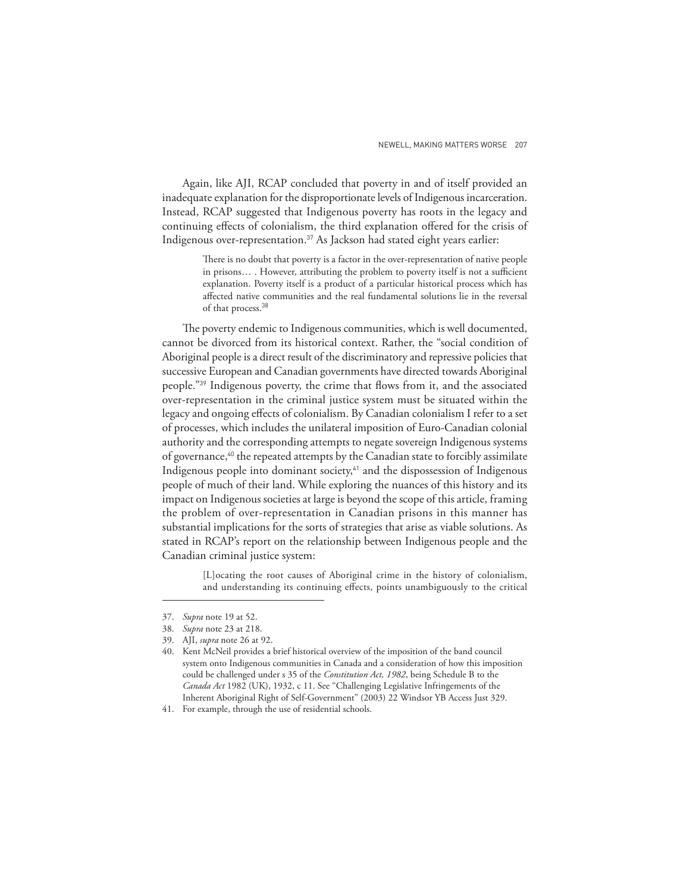Again, like AJI, RCAP concluded that poverty in and of itself provided an inadequate explanation for the disproportionate levels of Indigenous incarceration. Instead, RCAP suggested that Indigenous poverty has roots in the legacy and continuing effects of colonialism, the third explanation offered for the crisis of Indigenous over-representation.[37] As Jackson had stated eight years earlier:

> There is no doubt that poverty is a factor in the over-representation of native people in prisons… . However, attributing the problem to poverty itself is not a sufficient explanation. Poverty itself is a product of a particular historical process which has affected native communities and the real fundamental solutions lie in the reversal of that process.[38]

The poverty endemic to Indigenous communities, which is well documented, cannot be divorced from its historical context. Rather, the "social condition of Aboriginal people is a direct result of the discriminatory and repressive policies that successive European and Canadian governments have directed towards Aboriginal people."[39] Indigenous poverty, the crime that flows from it, and the associated over-representation in the criminal justice system must be situated within the legacy and ongoing effects of colonialism. By Canadian colonialism I refer to a set of processes, which includes the unilateral imposition of Euro-Canadian colonial authority and the corresponding attempts to negate sovereign Indigenous systems of governance,[40] the repeated attempts by the Canadian state to forcibly assimilate Indigenous people into dominant society,[41] and the dispossession of Indigenous people of much of their land. While exploring the nuances of this history and its impact on Indigenous societies at large is beyond the scope of this article, framing the problem of over-representation in Canadian prisons in this manner has substantial implications for the sorts of strategies that arise as viable solutions. As stated in RCAP's report on the relationship between Indigenous people and the Canadian criminal justice system:

> [L]ocating the root causes of Aboriginal crime in the history of colonialism, and understanding its continuing effects, points unambiguously to the critical

---

37. *Supra* note 19 at 52.
38. *Supra* note 23 at 218.
39. AJI, *supra* note 26 at 92.
40. Kent McNeil provides a brief historical overview of the imposition of the band council system onto Indigenous communities in Canada and a consideration of how this imposition could be challenged under s 35 of the *Constitution Act, 1982*, being Schedule B to the *Canada Act* 1982 (UK), 1932, c 11. See "Challenging Legislative Infringements of the Inherent Aboriginal Right of Self-Government" (2003) 22 Windsor YB Access Just 329.
41. For example, through the use of residential schools.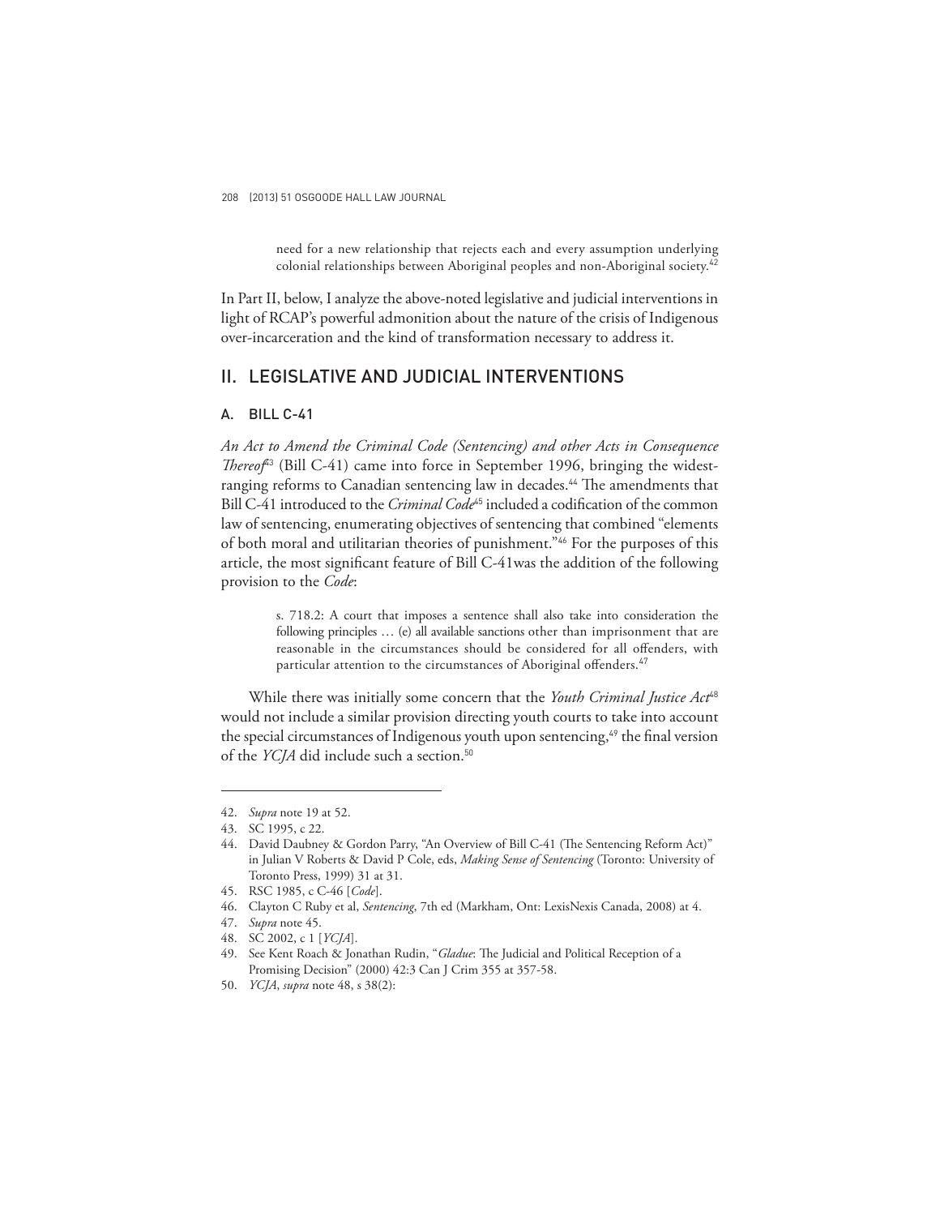> need for a new relationship that rejects each and every assumption underlying colonial relationships between Aboriginal peoples and non-Aboriginal society.[42]

In Part II, below, I analyze the above-noted legislative and judicial interventions in light of RCAP's powerful admonition about the nature of the crisis of Indigenous over-incarceration and the kind of transformation necessary to address it.

## II. LEGISLATIVE AND JUDICIAL INTERVENTIONS

### A. BILL C-41

*An Act to Amend the Criminal Code (Sentencing) and other Acts in Consequence Thereof*[43] (Bill C-41) came into force in September 1996, bringing the widest-ranging reforms to Canadian sentencing law in decades.[44] The amendments that Bill C-41 introduced to the *Criminal Code*[45] included a codification of the common law of sentencing, enumerating objectives of sentencing that combined "elements of both moral and utilitarian theories of punishment."[46] For the purposes of this article, the most significant feature of Bill C-41was the addition of the following provision to the *Code*:

> s. 718.2: A court that imposes a sentence shall also take into consideration the following principles … (e) all available sanctions other than imprisonment that are reasonable in the circumstances should be considered for all offenders, with particular attention to the circumstances of Aboriginal offenders.[47]

While there was initially some concern that the *Youth Criminal Justice Act*[48] would not include a similar provision directing youth courts to take into account the special circumstances of Indigenous youth upon sentencing,[49] the final version of the *YCJA* did include such a section.[50]

---

42. *Supra* note 19 at 52.
43. SC 1995, c 22.
44. David Daubney & Gordon Parry, "An Overview of Bill C-41 (The Sentencing Reform Act)" in Julian V Roberts & David P Cole, eds, *Making Sense of Sentencing* (Toronto: University of Toronto Press, 1999) 31 at 31.
45. RSC 1985, c C-46 [*Code*].
46. Clayton C Ruby et al, *Sentencing*, 7th ed (Markham, Ont: LexisNexis Canada, 2008) at 4.
47. *Supra* note 45.
48. SC 2002, c 1 [*YCJA*].
49. See Kent Roach & Jonathan Rudin, "*Gladue*: The Judicial and Political Reception of a Promising Decision" (2000) 42:3 Can J Crim 355 at 357-58.
50. *YCJA*, *supra* note 48, s 38(2):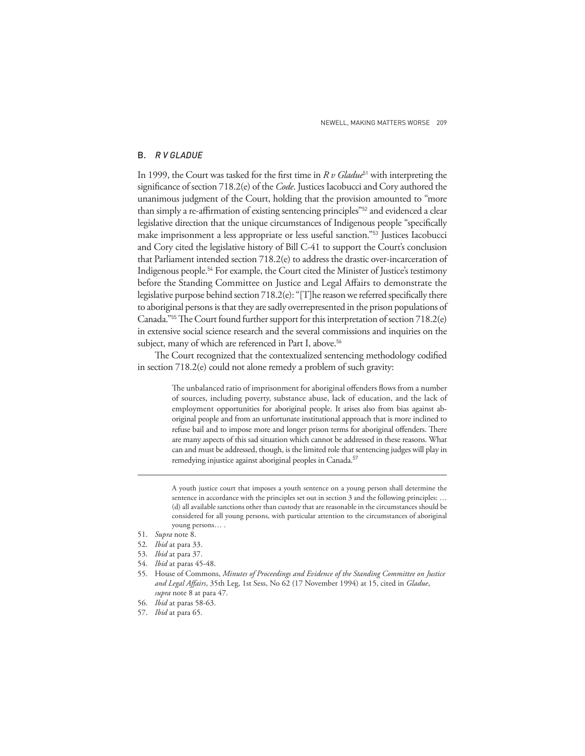## B. *R V GLADUE*

In 1999, the Court was tasked for the first time in *R v Gladue*[51] with interpreting the significance of section 718.2(e) of the *Code*. Justices Iacobucci and Cory authored the unanimous judgment of the Court, holding that the provision amounted to "more than simply a re-affirmation of existing sentencing principles"[52] and evidenced a clear legislative direction that the unique circumstances of Indigenous people "specifically make imprisonment a less appropriate or less useful sanction."[53] Justices Iacobucci and Cory cited the legislative history of Bill C-41 to support the Court's conclusion that Parliament intended section 718.2(e) to address the drastic over-incarceration of Indigenous people.[54] For example, the Court cited the Minister of Justice's testimony before the Standing Committee on Justice and Legal Affairs to demonstrate the legislative purpose behind section 718.2(e): "[T]he reason we referred specifically there to aboriginal persons is that they are sadly overrepresented in the prison populations of Canada."[55] The Court found further support for this interpretation of section 718.2(e) in extensive social science research and the several commissions and inquiries on the subject, many of which are referenced in Part I, above.[56]

The Court recognized that the contextualized sentencing methodology codified in section 718.2(e) could not alone remedy a problem of such gravity:

> The unbalanced ratio of imprisonment for aboriginal offenders flows from a number of sources, including poverty, substance abuse, lack of education, and the lack of employment opportunities for aboriginal people. It arises also from bias against aboriginal people and from an unfortunate institutional approach that is more inclined to refuse bail and to impose more and longer prison terms for aboriginal offenders. There are many aspects of this sad situation which cannot be addressed in these reasons. What can and must be addressed, though, is the limited role that sentencing judges will play in remedying injustice against aboriginal peoples in Canada.[57]

---

> A youth justice court that imposes a youth sentence on a young person shall determine the sentence in accordance with the principles set out in section 3 and the following principles: … (d) all available sanctions other than custody that are reasonable in the circumstances should be considered for all young persons, with particular attention to the circumstances of aboriginal young persons… .

51. *Supra* note 8.
52. *Ibid* at para 33.
53. *Ibid* at para 37.
54. *Ibid* at paras 45-48.
55. House of Commons, *Minutes of Proceedings and Evidence of the Standing Committee on Justice and Legal Affairs*, 35th Leg, 1st Sess, No 62 (17 November 1994) at 15, cited in *Gladue*, *supra* note 8 at para 47.
56. *Ibid* at paras 58-63.
57. *Ibid* at para 65.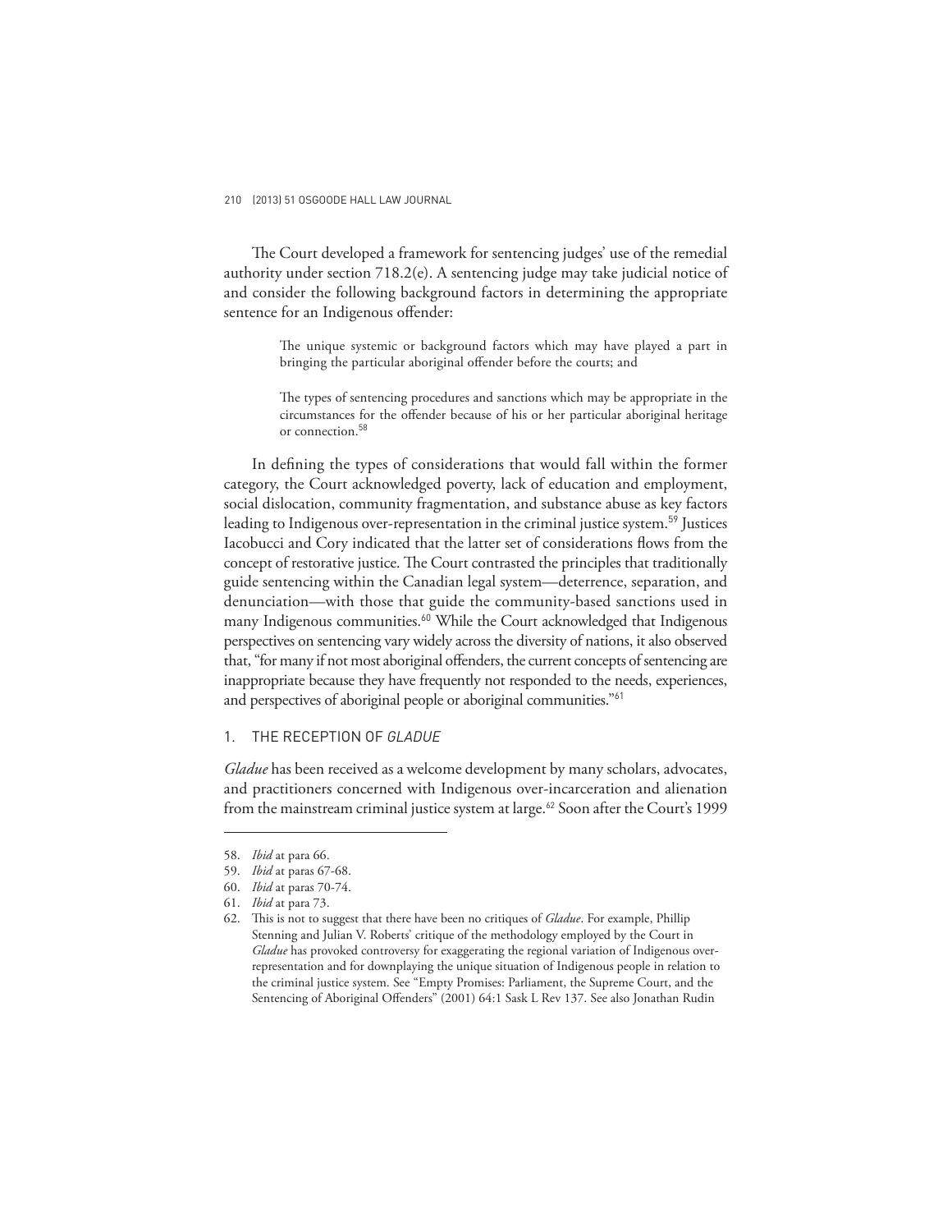The Court developed a framework for sentencing judges' use of the remedial authority under section 718.2(e). A sentencing judge may take judicial notice of and consider the following background factors in determining the appropriate sentence for an Indigenous offender:

> The unique systemic or background factors which may have played a part in bringing the particular aboriginal offender before the courts; and
>
> The types of sentencing procedures and sanctions which may be appropriate in the circumstances for the offender because of his or her particular aboriginal heritage or connection.[58]

In defining the types of considerations that would fall within the former category, the Court acknowledged poverty, lack of education and employment, social dislocation, community fragmentation, and substance abuse as key factors leading to Indigenous over-representation in the criminal justice system.[59] Justices Iacobucci and Cory indicated that the latter set of considerations flows from the concept of restorative justice. The Court contrasted the principles that traditionally guide sentencing within the Canadian legal system—deterrence, separation, and denunciation—with those that guide the community-based sanctions used in many Indigenous communities.[60] While the Court acknowledged that Indigenous perspectives on sentencing vary widely across the diversity of nations, it also observed that, "for many if not most aboriginal offenders, the current concepts of sentencing are inappropriate because they have frequently not responded to the needs, experiences, and perspectives of aboriginal people or aboriginal communities."[61]

### 1. THE RECEPTION OF *GLADUE*

*Gladue* has been received as a welcome development by many scholars, advocates, and practitioners concerned with Indigenous over-incarceration and alienation from the mainstream criminal justice system at large.[62] Soon after the Court's 1999

---

58. *Ibid* at para 66.
59. *Ibid* at paras 67-68.
60. *Ibid* at paras 70-74.
61. *Ibid* at para 73.
62. This is not to suggest that there have been no critiques of *Gladue*. For example, Phillip Stenning and Julian V. Roberts' critique of the methodology employed by the Court in *Gladue* has provoked controversy for exaggerating the regional variation of Indigenous over-representation and for downplaying the unique situation of Indigenous people in relation to the criminal justice system. See "Empty Promises: Parliament, the Supreme Court, and the Sentencing of Aboriginal Offenders" (2001) 64:1 Sask L Rev 137. See also Jonathan Rudin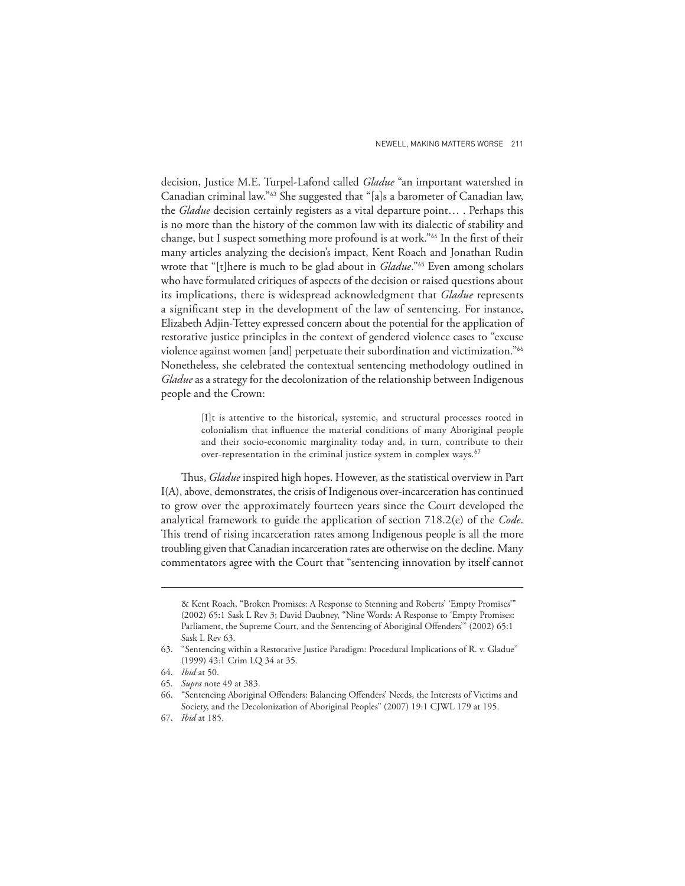decision, Justice M.E. Turpel-Lafond called *Gladue* "an important watershed in Canadian criminal law."[63] She suggested that "[a]s a barometer of Canadian law, the *Gladue* decision certainly registers as a vital departure point… . Perhaps this is no more than the history of the common law with its dialectic of stability and change, but I suspect something more profound is at work."[64] In the first of their many articles analyzing the decision's impact, Kent Roach and Jonathan Rudin wrote that "[t]here is much to be glad about in *Gladue*."[65] Even among scholars who have formulated critiques of aspects of the decision or raised questions about its implications, there is widespread acknowledgment that *Gladue* represents a significant step in the development of the law of sentencing. For instance, Elizabeth Adjin-Tettey expressed concern about the potential for the application of restorative justice principles in the context of gendered violence cases to "excuse violence against women [and] perpetuate their subordination and victimization."[66] Nonetheless, she celebrated the contextual sentencing methodology outlined in *Gladue* as a strategy for the decolonization of the relationship between Indigenous people and the Crown:

> [I]t is attentive to the historical, systemic, and structural processes rooted in colonialism that influence the material conditions of many Aboriginal people and their socio-economic marginality today and, in turn, contribute to their over-representation in the criminal justice system in complex ways.[67]

Thus, *Gladue* inspired high hopes. However, as the statistical overview in Part I(A), above, demonstrates, the crisis of Indigenous over-incarceration has continued to grow over the approximately fourteen years since the Court developed the analytical framework to guide the application of section 718.2(e) of the *Code*. This trend of rising incarceration rates among Indigenous people is all the more troubling given that Canadian incarceration rates are otherwise on the decline. Many commentators agree with the Court that "sentencing innovation by itself cannot

---

& Kent Roach, "Broken Promises: A Response to Stenning and Roberts' 'Empty Promises'" (2002) 65:1 Sask L Rev 3; David Daubney, "Nine Words: A Response to 'Empty Promises: Parliament, the Supreme Court, and the Sentencing of Aboriginal Offenders'" (2002) 65:1 Sask L Rev 63.

63. "Sentencing within a Restorative Justice Paradigm: Procedural Implications of R. v. Gladue" (1999) 43:1 Crim LQ 34 at 35.

64. *Ibid* at 50.

65. *Supra* note 49 at 383.

66. "Sentencing Aboriginal Offenders: Balancing Offenders' Needs, the Interests of Victims and Society, and the Decolonization of Aboriginal Peoples" (2007) 19:1 CJWL 179 at 195.

67. *Ibid* at 185.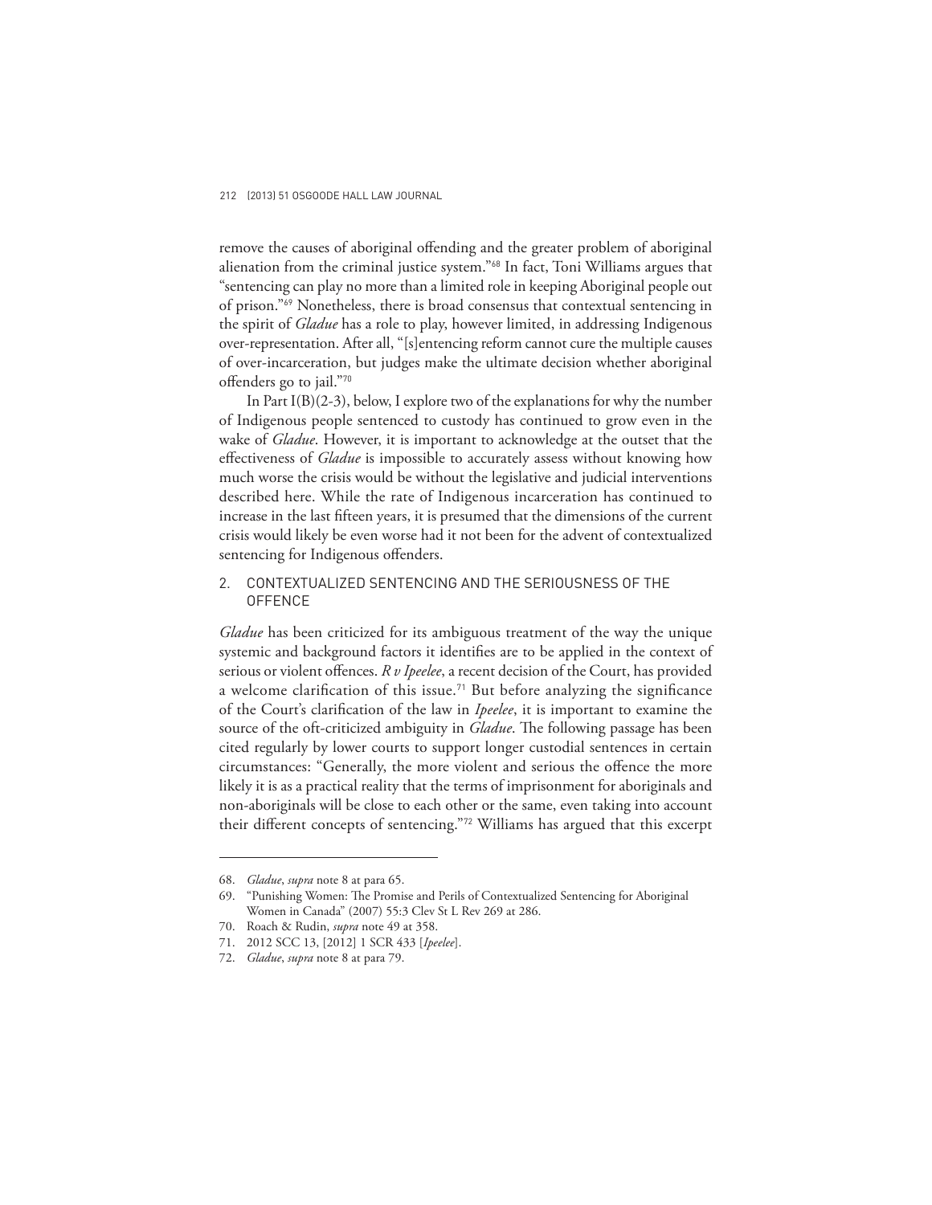remove the causes of aboriginal offending and the greater problem of aboriginal alienation from the criminal justice system."[68] In fact, Toni Williams argues that "sentencing can play no more than a limited role in keeping Aboriginal people out of prison."[69] Nonetheless, there is broad consensus that contextual sentencing in the spirit of *Gladue* has a role to play, however limited, in addressing Indigenous over-representation. After all, "[s]entencing reform cannot cure the multiple causes of over-incarceration, but judges make the ultimate decision whether aboriginal offenders go to jail."[70]

In Part I(B)(2-3), below, I explore two of the explanations for why the number of Indigenous people sentenced to custody has continued to grow even in the wake of *Gladue*. However, it is important to acknowledge at the outset that the effectiveness of *Gladue* is impossible to accurately assess without knowing how much worse the crisis would be without the legislative and judicial interventions described here. While the rate of Indigenous incarceration has continued to increase in the last fifteen years, it is presumed that the dimensions of the current crisis would likely be even worse had it not been for the advent of contextualized sentencing for Indigenous offenders.

### 2. CONTEXTUALIZED SENTENCING AND THE SERIOUSNESS OF THE OFFENCE

*Gladue* has been criticized for its ambiguous treatment of the way the unique systemic and background factors it identifies are to be applied in the context of serious or violent offences. *R v Ipeelee*, a recent decision of the Court, has provided a welcome clarification of this issue.[71] But before analyzing the significance of the Court's clarification of the law in *Ipeelee*, it is important to examine the source of the oft-criticized ambiguity in *Gladue*. The following passage has been cited regularly by lower courts to support longer custodial sentences in certain circumstances: "Generally, the more violent and serious the offence the more likely it is as a practical reality that the terms of imprisonment for aboriginals and non-aboriginals will be close to each other or the same, even taking into account their different concepts of sentencing."[72] Williams has argued that this excerpt

---

68. *Gladue*, *supra* note 8 at para 65.
69. "Punishing Women: The Promise and Perils of Contextualized Sentencing for Aboriginal Women in Canada" (2007) 55:3 Clev St L Rev 269 at 286.
70. Roach & Rudin, *supra* note 49 at 358.
71. 2012 SCC 13, [2012] 1 SCR 433 [*Ipeelee*].
72. *Gladue*, *supra* note 8 at para 79.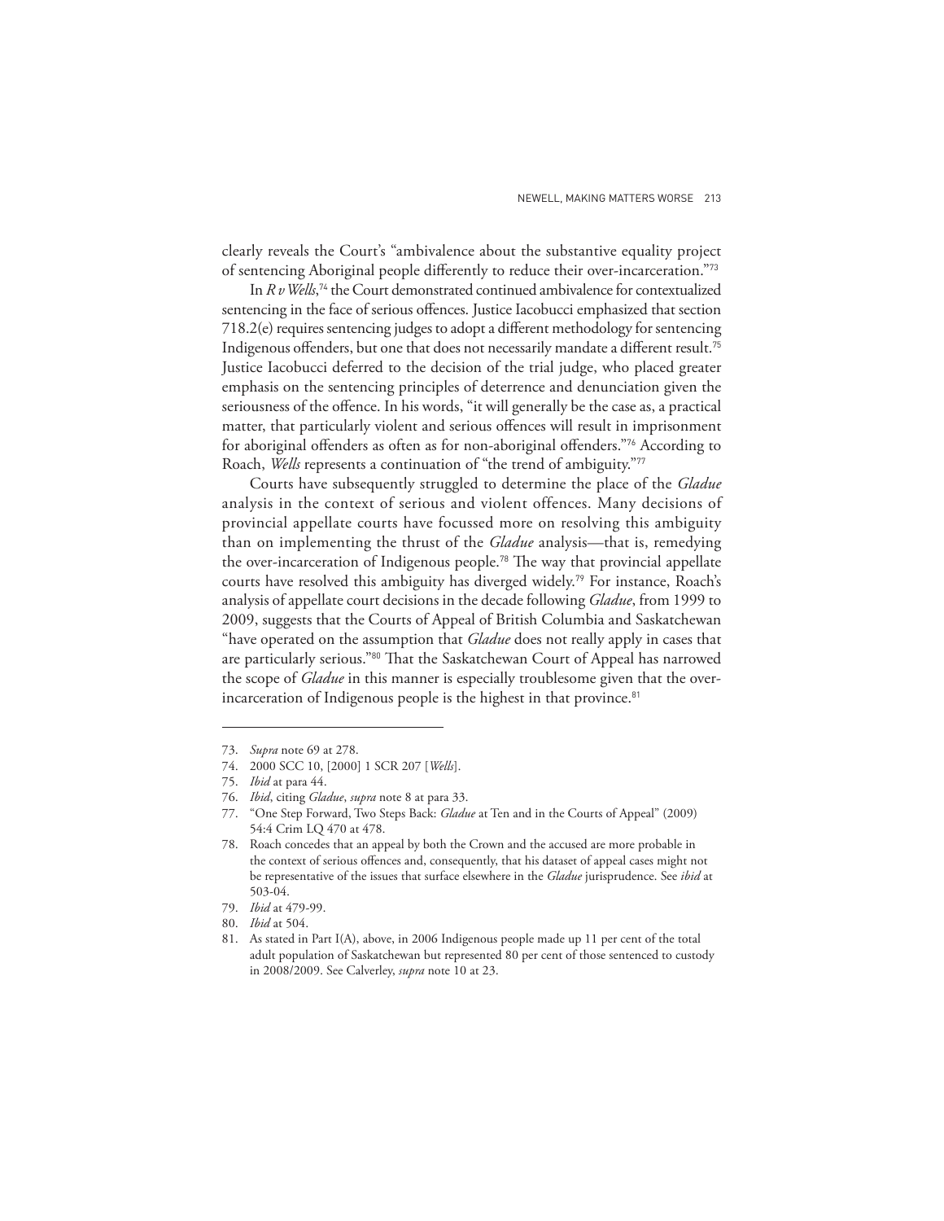clearly reveals the Court's "ambivalence about the substantive equality project of sentencing Aboriginal people differently to reduce their over-incarceration."[73]

In *R v Wells*,[74] the Court demonstrated continued ambivalence for contextualized sentencing in the face of serious offences. Justice Iacobucci emphasized that section 718.2(e) requires sentencing judges to adopt a different methodology for sentencing Indigenous offenders, but one that does not necessarily mandate a different result.[75] Justice Iacobucci deferred to the decision of the trial judge, who placed greater emphasis on the sentencing principles of deterrence and denunciation given the seriousness of the offence. In his words, "it will generally be the case as, a practical matter, that particularly violent and serious offences will result in imprisonment for aboriginal offenders as often as for non-aboriginal offenders."[76] According to Roach, *Wells* represents a continuation of "the trend of ambiguity."[77]

Courts have subsequently struggled to determine the place of the *Gladue* analysis in the context of serious and violent offences. Many decisions of provincial appellate courts have focussed more on resolving this ambiguity than on implementing the thrust of the *Gladue* analysis—that is, remedying the over-incarceration of Indigenous people.[78] The way that provincial appellate courts have resolved this ambiguity has diverged widely.[79] For instance, Roach's analysis of appellate court decisions in the decade following *Gladue*, from 1999 to 2009, suggests that the Courts of Appeal of British Columbia and Saskatchewan "have operated on the assumption that *Gladue* does not really apply in cases that are particularly serious."[80] That the Saskatchewan Court of Appeal has narrowed the scope of *Gladue* in this manner is especially troublesome given that the over-incarceration of Indigenous people is the highest in that province.[81]

---

73. *Supra* note 69 at 278.
74. 2000 SCC 10, [2000] 1 SCR 207 [*Wells*].
75. *Ibid* at para 44.
76. *Ibid*, citing *Gladue*, *supra* note 8 at para 33.
77. "One Step Forward, Two Steps Back: *Gladue* at Ten and in the Courts of Appeal" (2009) 54:4 Crim LQ 470 at 478.
78. Roach concedes that an appeal by both the Crown and the accused are more probable in the context of serious offences and, consequently, that his dataset of appeal cases might not be representative of the issues that surface elsewhere in the *Gladue* jurisprudence. See *ibid* at 503-04.
79. *Ibid* at 479-99.
80. *Ibid* at 504.
81. As stated in Part I(A), above, in 2006 Indigenous people made up 11 per cent of the total adult population of Saskatchewan but represented 80 per cent of those sentenced to custody in 2008/2009. See Calverley, *supra* note 10 at 23.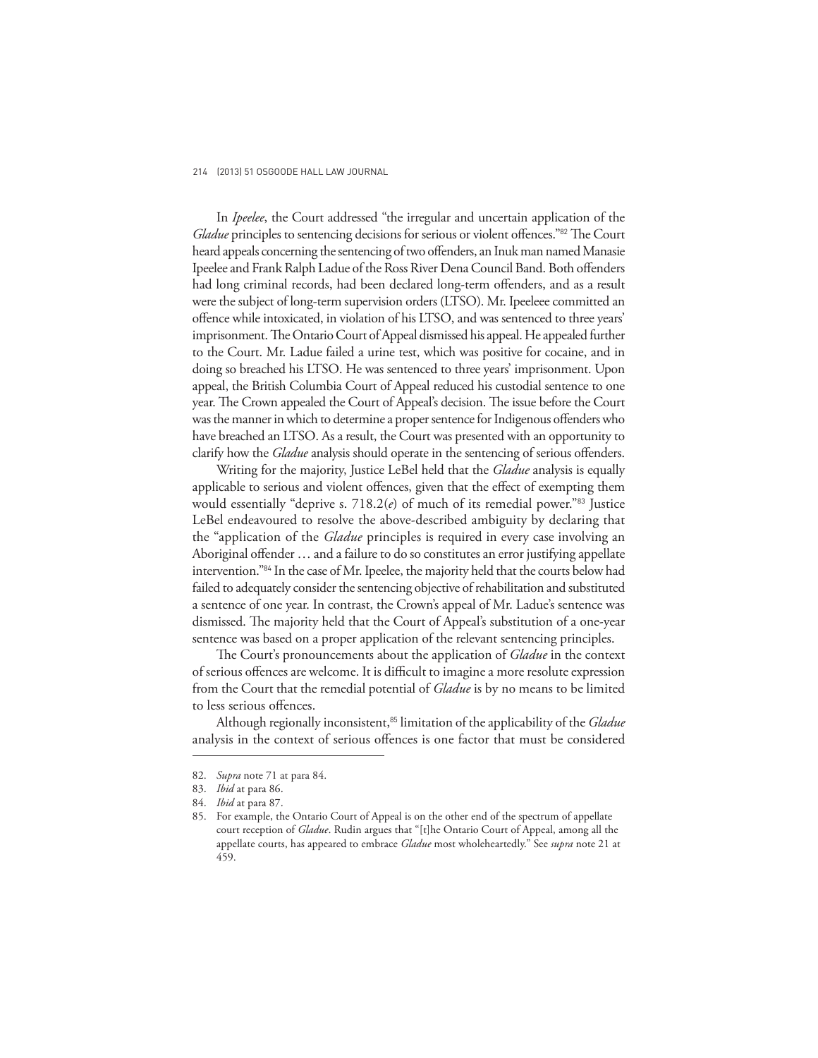In *Ipeelee*, the Court addressed "the irregular and uncertain application of the *Gladue* principles to sentencing decisions for serious or violent offences."[82] The Court heard appeals concerning the sentencing of two offenders, an Inuk man named Manasie Ipeelee and Frank Ralph Ladue of the Ross River Dena Council Band. Both offenders had long criminal records, had been declared long-term offenders, and as a result were the subject of long-term supervision orders (LTSO). Mr. Ipeeleee committed an offence while intoxicated, in violation of his LTSO, and was sentenced to three years' imprisonment. The Ontario Court of Appeal dismissed his appeal. He appealed further to the Court. Mr. Ladue failed a urine test, which was positive for cocaine, and in doing so breached his LTSO. He was sentenced to three years' imprisonment. Upon appeal, the British Columbia Court of Appeal reduced his custodial sentence to one year. The Crown appealed the Court of Appeal's decision. The issue before the Court was the manner in which to determine a proper sentence for Indigenous offenders who have breached an LTSO. As a result, the Court was presented with an opportunity to clarify how the *Gladue* analysis should operate in the sentencing of serious offenders.

Writing for the majority, Justice LeBel held that the *Gladue* analysis is equally applicable to serious and violent offences, given that the effect of exempting them would essentially "deprive s. 718.2(*e*) of much of its remedial power."[83] Justice LeBel endeavoured to resolve the above-described ambiguity by declaring that the "application of the *Gladue* principles is required in every case involving an Aboriginal offender … and a failure to do so constitutes an error justifying appellate intervention."[84] In the case of Mr. Ipeelee, the majority held that the courts below had failed to adequately consider the sentencing objective of rehabilitation and substituted a sentence of one year. In contrast, the Crown's appeal of Mr. Ladue's sentence was dismissed. The majority held that the Court of Appeal's substitution of a one-year sentence was based on a proper application of the relevant sentencing principles.

The Court's pronouncements about the application of *Gladue* in the context of serious offences are welcome. It is difficult to imagine a more resolute expression from the Court that the remedial potential of *Gladue* is by no means to be limited to less serious offences.

Although regionally inconsistent,[85] limitation of the applicability of the *Gladue* analysis in the context of serious offences is one factor that must be considered

---

82. *Supra* note 71 at para 84.
83. *Ibid* at para 86.
84. *Ibid* at para 87.
85. For example, the Ontario Court of Appeal is on the other end of the spectrum of appellate court reception of *Gladue*. Rudin argues that "[t]he Ontario Court of Appeal, among all the appellate courts, has appeared to embrace *Gladue* most wholeheartedly." See *supra* note 21 at 459.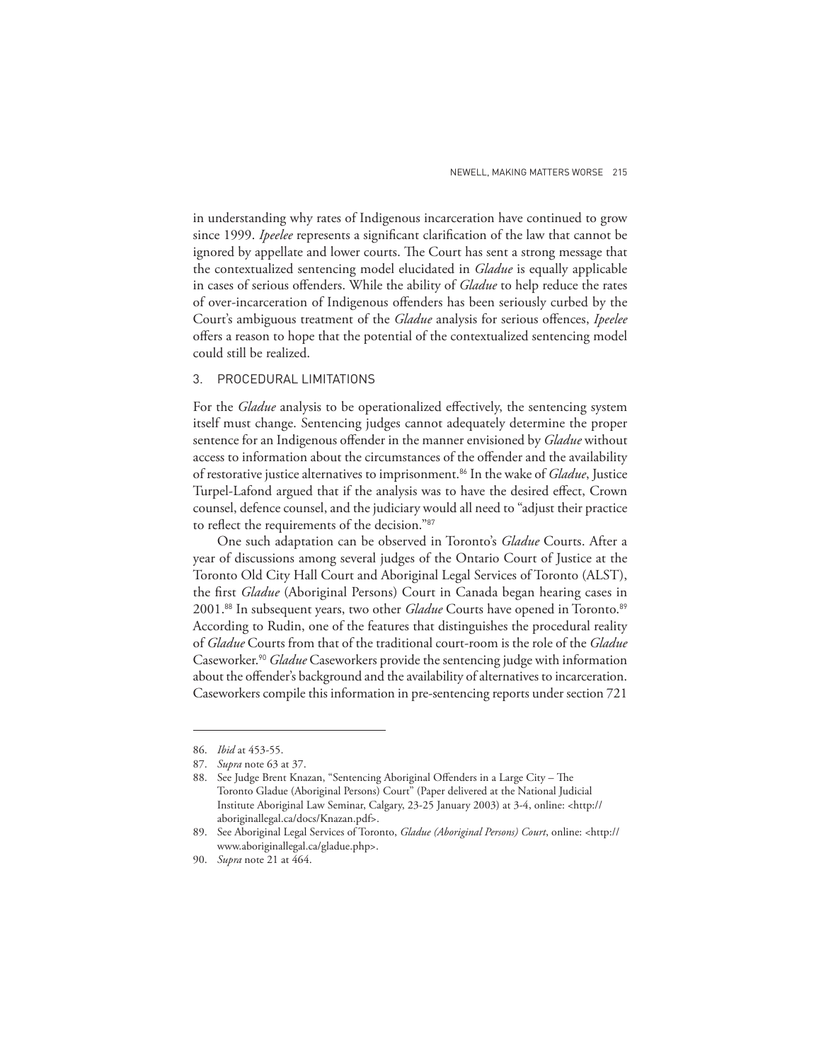in understanding why rates of Indigenous incarceration have continued to grow since 1999. *Ipeelee* represents a significant clarification of the law that cannot be ignored by appellate and lower courts. The Court has sent a strong message that the contextualized sentencing model elucidated in *Gladue* is equally applicable in cases of serious offenders. While the ability of *Gladue* to help reduce the rates of over-incarceration of Indigenous offenders has been seriously curbed by the Court's ambiguous treatment of the *Gladue* analysis for serious offences, *Ipeelee* offers a reason to hope that the potential of the contextualized sentencing model could still be realized.

## 3. PROCEDURAL LIMITATIONS

For the *Gladue* analysis to be operationalized effectively, the sentencing system itself must change. Sentencing judges cannot adequately determine the proper sentence for an Indigenous offender in the manner envisioned by *Gladue* without access to information about the circumstances of the offender and the availability of restorative justice alternatives to imprisonment.[86] In the wake of *Gladue*, Justice Turpel-Lafond argued that if the analysis was to have the desired effect, Crown counsel, defence counsel, and the judiciary would all need to "adjust their practice to reflect the requirements of the decision."[87]

One such adaptation can be observed in Toronto's *Gladue* Courts. After a year of discussions among several judges of the Ontario Court of Justice at the Toronto Old City Hall Court and Aboriginal Legal Services of Toronto (ALST), the first *Gladue* (Aboriginal Persons) Court in Canada began hearing cases in 2001.[88] In subsequent years, two other *Gladue* Courts have opened in Toronto.[89] According to Rudin, one of the features that distinguishes the procedural reality of *Gladue* Courts from that of the traditional court-room is the role of the *Gladue* Caseworker.[90] *Gladue* Caseworkers provide the sentencing judge with information about the offender's background and the availability of alternatives to incarceration. Caseworkers compile this information in pre-sentencing reports under section 721

---

86. *Ibid* at 453-55.

87. *Supra* note 63 at 37.

88. See Judge Brent Knazan, "Sentencing Aboriginal Offenders in a Large City – The Toronto Gladue (Aboriginal Persons) Court" (Paper delivered at the National Judicial Institute Aboriginal Law Seminar, Calgary, 23-25 January 2003) at 3-4, online: <http://aboriginallegal.ca/docs/Knazan.pdf>.

89. See Aboriginal Legal Services of Toronto, *Gladue (Aboriginal Persons) Court*, online: <http://www.aboriginallegal.ca/gladue.php>.

90. *Supra* note 21 at 464.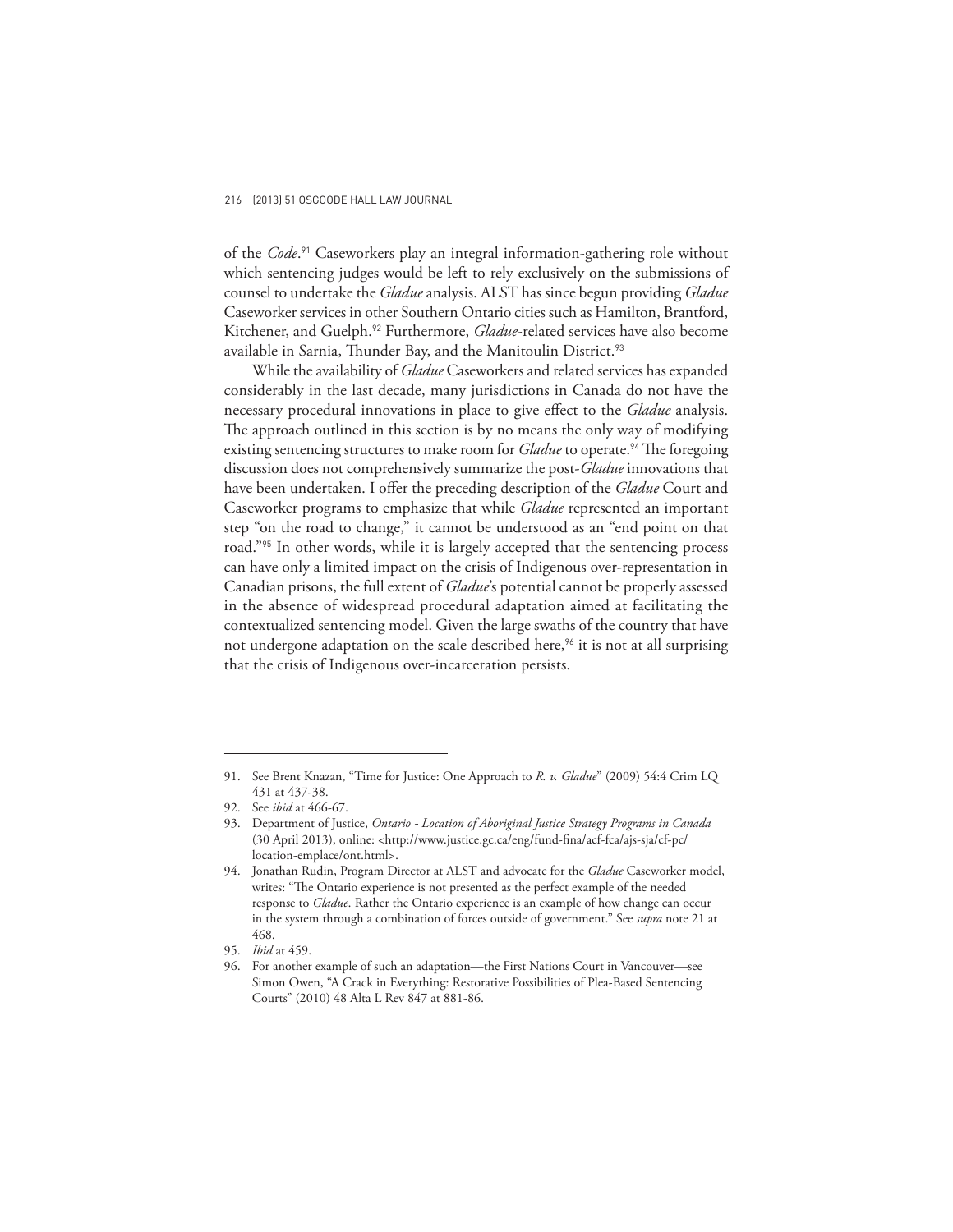of the *Code*.[91] Caseworkers play an integral information-gathering role without which sentencing judges would be left to rely exclusively on the submissions of counsel to undertake the *Gladue* analysis. ALST has since begun providing *Gladue* Caseworker services in other Southern Ontario cities such as Hamilton, Brantford, Kitchener, and Guelph.[92] Furthermore, *Gladue*-related services have also become available in Sarnia, Thunder Bay, and the Manitoulin District.[93]

While the availability of *Gladue* Caseworkers and related services has expanded considerably in the last decade, many jurisdictions in Canada do not have the necessary procedural innovations in place to give effect to the *Gladue* analysis. The approach outlined in this section is by no means the only way of modifying existing sentencing structures to make room for *Gladue* to operate.[94] The foregoing discussion does not comprehensively summarize the post-*Gladue* innovations that have been undertaken. I offer the preceding description of the *Gladue* Court and Caseworker programs to emphasize that while *Gladue* represented an important step "on the road to change," it cannot be understood as an "end point on that road."[95] In other words, while it is largely accepted that the sentencing process can have only a limited impact on the crisis of Indigenous over-representation in Canadian prisons, the full extent of *Gladue*'s potential cannot be properly assessed in the absence of widespread procedural adaptation aimed at facilitating the contextualized sentencing model. Given the large swaths of the country that have not undergone adaptation on the scale described here,[96] it is not at all surprising that the crisis of Indigenous over-incarceration persists.

---

91. See Brent Knazan, "Time for Justice: One Approach to *R. v. Gladue*" (2009) 54:4 Crim LQ 431 at 437-38.
92. See *ibid* at 466-67.
93. Department of Justice, *Ontario - Location of Aboriginal Justice Strategy Programs in Canada* (30 April 2013), online: <http://www.justice.gc.ca/eng/fund-fina/acf-fca/ajs-sja/cf-pc/location-emplace/ont.html>.
94. Jonathan Rudin, Program Director at ALST and advocate for the *Gladue* Caseworker model, writes: "The Ontario experience is not presented as the perfect example of the needed response to *Gladue*. Rather the Ontario experience is an example of how change can occur in the system through a combination of forces outside of government." See *supra* note 21 at 468.
95. *Ibid* at 459.
96. For another example of such an adaptation—the First Nations Court in Vancouver—see Simon Owen, "A Crack in Everything: Restorative Possibilities of Plea-Based Sentencing Courts" (2010) 48 Alta L Rev 847 at 881-86.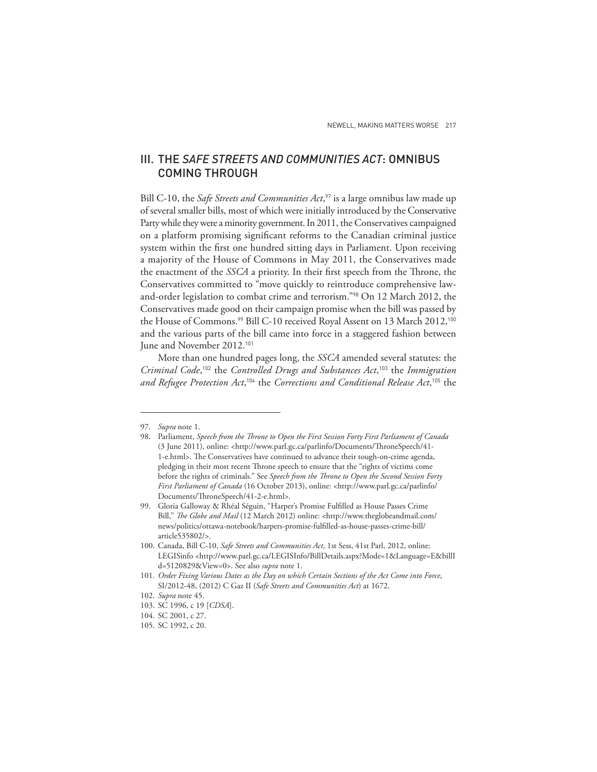## III. THE *SAFE STREETS AND COMMUNITIES ACT*: OMNIBUS COMING THROUGH

Bill C-10, the *Safe Streets and Communities Act*,[97] is a large omnibus law made up of several smaller bills, most of which were initially introduced by the Conservative Party while they were a minority government. In 2011, the Conservatives campaigned on a platform promising significant reforms to the Canadian criminal justice system within the first one hundred sitting days in Parliament. Upon receiving a majority of the House of Commons in May 2011, the Conservatives made the enactment of the *SSCA* a priority. In their first speech from the Throne, the Conservatives committed to "move quickly to reintroduce comprehensive law-and-order legislation to combat crime and terrorism."[98] On 12 March 2012, the Conservatives made good on their campaign promise when the bill was passed by the House of Commons.[99] Bill C-10 received Royal Assent on 13 March 2012,[100] and the various parts of the bill came into force in a staggered fashion between June and November 2012.[101]

More than one hundred pages long, the *SSCA* amended several statutes: the *Criminal Code*,[102] the *Controlled Drugs and Substances Act*,[103] the *Immigration and Refugee Protection Act*,[104] the *Corrections and Conditional Release Act*,[105] the

---

97. *Supra* note 1.
98. Parliament, *Speech from the Throne to Open the First Session Forty First Parliament of Canada* (3 June 2011), online: <http://www.parl.gc.ca/parlinfo/Documents/ThroneSpeech/41-1-e.html>. The Conservatives have continued to advance their tough-on-crime agenda, pledging in their most recent Throne speech to ensure that the "rights of victims come before the rights of criminals." See *Speech from the Throne to Open the Second Session Forty First Parliament of Canada* (16 October 2013), online: <http://www.parl.gc.ca/parlinfo/Documents/ThroneSpeech/41-2-e.html>.
99. Gloria Galloway & Rhéal Séguin, "Harper's Promise Fulfilled as House Passes Crime Bill," *The Globe and Mail* (12 March 2012) online: <http://www.theglobeandmail.com/news/politics/ottawa-notebook/harpers-promise-fulfilled-as-house-passes-crime-bill/article535802/>.
100. Canada, Bill C-10, *Safe Streets and Communities Act*, 1st Sess, 41st Parl, 2012, online: LEGISInfo <http://www.parl.gc.ca/LEGISInfo/BillDetails.aspx?Mode=1&Language=E&billId=5120829&View=0>. See also *supra* note 1.
101. *Order Fixing Various Dates as the Day on which Certain Sections of the Act Come into Force*, SI/2012-48, (2012) C Gaz II (*Safe Streets and Communities Act*) at 1672.
102. *Supra* note 45.
103. SC 1996, c 19 [*CDSA*].
104. SC 2001, c 27.
105. SC 1992, c 20.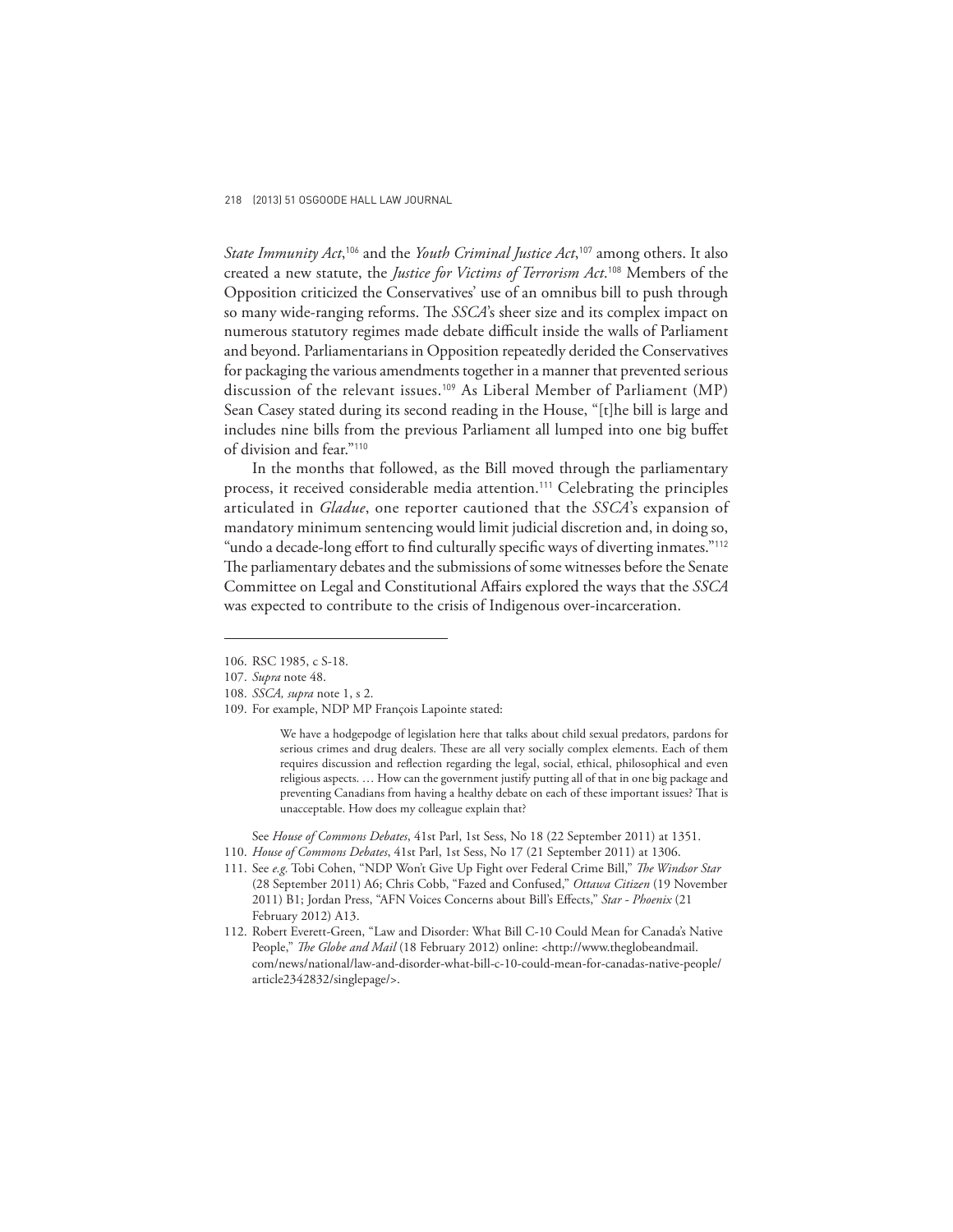*State Immunity Act*,[106] and the *Youth Criminal Justice Act*,[107] among others. It also created a new statute, the *Justice for Victims of Terrorism Act*.[108] Members of the Opposition criticized the Conservatives' use of an omnibus bill to push through so many wide-ranging reforms. The *SSCA*'s sheer size and its complex impact on numerous statutory regimes made debate difficult inside the walls of Parliament and beyond. Parliamentarians in Opposition repeatedly derided the Conservatives for packaging the various amendments together in a manner that prevented serious discussion of the relevant issues.[109] As Liberal Member of Parliament (MP) Sean Casey stated during its second reading in the House, "[t]he bill is large and includes nine bills from the previous Parliament all lumped into one big buffet of division and fear."[110]

In the months that followed, as the Bill moved through the parliamentary process, it received considerable media attention.[111] Celebrating the principles articulated in *Gladue*, one reporter cautioned that the *SSCA*'s expansion of mandatory minimum sentencing would limit judicial discretion and, in doing so, "undo a decade-long effort to find culturally specific ways of diverting inmates."[112] The parliamentary debates and the submissions of some witnesses before the Senate Committee on Legal and Constitutional Affairs explored the ways that the *SSCA* was expected to contribute to the crisis of Indigenous over-incarceration.

---

106. RSC 1985, c S-18.

107. *Supra* note 48.

108. *SSCA, supra* note 1, s 2.

109. For example, NDP MP François Lapointe stated:

> We have a hodgepodge of legislation here that talks about child sexual predators, pardons for serious crimes and drug dealers. These are all very socially complex elements. Each of them requires discussion and reflection regarding the legal, social, ethical, philosophical and even religious aspects. … How can the government justify putting all of that in one big package and preventing Canadians from having a healthy debate on each of these important issues? That is unacceptable. How does my colleague explain that?

See *House of Commons Debates*, 41st Parl, 1st Sess, No 18 (22 September 2011) at 1351.

110. *House of Commons Debates*, 41st Parl, 1st Sess, No 17 (21 September 2011) at 1306.

111. See *e.g.* Tobi Cohen, "NDP Won't Give Up Fight over Federal Crime Bill," *The Windsor Star* (28 September 2011) A6; Chris Cobb, "Fazed and Confused," *Ottawa Citizen* (19 November 2011) B1; Jordan Press, "AFN Voices Concerns about Bill's Effects," *Star - Phoenix* (21 February 2012) A13.

112. Robert Everett-Green, "Law and Disorder: What Bill C-10 Could Mean for Canada's Native People," *The Globe and Mail* (18 February 2012) online: <http://www.theglobeandmail.com/news/national/law-and-disorder-what-bill-c-10-could-mean-for-canadas-native-people/article2342832/singlepage/>.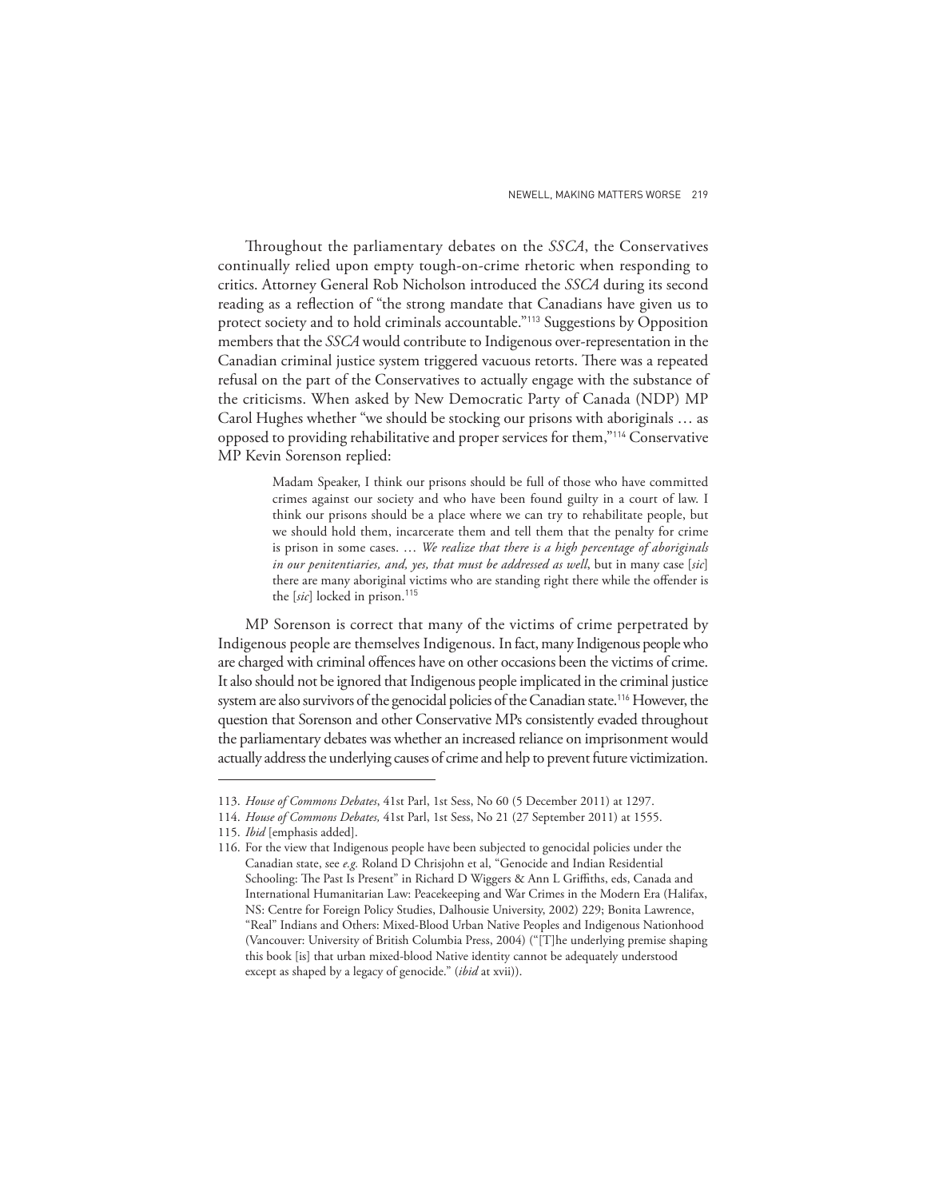Throughout the parliamentary debates on the *SSCA*, the Conservatives continually relied upon empty tough-on-crime rhetoric when responding to critics. Attorney General Rob Nicholson introduced the *SSCA* during its second reading as a reflection of "the strong mandate that Canadians have given us to protect society and to hold criminals accountable."[113] Suggestions by Opposition members that the *SSCA* would contribute to Indigenous over-representation in the Canadian criminal justice system triggered vacuous retorts. There was a repeated refusal on the part of the Conservatives to actually engage with the substance of the criticisms. When asked by New Democratic Party of Canada (NDP) MP Carol Hughes whether "we should be stocking our prisons with aboriginals … as opposed to providing rehabilitative and proper services for them,"[114] Conservative MP Kevin Sorenson replied:

> Madam Speaker, I think our prisons should be full of those who have committed crimes against our society and who have been found guilty in a court of law. I think our prisons should be a place where we can try to rehabilitate people, but we should hold them, incarcerate them and tell them that the penalty for crime is prison in some cases. … *We realize that there is a high percentage of aboriginals in our penitentiaries, and, yes, that must be addressed as well*, but in many case [*sic*] there are many aboriginal victims who are standing right there while the offender is the [*sic*] locked in prison.[115]

MP Sorenson is correct that many of the victims of crime perpetrated by Indigenous people are themselves Indigenous. In fact, many Indigenous people who are charged with criminal offences have on other occasions been the victims of crime. It also should not be ignored that Indigenous people implicated in the criminal justice system are also survivors of the genocidal policies of the Canadian state.[116] However, the question that Sorenson and other Conservative MPs consistently evaded throughout the parliamentary debates was whether an increased reliance on imprisonment would actually address the underlying causes of crime and help to prevent future victimization.

---

113. *House of Commons Debates*, 41st Parl, 1st Sess, No 60 (5 December 2011) at 1297.

114. *House of Commons Debates,* 41st Parl, 1st Sess, No 21 (27 September 2011) at 1555.

115. *Ibid* [emphasis added].

116. For the view that Indigenous people have been subjected to genocidal policies under the Canadian state, see *e.g.* Roland D Chrisjohn et al, "Genocide and Indian Residential Schooling: The Past Is Present" in Richard D Wiggers & Ann L Griffiths, eds, Canada and International Humanitarian Law: Peacekeeping and War Crimes in the Modern Era (Halifax, NS: Centre for Foreign Policy Studies, Dalhousie University, 2002) 229; Bonita Lawrence, "Real" Indians and Others: Mixed-Blood Urban Native Peoples and Indigenous Nationhood (Vancouver: University of British Columbia Press, 2004) ("[T]he underlying premise shaping this book [is] that urban mixed-blood Native identity cannot be adequately understood except as shaped by a legacy of genocide." (*ibid* at xvii)).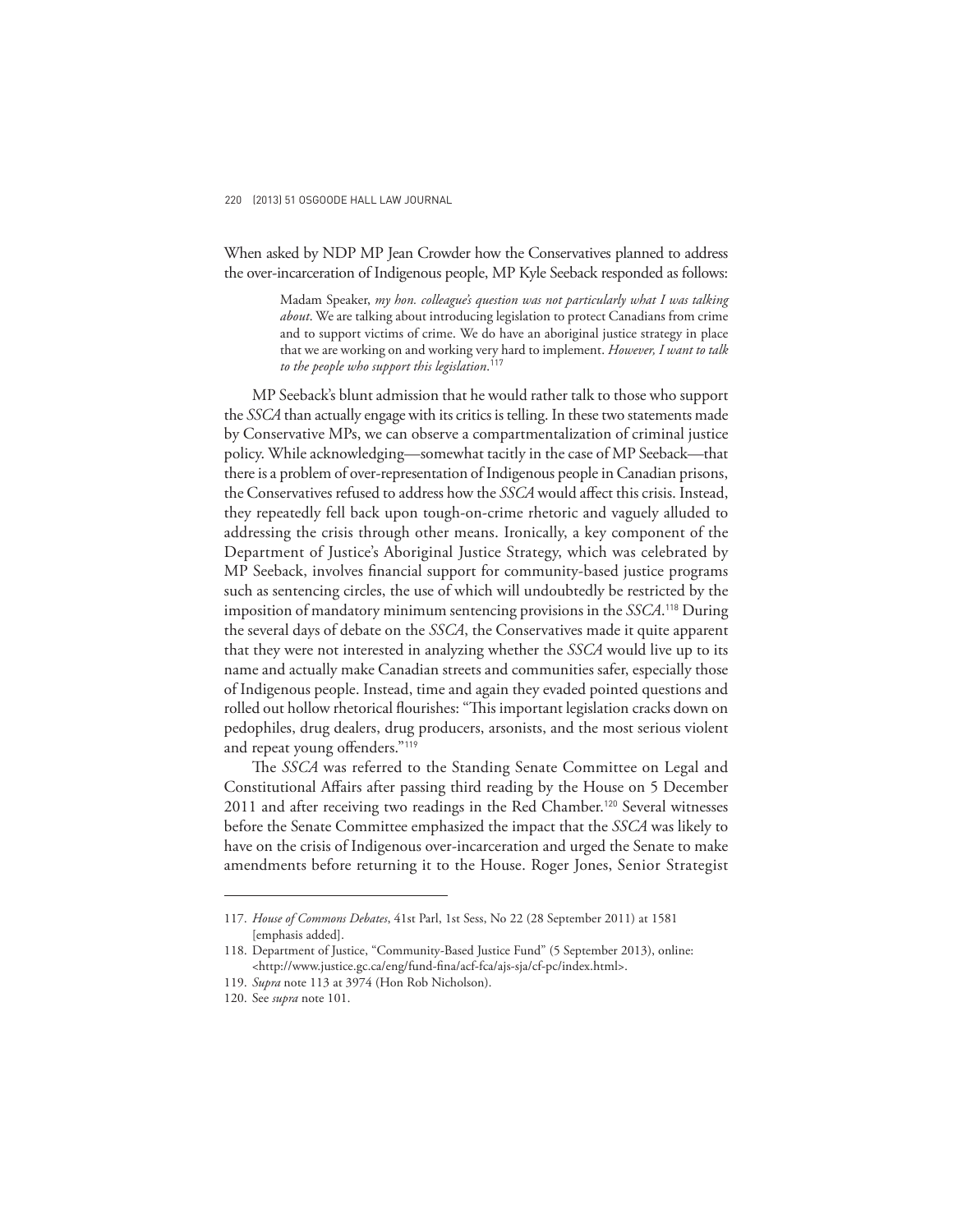When asked by NDP MP Jean Crowder how the Conservatives planned to address the over-incarceration of Indigenous people, MP Kyle Seeback responded as follows:

> Madam Speaker, *my hon. colleague's question was not particularly what I was talking about*. We are talking about introducing legislation to protect Canadians from crime and to support victims of crime. We do have an aboriginal justice strategy in place that we are working on and working very hard to implement. *However, I want to talk to the people who support this legislation*.[117]

MP Seeback's blunt admission that he would rather talk to those who support the *SSCA* than actually engage with its critics is telling. In these two statements made by Conservative MPs, we can observe a compartmentalization of criminal justice policy. While acknowledging—somewhat tacitly in the case of MP Seeback—that there is a problem of over-representation of Indigenous people in Canadian prisons, the Conservatives refused to address how the *SSCA* would affect this crisis. Instead, they repeatedly fell back upon tough-on-crime rhetoric and vaguely alluded to addressing the crisis through other means. Ironically, a key component of the Department of Justice's Aboriginal Justice Strategy, which was celebrated by MP Seeback, involves financial support for community-based justice programs such as sentencing circles, the use of which will undoubtedly be restricted by the imposition of mandatory minimum sentencing provisions in the *SSCA*.[118] During the several days of debate on the *SSCA*, the Conservatives made it quite apparent that they were not interested in analyzing whether the *SSCA* would live up to its name and actually make Canadian streets and communities safer, especially those of Indigenous people. Instead, time and again they evaded pointed questions and rolled out hollow rhetorical flourishes: "This important legislation cracks down on pedophiles, drug dealers, drug producers, arsonists, and the most serious violent and repeat young offenders."[119]

The *SSCA* was referred to the Standing Senate Committee on Legal and Constitutional Affairs after passing third reading by the House on 5 December 2011 and after receiving two readings in the Red Chamber.[120] Several witnesses before the Senate Committee emphasized the impact that the *SSCA* was likely to have on the crisis of Indigenous over-incarceration and urged the Senate to make amendments before returning it to the House. Roger Jones, Senior Strategist

---

117. *House of Commons Debates*, 41st Parl, 1st Sess, No 22 (28 September 2011) at 1581 [emphasis added].
118. Department of Justice, "Community-Based Justice Fund" (5 September 2013), online: <http://www.justice.gc.ca/eng/fund-fina/acf-fca/ajs-sja/cf-pc/index.html>.
119. *Supra* note 113 at 3974 (Hon Rob Nicholson).
120. See *supra* note 101.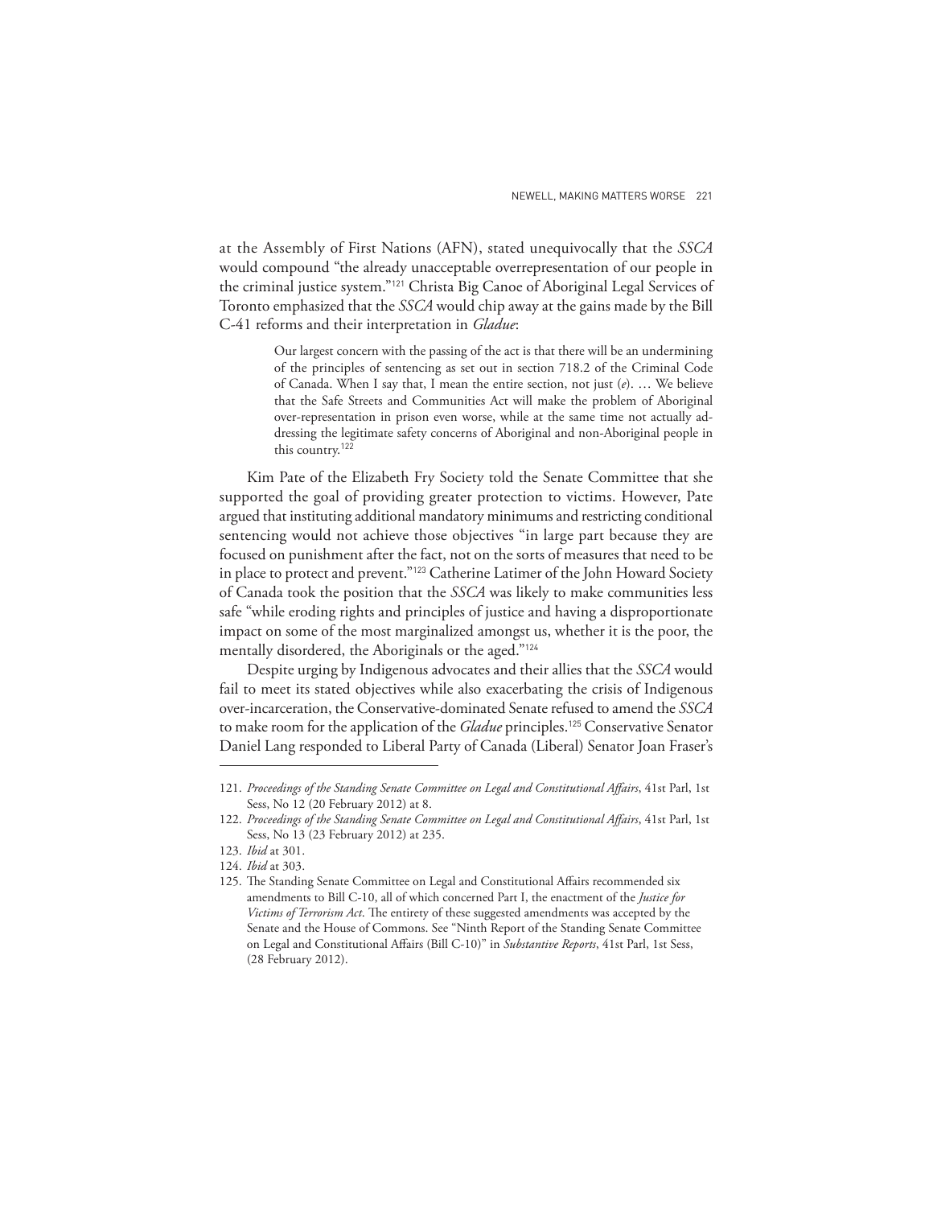at the Assembly of First Nations (AFN), stated unequivocally that the *SSCA* would compound "the already unacceptable overrepresentation of our people in the criminal justice system."[121] Christa Big Canoe of Aboriginal Legal Services of Toronto emphasized that the *SSCA* would chip away at the gains made by the Bill C-41 reforms and their interpretation in *Gladue*:

> Our largest concern with the passing of the act is that there will be an undermining of the principles of sentencing as set out in section 718.2 of the Criminal Code of Canada. When I say that, I mean the entire section, not just (*e*). … We believe that the Safe Streets and Communities Act will make the problem of Aboriginal over-representation in prison even worse, while at the same time not actually addressing the legitimate safety concerns of Aboriginal and non-Aboriginal people in this country.[122]

Kim Pate of the Elizabeth Fry Society told the Senate Committee that she supported the goal of providing greater protection to victims. However, Pate argued that instituting additional mandatory minimums and restricting conditional sentencing would not achieve those objectives "in large part because they are focused on punishment after the fact, not on the sorts of measures that need to be in place to protect and prevent."[123] Catherine Latimer of the John Howard Society of Canada took the position that the *SSCA* was likely to make communities less safe "while eroding rights and principles of justice and having a disproportionate impact on some of the most marginalized amongst us, whether it is the poor, the mentally disordered, the Aboriginals or the aged."[124]

Despite urging by Indigenous advocates and their allies that the *SSCA* would fail to meet its stated objectives while also exacerbating the crisis of Indigenous over-incarceration, the Conservative-dominated Senate refused to amend the *SSCA* to make room for the application of the *Gladue* principles.[125] Conservative Senator Daniel Lang responded to Liberal Party of Canada (Liberal) Senator Joan Fraser's

---

121. *Proceedings of the Standing Senate Committee on Legal and Constitutional Affairs*, 41st Parl, 1st Sess, No 12 (20 February 2012) at 8.

122. *Proceedings of the Standing Senate Committee on Legal and Constitutional Affairs*, 41st Parl, 1st Sess, No 13 (23 February 2012) at 235.

123. *Ibid* at 301.

124. *Ibid* at 303.

125. The Standing Senate Committee on Legal and Constitutional Affairs recommended six amendments to Bill C-10, all of which concerned Part I, the enactment of the *Justice for Victims of Terrorism Act*. The entirety of these suggested amendments was accepted by the Senate and the House of Commons. See "Ninth Report of the Standing Senate Committee on Legal and Constitutional Affairs (Bill C-10)" in *Substantive Reports*, 41st Parl, 1st Sess, (28 February 2012).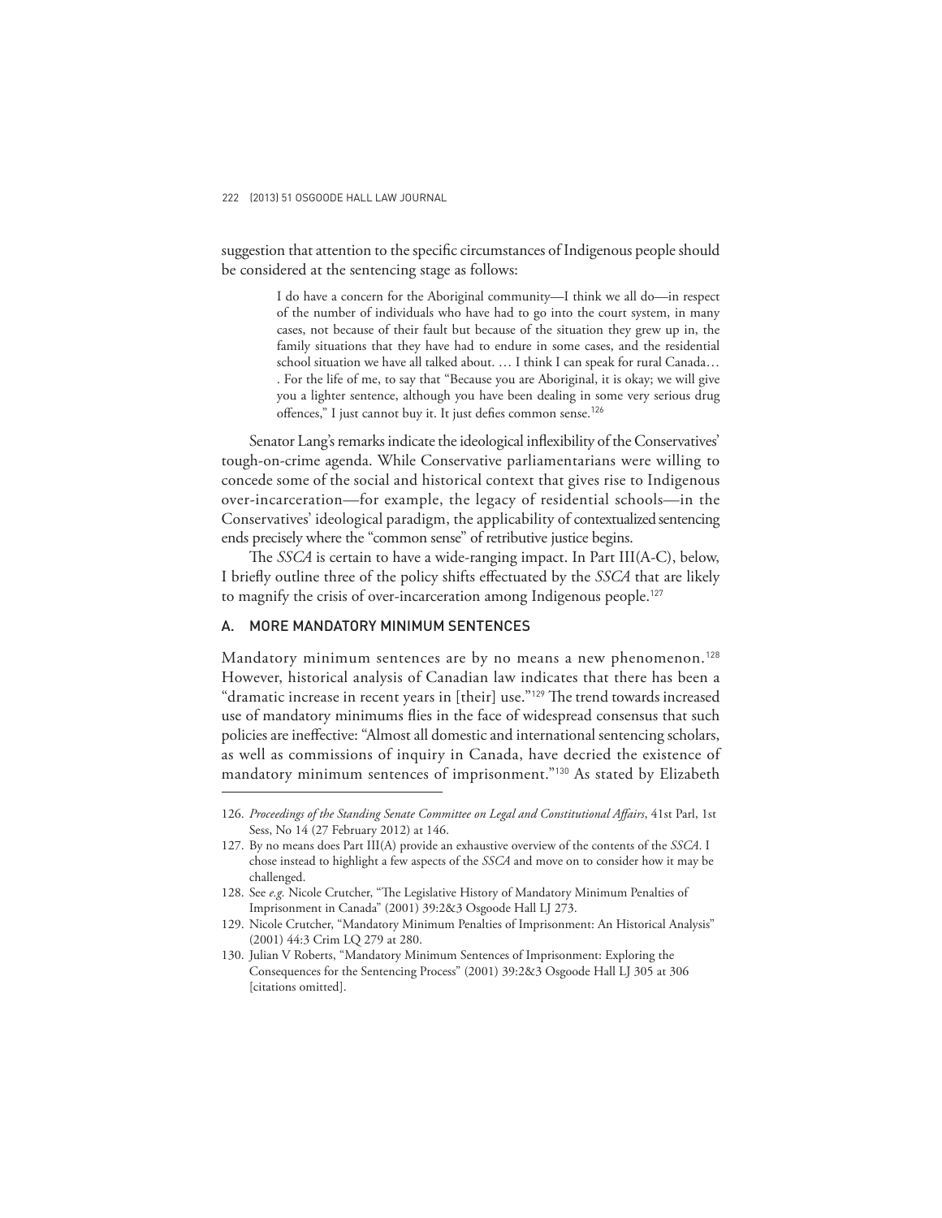suggestion that attention to the specific circumstances of Indigenous people should be considered at the sentencing stage as follows:

> I do have a concern for the Aboriginal community—I think we all do—in respect of the number of individuals who have had to go into the court system, in many cases, not because of their fault but because of the situation they grew up in, the family situations that they have had to endure in some cases, and the residential school situation we have all talked about. … I think I can speak for rural Canada… . For the life of me, to say that "Because you are Aboriginal, it is okay; we will give you a lighter sentence, although you have been dealing in some very serious drug offences," I just cannot buy it. It just defies common sense.[126]

Senator Lang's remarks indicate the ideological inflexibility of the Conservatives' tough-on-crime agenda. While Conservative parliamentarians were willing to concede some of the social and historical context that gives rise to Indigenous over-incarceration—for example, the legacy of residential schools—in the Conservatives' ideological paradigm, the applicability of contextualized sentencing ends precisely where the "common sense" of retributive justice begins.

The *SSCA* is certain to have a wide-ranging impact. In Part III(A-C), below, I briefly outline three of the policy shifts effectuated by the *SSCA* that are likely to magnify the crisis of over-incarceration among Indigenous people.[127]

## A. MORE MANDATORY MINIMUM SENTENCES

Mandatory minimum sentences are by no means a new phenomenon.[128] However, historical analysis of Canadian law indicates that there has been a "dramatic increase in recent years in [their] use."[129] The trend towards increased use of mandatory minimums flies in the face of widespread consensus that such policies are ineffective: "Almost all domestic and international sentencing scholars, as well as commissions of inquiry in Canada, have decried the existence of mandatory minimum sentences of imprisonment."[130] As stated by Elizabeth

---

126. *Proceedings of the Standing Senate Committee on Legal and Constitutional Affairs*, 41st Parl, 1st Sess, No 14 (27 February 2012) at 146.

127. By no means does Part III(A) provide an exhaustive overview of the contents of the *SSCA*. I chose instead to highlight a few aspects of the *SSCA* and move on to consider how it may be challenged.

128. See *e.g.* Nicole Crutcher, "The Legislative History of Mandatory Minimum Penalties of Imprisonment in Canada" (2001) 39:2&3 Osgoode Hall LJ 273.

129. Nicole Crutcher, "Mandatory Minimum Penalties of Imprisonment: An Historical Analysis" (2001) 44:3 Crim LQ 279 at 280.

130. Julian V Roberts, "Mandatory Minimum Sentences of Imprisonment: Exploring the Consequences for the Sentencing Process" (2001) 39:2&3 Osgoode Hall LJ 305 at 306 [citations omitted].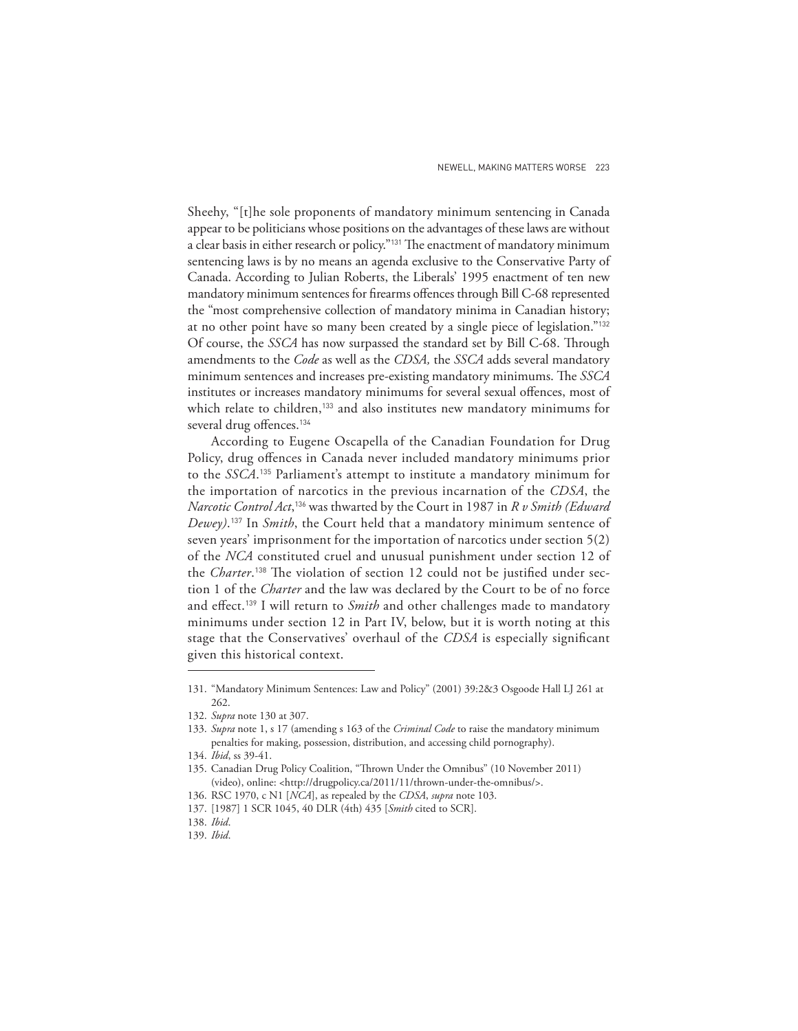Sheehy, "[t]he sole proponents of mandatory minimum sentencing in Canada appear to be politicians whose positions on the advantages of these laws are without a clear basis in either research or policy."[131] The enactment of mandatory minimum sentencing laws is by no means an agenda exclusive to the Conservative Party of Canada. According to Julian Roberts, the Liberals' 1995 enactment of ten new mandatory minimum sentences for firearms offences through Bill C-68 represented the "most comprehensive collection of mandatory minima in Canadian history; at no other point have so many been created by a single piece of legislation."[132] Of course, the *SSCA* has now surpassed the standard set by Bill C-68. Through amendments to the *Code* as well as the *CDSA,* the *SSCA* adds several mandatory minimum sentences and increases pre-existing mandatory minimums. The *SSCA* institutes or increases mandatory minimums for several sexual offences, most of which relate to children,[133] and also institutes new mandatory minimums for several drug offences.[134]

According to Eugene Oscapella of the Canadian Foundation for Drug Policy, drug offences in Canada never included mandatory minimums prior to the *SSCA*.[135] Parliament's attempt to institute a mandatory minimum for the importation of narcotics in the previous incarnation of the *CDSA*, the *Narcotic Control Act*,[136] was thwarted by the Court in 1987 in *R v Smith (Edward Dewey)*.[137] In *Smith*, the Court held that a mandatory minimum sentence of seven years' imprisonment for the importation of narcotics under section 5(2) of the *NCA* constituted cruel and unusual punishment under section 12 of the *Charter*.[138] The violation of section 12 could not be justified under section 1 of the *Charter* and the law was declared by the Court to be of no force and effect.[139] I will return to *Smith* and other challenges made to mandatory minimums under section 12 in Part IV, below, but it is worth noting at this stage that the Conservatives' overhaul of the *CDSA* is especially significant given this historical context.

---

131. "Mandatory Minimum Sentences: Law and Policy" (2001) 39:2&3 Osgoode Hall LJ 261 at 262.
132. *Supra* note 130 at 307.
133. *Supra* note 1, s 17 (amending s 163 of the *Criminal Code* to raise the mandatory minimum penalties for making, possession, distribution, and accessing child pornography).
134. *Ibid*, ss 39-41.
135. Canadian Drug Policy Coalition, "Thrown Under the Omnibus" (10 November 2011) (video), online: <http://drugpolicy.ca/2011/11/thrown-under-the-omnibus/>.
136. RSC 1970, c N1 [*NCA*], as repealed by the *CDSA*, *supra* note 103.
137. [1987] 1 SCR 1045, 40 DLR (4th) 435 [*Smith* cited to SCR].
138. *Ibid*.
139. *Ibid*.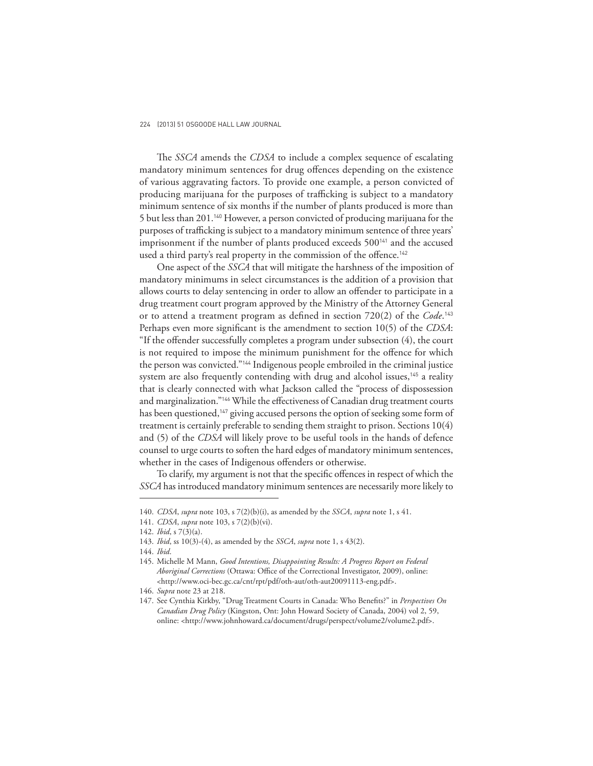The *SSCA* amends the *CDSA* to include a complex sequence of escalating mandatory minimum sentences for drug offences depending on the existence of various aggravating factors. To provide one example, a person convicted of producing marijuana for the purposes of trafficking is subject to a mandatory minimum sentence of six months if the number of plants produced is more than 5 but less than 201.[140] However, a person convicted of producing marijuana for the purposes of trafficking is subject to a mandatory minimum sentence of three years' imprisonment if the number of plants produced exceeds 500[141] and the accused used a third party's real property in the commission of the offence.[142]

One aspect of the *SSCA* that will mitigate the harshness of the imposition of mandatory minimums in select circumstances is the addition of a provision that allows courts to delay sentencing in order to allow an offender to participate in a drug treatment court program approved by the Ministry of the Attorney General or to attend a treatment program as defined in section 720(2) of the *Code*.[143] Perhaps even more significant is the amendment to section 10(5) of the *CDSA*: "If the offender successfully completes a program under subsection (4), the court is not required to impose the minimum punishment for the offence for which the person was convicted."[144] Indigenous people embroiled in the criminal justice system are also frequently contending with drug and alcohol issues,[145] a reality that is clearly connected with what Jackson called the "process of dispossession and marginalization."[146] While the effectiveness of Canadian drug treatment courts has been questioned,[147] giving accused persons the option of seeking some form of treatment is certainly preferable to sending them straight to prison. Sections 10(4) and (5) of the *CDSA* will likely prove to be useful tools in the hands of defence counsel to urge courts to soften the hard edges of mandatory minimum sentences, whether in the cases of Indigenous offenders or otherwise.

To clarify, my argument is not that the specific offences in respect of which the *SSCA* has introduced mandatory minimum sentences are necessarily more likely to

---

140. *CDSA*, *supra* note 103, s 7(2)(b)(i), as amended by the *SSCA*, *supra* note 1, s 41.

141. *CDSA*, *supra* note 103, s 7(2)(b)(vi).

142. *Ibid*, s 7(3)(a).

143. *Ibid*, ss 10(3)-(4), as amended by the *SSCA*, *supra* note 1, s 43(2).

144. *Ibid*.

145. Michelle M Mann, *Good Intentions, Disappointing Results: A Progress Report on Federal Aboriginal Corrections* (Ottawa: Office of the Correctional Investigator, 2009), online: <http://www.oci-bec.gc.ca/cnt/rpt/pdf/oth-aut/oth-aut20091113-eng.pdf>.

146. *Supra* note 23 at 218.

147. See Cynthia Kirkby, "Drug Treatment Courts in Canada: Who Benefits?" in *Perspectives On Canadian Drug Policy* (Kingston, Ont: John Howard Society of Canada, 2004) vol 2, 59, online: <http://www.johnhoward.ca/document/drugs/perspect/volume2/volume2.pdf>.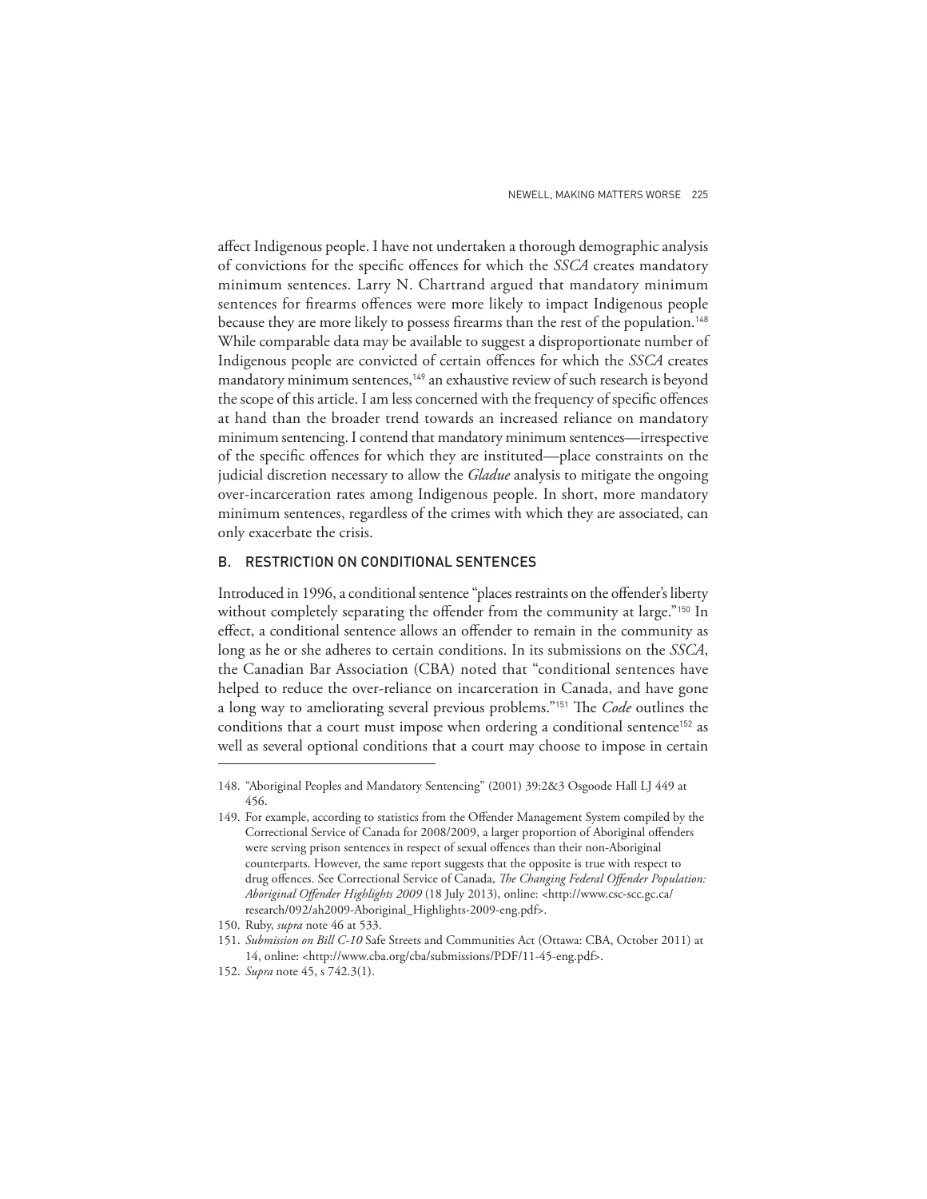affect Indigenous people. I have not undertaken a thorough demographic analysis of convictions for the specific offences for which the *SSCA* creates mandatory minimum sentences. Larry N. Chartrand argued that mandatory minimum sentences for firearms offences were more likely to impact Indigenous people because they are more likely to possess firearms than the rest of the population.[148] While comparable data may be available to suggest a disproportionate number of Indigenous people are convicted of certain offences for which the *SSCA* creates mandatory minimum sentences,[149] an exhaustive review of such research is beyond the scope of this article. I am less concerned with the frequency of specific offences at hand than the broader trend towards an increased reliance on mandatory minimum sentencing. I contend that mandatory minimum sentences—irrespective of the specific offences for which they are instituted—place constraints on the judicial discretion necessary to allow the *Gladue* analysis to mitigate the ongoing over-incarceration rates among Indigenous people. In short, more mandatory minimum sentences, regardless of the crimes with which they are associated, can only exacerbate the crisis.

### B. RESTRICTION ON CONDITIONAL SENTENCES

Introduced in 1996, a conditional sentence "places restraints on the offender's liberty without completely separating the offender from the community at large."[150] In effect, a conditional sentence allows an offender to remain in the community as long as he or she adheres to certain conditions. In its submissions on the *SSCA*, the Canadian Bar Association (CBA) noted that "conditional sentences have helped to reduce the over-reliance on incarceration in Canada, and have gone a long way to ameliorating several previous problems."[151] The *Code* outlines the conditions that a court must impose when ordering a conditional sentence[152] as well as several optional conditions that a court may choose to impose in certain

---

148. "Aboriginal Peoples and Mandatory Sentencing" (2001) 39:2&3 Osgoode Hall LJ 449 at 456.
149. For example, according to statistics from the Offender Management System compiled by the Correctional Service of Canada for 2008/2009, a larger proportion of Aboriginal offenders were serving prison sentences in respect of sexual offences than their non-Aboriginal counterparts. However, the same report suggests that the opposite is true with respect to drug offences. See Correctional Service of Canada, *The Changing Federal Offender Population: Aboriginal Offender Highlights 2009* (18 July 2013), online: <http://www.csc-scc.gc.ca/research/092/ah2009-Aboriginal_Highlights-2009-eng.pdf>.
150. Ruby, *supra* note 46 at 533.
151. *Submission on Bill C-10* Safe Streets and Communities Act (Ottawa: CBA, October 2011) at 14, online: <http://www.cba.org/cba/submissions/PDF/11-45-eng.pdf>.
152. *Supra* note 45, s 742.3(1).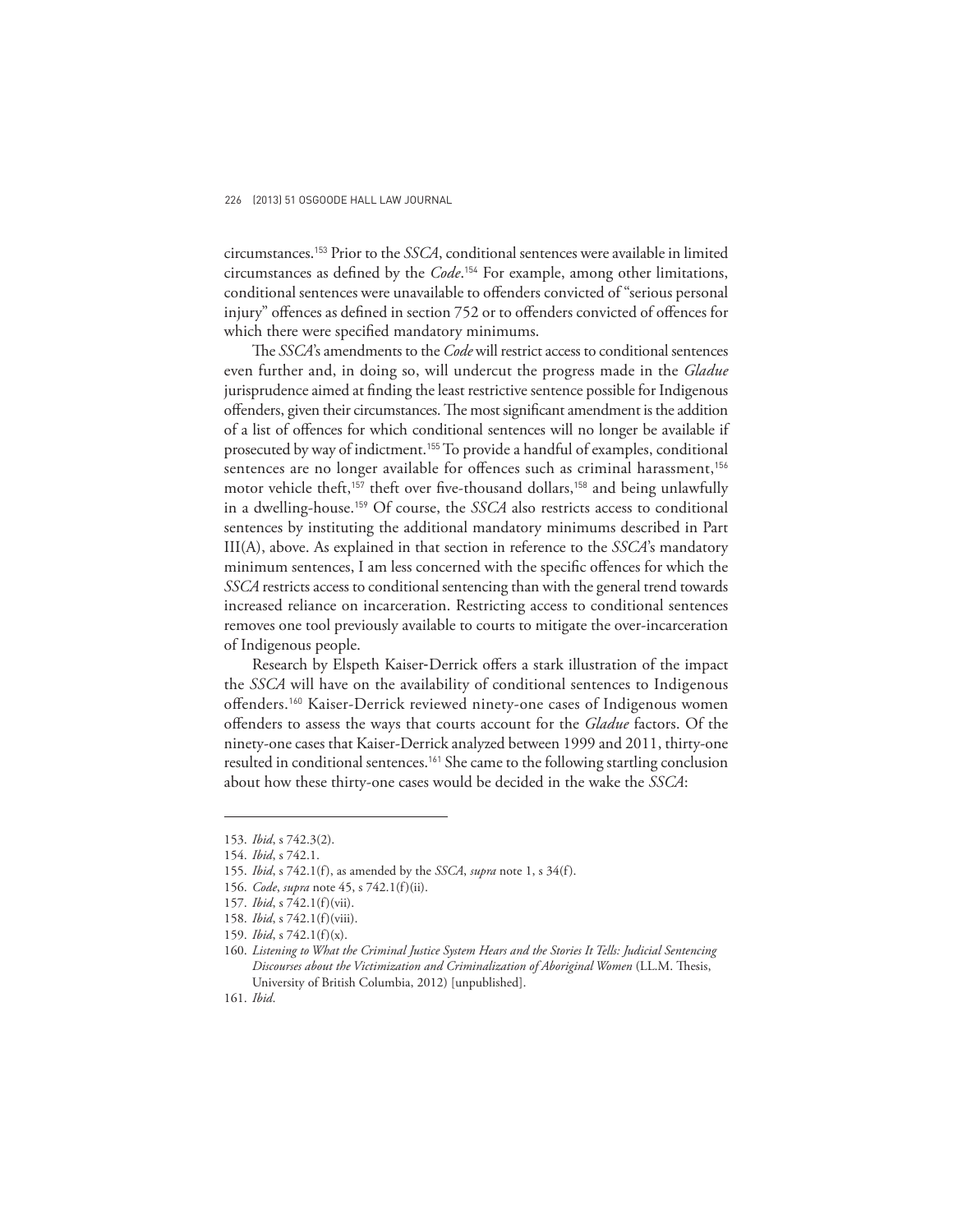circumstances.[153] Prior to the *SSCA*, conditional sentences were available in limited circumstances as defined by the *Code*.[154] For example, among other limitations, conditional sentences were unavailable to offenders convicted of "serious personal injury" offences as defined in section 752 or to offenders convicted of offences for which there were specified mandatory minimums.

The *SSCA*'s amendments to the *Code* will restrict access to conditional sentences even further and, in doing so, will undercut the progress made in the *Gladue* jurisprudence aimed at finding the least restrictive sentence possible for Indigenous offenders, given their circumstances. The most significant amendment is the addition of a list of offences for which conditional sentences will no longer be available if prosecuted by way of indictment.[155] To provide a handful of examples, conditional sentences are no longer available for offences such as criminal harassment,[156] motor vehicle theft,[157] theft over five-thousand dollars,[158] and being unlawfully in a dwelling-house.[159] Of course, the *SSCA* also restricts access to conditional sentences by instituting the additional mandatory minimums described in Part III(A), above. As explained in that section in reference to the *SSCA*'s mandatory minimum sentences, I am less concerned with the specific offences for which the *SSCA* restricts access to conditional sentencing than with the general trend towards increased reliance on incarceration. Restricting access to conditional sentences removes one tool previously available to courts to mitigate the over-incarceration of Indigenous people.

Research by Elspeth Kaiser-Derrick offers a stark illustration of the impact the *SSCA* will have on the availability of conditional sentences to Indigenous offenders.[160] Kaiser-Derrick reviewed ninety-one cases of Indigenous women offenders to assess the ways that courts account for the *Gladue* factors. Of the ninety-one cases that Kaiser-Derrick analyzed between 1999 and 2011, thirty-one resulted in conditional sentences.[161] She came to the following startling conclusion about how these thirty-one cases would be decided in the wake the *SSCA*:

---

153. *Ibid*, s 742.3(2).

154. *Ibid*, s 742.1.

155. *Ibid*, s 742.1(f), as amended by the *SSCA*, *supra* note 1, s 34(f).

156. *Code*, *supra* note 45, s 742.1(f)(ii).

157. *Ibid*, s 742.1(f)(vii).

158. *Ibid*, s 742.1(f)(viii).

159. *Ibid*, s 742.1(f)(x).

160. *Listening to What the Criminal Justice System Hears and the Stories It Tells: Judicial Sentencing Discourses about the Victimization and Criminalization of Aboriginal Women* (LL.M. Thesis, University of British Columbia, 2012) [unpublished].

161. *Ibid*.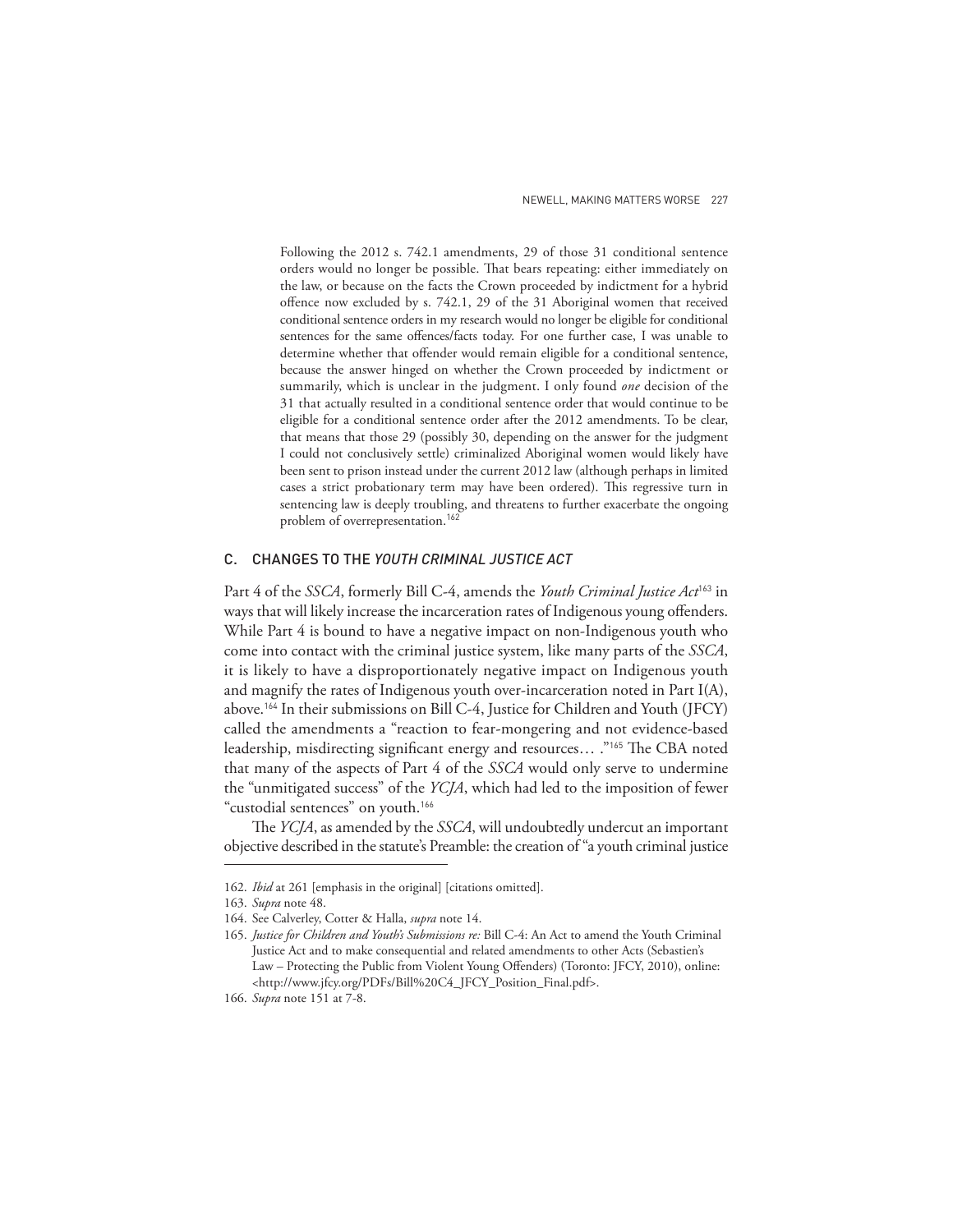> Following the 2012 s. 742.1 amendments, 29 of those 31 conditional sentence orders would no longer be possible. That bears repeating: either immediately on the law, or because on the facts the Crown proceeded by indictment for a hybrid offence now excluded by s. 742.1, 29 of the 31 Aboriginal women that received conditional sentence orders in my research would no longer be eligible for conditional sentences for the same offences/facts today. For one further case, I was unable to determine whether that offender would remain eligible for a conditional sentence, because the answer hinged on whether the Crown proceeded by indictment or summarily, which is unclear in the judgment. I only found *one* decision of the 31 that actually resulted in a conditional sentence order that would continue to be eligible for a conditional sentence order after the 2012 amendments. To be clear, that means that those 29 (possibly 30, depending on the answer for the judgment I could not conclusively settle) criminalized Aboriginal women would likely have been sent to prison instead under the current 2012 law (although perhaps in limited cases a strict probationary term may have been ordered). This regressive turn in sentencing law is deeply troubling, and threatens to further exacerbate the ongoing problem of overrepresentation.[162]

### C. CHANGES TO THE *YOUTH CRIMINAL JUSTICE ACT*

Part 4 of the *SSCA*, formerly Bill C-4, amends the *Youth Criminal Justice Act*[163] in ways that will likely increase the incarceration rates of Indigenous young offenders. While Part 4 is bound to have a negative impact on non-Indigenous youth who come into contact with the criminal justice system, like many parts of the *SSCA*, it is likely to have a disproportionately negative impact on Indigenous youth and magnify the rates of Indigenous youth over-incarceration noted in Part I(A), above.[164] In their submissions on Bill C-4, Justice for Children and Youth (JFCY) called the amendments a "reaction to fear-mongering and not evidence-based leadership, misdirecting significant energy and resources… ."[165] The CBA noted that many of the aspects of Part 4 of the *SSCA* would only serve to undermine the "unmitigated success" of the *YCJA*, which had led to the imposition of fewer "custodial sentences" on youth.[166]

The *YCJA*, as amended by the *SSCA*, will undoubtedly undercut an important objective described in the statute's Preamble: the creation of "a youth criminal justice

---

162. *Ibid* at 261 [emphasis in the original] [citations omitted].

163. *Supra* note 48.

164. See Calverley, Cotter & Halla, *supra* note 14.

165. *Justice for Children and Youth's Submissions re:* Bill C-4: An Act to amend the Youth Criminal Justice Act and to make consequential and related amendments to other Acts (Sebastien's Law – Protecting the Public from Violent Young Offenders) (Toronto: JFCY, 2010), online: <http://www.jfcy.org/PDFs/Bill%20C4_JFCY_Position_Final.pdf>.

166. *Supra* note 151 at 7-8.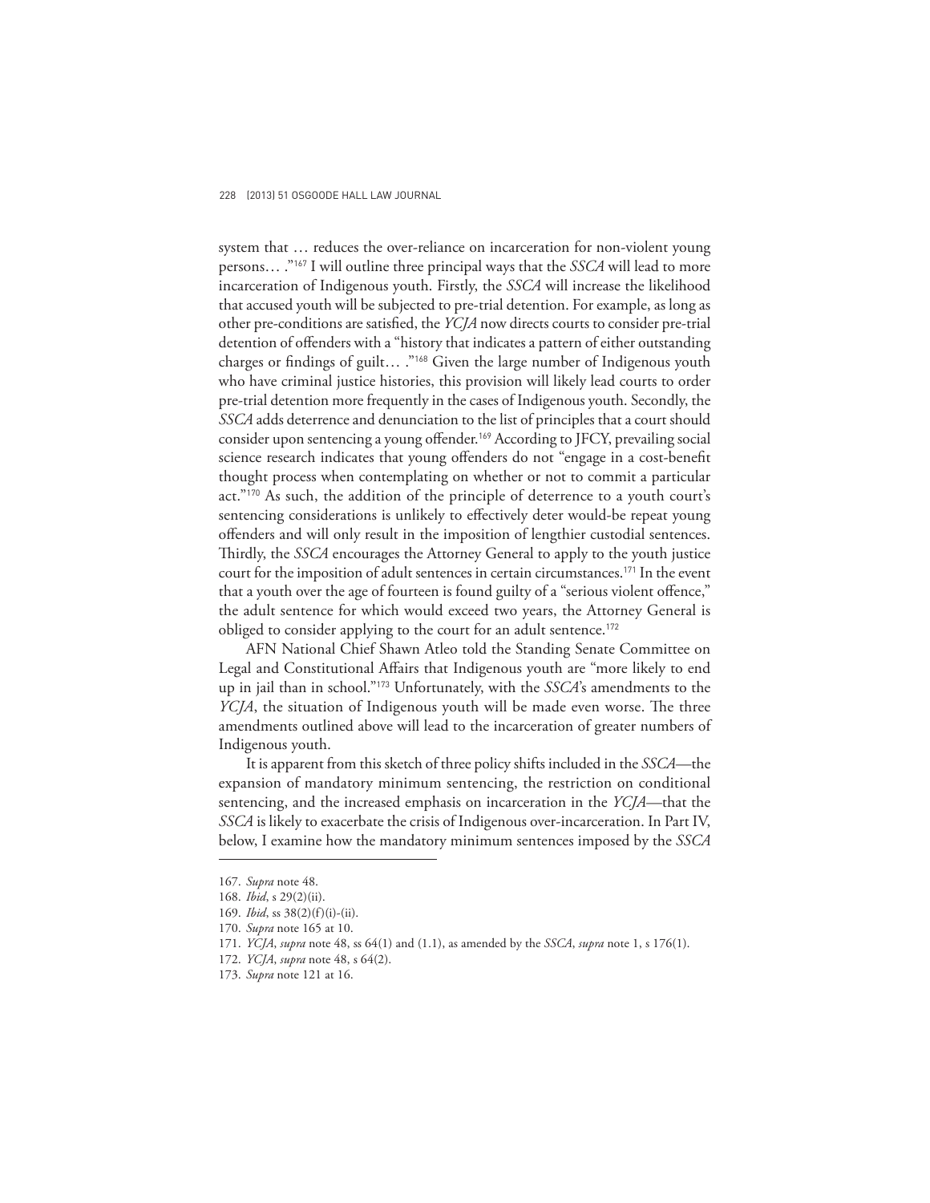system that … reduces the over-reliance on incarceration for non-violent young persons… ."[167] I will outline three principal ways that the *SSCA* will lead to more incarceration of Indigenous youth. Firstly, the *SSCA* will increase the likelihood that accused youth will be subjected to pre-trial detention. For example, as long as other pre-conditions are satisfied, the *YCJA* now directs courts to consider pre-trial detention of offenders with a "history that indicates a pattern of either outstanding charges or findings of guilt… ."[168] Given the large number of Indigenous youth who have criminal justice histories, this provision will likely lead courts to order pre-trial detention more frequently in the cases of Indigenous youth. Secondly, the *SSCA* adds deterrence and denunciation to the list of principles that a court should consider upon sentencing a young offender.[169] According to JFCY, prevailing social science research indicates that young offenders do not "engage in a cost-benefit thought process when contemplating on whether or not to commit a particular act."[170] As such, the addition of the principle of deterrence to a youth court's sentencing considerations is unlikely to effectively deter would-be repeat young offenders and will only result in the imposition of lengthier custodial sentences. Thirdly, the *SSCA* encourages the Attorney General to apply to the youth justice court for the imposition of adult sentences in certain circumstances.[171] In the event that a youth over the age of fourteen is found guilty of a "serious violent offence," the adult sentence for which would exceed two years, the Attorney General is obliged to consider applying to the court for an adult sentence.[172]

AFN National Chief Shawn Atleo told the Standing Senate Committee on Legal and Constitutional Affairs that Indigenous youth are "more likely to end up in jail than in school."[173] Unfortunately, with the *SSCA*'s amendments to the *YCJA*, the situation of Indigenous youth will be made even worse. The three amendments outlined above will lead to the incarceration of greater numbers of Indigenous youth.

It is apparent from this sketch of three policy shifts included in the *SSCA*—the expansion of mandatory minimum sentencing, the restriction on conditional sentencing, and the increased emphasis on incarceration in the *YCJA*—that the *SSCA* is likely to exacerbate the crisis of Indigenous over-incarceration. In Part IV, below, I examine how the mandatory minimum sentences imposed by the *SSCA*

---

167. *Supra* note 48.

168. *Ibid*, s 29(2)(ii).

169. *Ibid*, ss 38(2)(f)(i)-(ii).

170. *Supra* note 165 at 10.

171. *YCJA*, *supra* note 48, ss 64(1) and (1.1), as amended by the *SSCA*, *supra* note 1, s 176(1).

172. *YCJA*, *supra* note 48, s 64(2).

173. *Supra* note 121 at 16.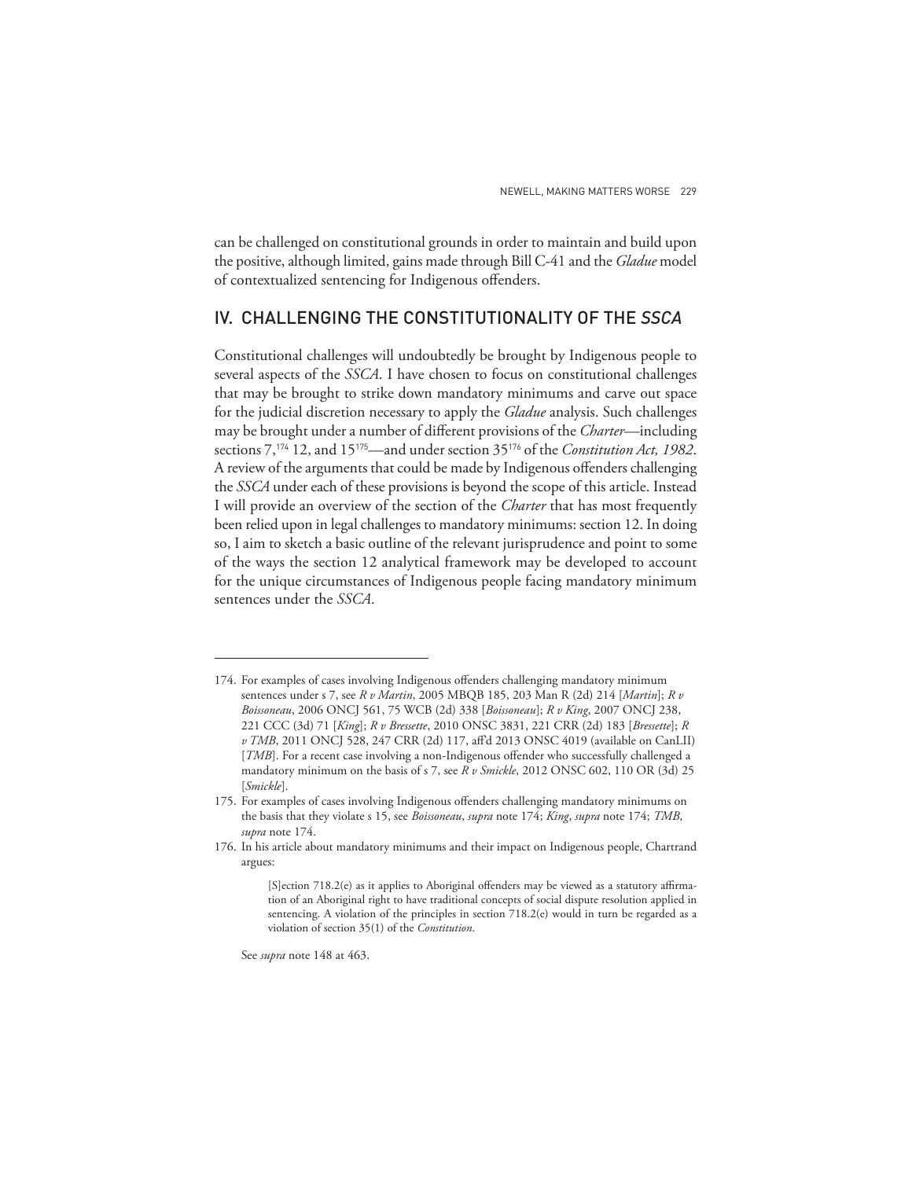can be challenged on constitutional grounds in order to maintain and build upon the positive, although limited, gains made through Bill C-41 and the *Gladue* model of contextualized sentencing for Indigenous offenders.

## IV. CHALLENGING THE CONSTITUTIONALITY OF THE *SSCA*

Constitutional challenges will undoubtedly be brought by Indigenous people to several aspects of the *SSCA*. I have chosen to focus on constitutional challenges that may be brought to strike down mandatory minimums and carve out space for the judicial discretion necessary to apply the *Gladue* analysis. Such challenges may be brought under a number of different provisions of the *Charter*—including sections 7,[174] 12, and 15[175]—and under section 35[176] of the *Constitution Act, 1982*. A review of the arguments that could be made by Indigenous offenders challenging the *SSCA* under each of these provisions is beyond the scope of this article. Instead I will provide an overview of the section of the *Charter* that has most frequently been relied upon in legal challenges to mandatory minimums: section 12. In doing so, I aim to sketch a basic outline of the relevant jurisprudence and point to some of the ways the section 12 analytical framework may be developed to account for the unique circumstances of Indigenous people facing mandatory minimum sentences under the *SSCA*.

---

174. For examples of cases involving Indigenous offenders challenging mandatory minimum sentences under s 7, see *R v Martin*, 2005 MBQB 185, 203 Man R (2d) 214 [*Martin*]; *R v Boissoneau*, 2006 ONCJ 561, 75 WCB (2d) 338 [*Boissoneau*]; *R v King*, 2007 ONCJ 238, 221 CCC (3d) 71 [*King*]; *R v Bressette*, 2010 ONSC 3831, 221 CRR (2d) 183 [*Bressette*]; *R v TMB*, 2011 ONCJ 528, 247 CRR (2d) 117, aff'd 2013 ONSC 4019 (available on CanLII) [*TMB*]. For a recent case involving a non-Indigenous offender who successfully challenged a mandatory minimum on the basis of s 7, see *R v Smickle*, 2012 ONSC 602, 110 OR (3d) 25 [*Smickle*].

175. For examples of cases involving Indigenous offenders challenging mandatory minimums on the basis that they violate s 15, see *Boissoneau*, *supra* note 174; *King*, *supra* note 174; *TMB*, *supra* note 174.

176. In his article about mandatory minimums and their impact on Indigenous people, Chartrand argues:

> [S]ection 718.2(e) as it applies to Aboriginal offenders may be viewed as a statutory affirmation of an Aboriginal right to have traditional concepts of social dispute resolution applied in sentencing. A violation of the principles in section 718.2(e) would in turn be regarded as a violation of section 35(1) of the *Constitution*.

See *supra* note 148 at 463.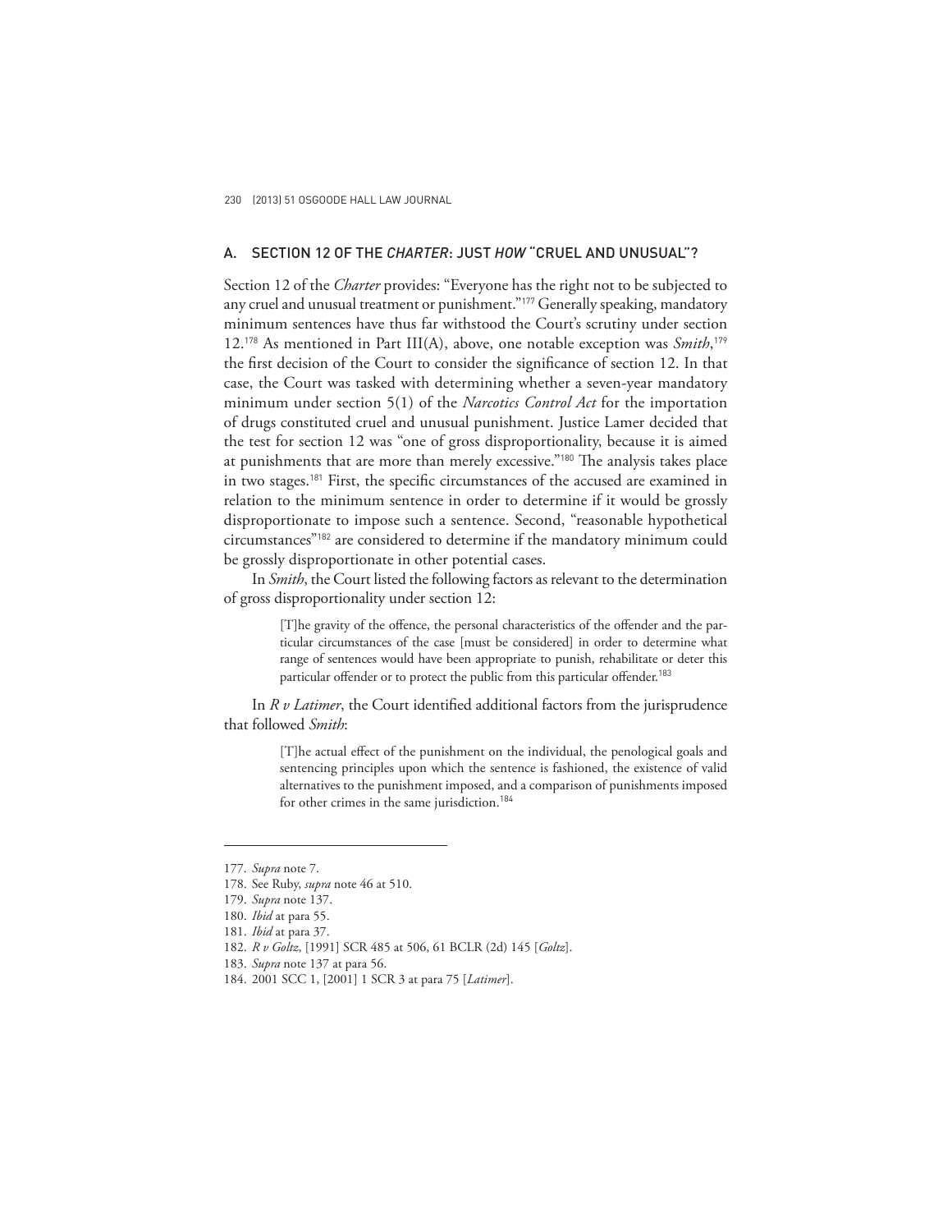### A. SECTION 12 OF THE *CHARTER*: JUST *HOW* "CRUEL AND UNUSUAL"?

Section 12 of the *Charter* provides: "Everyone has the right not to be subjected to any cruel and unusual treatment or punishment."[177] Generally speaking, mandatory minimum sentences have thus far withstood the Court's scrutiny under section 12.[178] As mentioned in Part III(A), above, one notable exception was *Smith*,[179] the first decision of the Court to consider the significance of section 12. In that case, the Court was tasked with determining whether a seven-year mandatory minimum under section 5(1) of the *Narcotics Control Act* for the importation of drugs constituted cruel and unusual punishment. Justice Lamer decided that the test for section 12 was "one of gross disproportionality, because it is aimed at punishments that are more than merely excessive."[180] The analysis takes place in two stages.[181] First, the specific circumstances of the accused are examined in relation to the minimum sentence in order to determine if it would be grossly disproportionate to impose such a sentence. Second, "reasonable hypothetical circumstances"[182] are considered to determine if the mandatory minimum could be grossly disproportionate in other potential cases.

In *Smith*, the Court listed the following factors as relevant to the determination of gross disproportionality under section 12:

> [T]he gravity of the offence, the personal characteristics of the offender and the particular circumstances of the case [must be considered] in order to determine what range of sentences would have been appropriate to punish, rehabilitate or deter this particular offender or to protect the public from this particular offender.[183]

In *R v Latimer*, the Court identified additional factors from the jurisprudence that followed *Smith*:

> [T]he actual effect of the punishment on the individual, the penological goals and sentencing principles upon which the sentence is fashioned, the existence of valid alternatives to the punishment imposed, and a comparison of punishments imposed for other crimes in the same jurisdiction.[184]

---

177. *Supra* note 7.
178. See Ruby, *supra* note 46 at 510.
179. *Supra* note 137.
180. *Ibid* at para 55.
181. *Ibid* at para 37.
182. *R v Goltz*, [1991] SCR 485 at 506, 61 BCLR (2d) 145 [*Goltz*].
183. *Supra* note 137 at para 56.
184. 2001 SCC 1, [2001] 1 SCR 3 at para 75 [*Latimer*].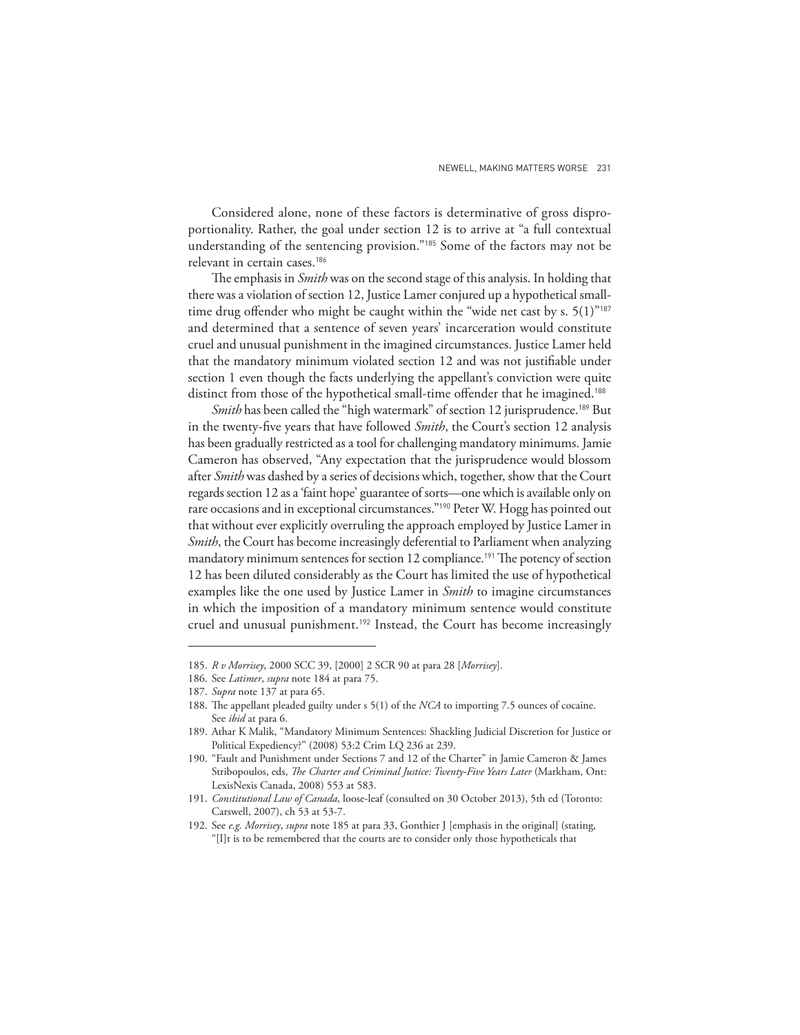Considered alone, none of these factors is determinative of gross disproportionality. Rather, the goal under section 12 is to arrive at "a full contextual understanding of the sentencing provision."[185] Some of the factors may not be relevant in certain cases.[186]

The emphasis in *Smith* was on the second stage of this analysis. In holding that there was a violation of section 12, Justice Lamer conjured up a hypothetical small-time drug offender who might be caught within the "wide net cast by s. 5(1)"[187] and determined that a sentence of seven years' incarceration would constitute cruel and unusual punishment in the imagined circumstances. Justice Lamer held that the mandatory minimum violated section 12 and was not justifiable under section 1 even though the facts underlying the appellant's conviction were quite distinct from those of the hypothetical small-time offender that he imagined.[188]

*Smith* has been called the "high watermark" of section 12 jurisprudence.[189] But in the twenty-five years that have followed *Smith*, the Court's section 12 analysis has been gradually restricted as a tool for challenging mandatory minimums. Jamie Cameron has observed, "Any expectation that the jurisprudence would blossom after *Smith* was dashed by a series of decisions which, together, show that the Court regards section 12 as a 'faint hope' guarantee of sorts—one which is available only on rare occasions and in exceptional circumstances."[190] Peter W. Hogg has pointed out that without ever explicitly overruling the approach employed by Justice Lamer in *Smith*, the Court has become increasingly deferential to Parliament when analyzing mandatory minimum sentences for section 12 compliance.[191] The potency of section 12 has been diluted considerably as the Court has limited the use of hypothetical examples like the one used by Justice Lamer in *Smith* to imagine circumstances in which the imposition of a mandatory minimum sentence would constitute cruel and unusual punishment.[192] Instead, the Court has become increasingly

---

185. *R v Morrisey*, 2000 SCC 39, [2000] 2 SCR 90 at para 28 [*Morrisey*].
186. See *Latimer*, *supra* note 184 at para 75.
187. *Supra* note 137 at para 65.
188. The appellant pleaded guilty under s 5(1) of the *NCA* to importing 7.5 ounces of cocaine. See *ibid* at para 6.
189. Athar K Malik, "Mandatory Minimum Sentences: Shackling Judicial Discretion for Justice or Political Expediency?" (2008) 53:2 Crim LQ 236 at 239.
190. "Fault and Punishment under Sections 7 and 12 of the Charter" in Jamie Cameron & James Stribopoulos, eds, *The Charter and Criminal Justice: Twenty-Five Years Later* (Markham, Ont: LexisNexis Canada, 2008) 553 at 583.
191. *Constitutional Law of Canada*, loose-leaf (consulted on 30 October 2013), 5th ed (Toronto: Carswell, 2007), ch 53 at 53-7.
192. See *e.g. Morrisey*, *supra* note 185 at para 33, Gonthier J [emphasis in the original] (stating, "[I]t is to be remembered that the courts are to consider only those hypotheticals that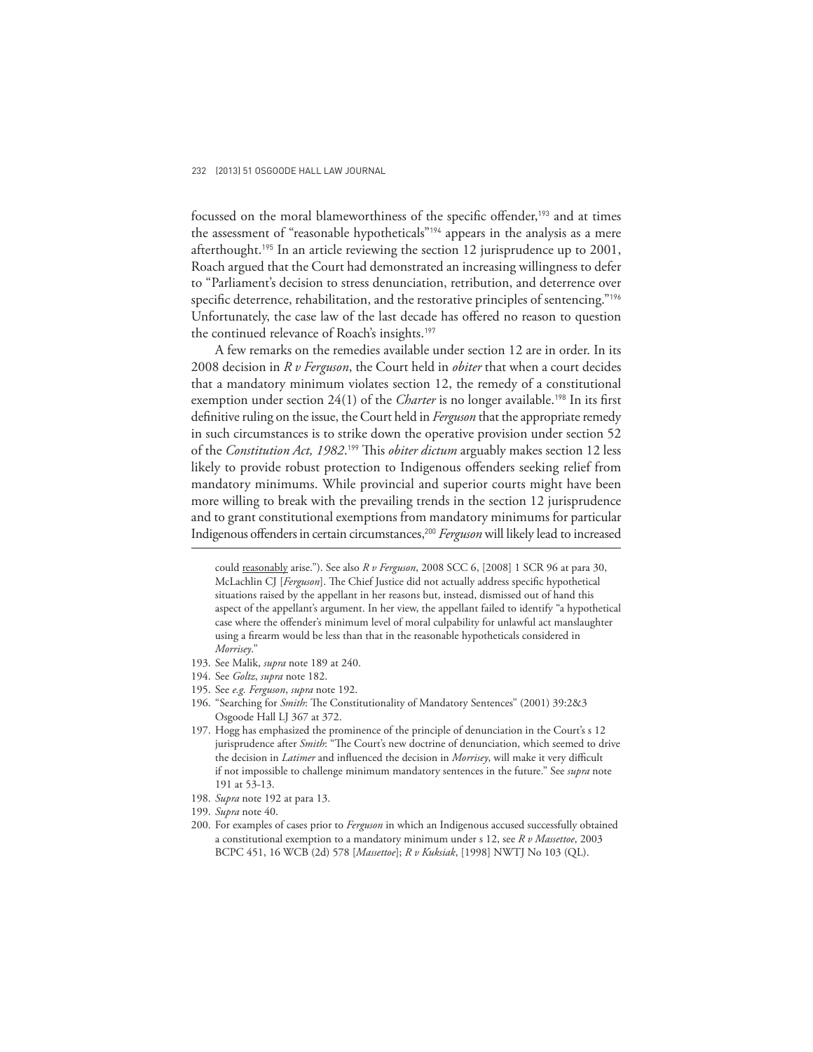focussed on the moral blameworthiness of the specific offender,[193] and at times the assessment of "reasonable hypotheticals"[194] appears in the analysis as a mere afterthought.[195] In an article reviewing the section 12 jurisprudence up to 2001, Roach argued that the Court had demonstrated an increasing willingness to defer to "Parliament's decision to stress denunciation, retribution, and deterrence over specific deterrence, rehabilitation, and the restorative principles of sentencing."[196] Unfortunately, the case law of the last decade has offered no reason to question the continued relevance of Roach's insights.[197]

A few remarks on the remedies available under section 12 are in order. In its 2008 decision in *R v Ferguson*, the Court held in *obiter* that when a court decides that a mandatory minimum violates section 12, the remedy of a constitutional exemption under section 24(1) of the *Charter* is no longer available.[198] In its first definitive ruling on the issue, the Court held in *Ferguson* that the appropriate remedy in such circumstances is to strike down the operative provision under section 52 of the *Constitution Act, 1982*.[199] This *obiter dictum* arguably makes section 12 less likely to provide robust protection to Indigenous offenders seeking relief from mandatory minimums. While provincial and superior courts might have been more willing to break with the prevailing trends in the section 12 jurisprudence and to grant constitutional exemptions from mandatory minimums for particular Indigenous offenders in certain circumstances,[200] *Ferguson* will likely lead to increased

---

could reasonably arise."). See also *R v Ferguson*, 2008 SCC 6, [2008] 1 SCR 96 at para 30, McLachlin CJ [*Ferguson*]. The Chief Justice did not actually address specific hypothetical situations raised by the appellant in her reasons but, instead, dismissed out of hand this aspect of the appellant's argument. In her view, the appellant failed to identify "a hypothetical case where the offender's minimum level of moral culpability for unlawful act manslaughter using a firearm would be less than that in the reasonable hypotheticals considered in *Morrisey*."

193. See Malik, *supra* note 189 at 240.

194. See *Goltz*, *supra* note 182.

195. See *e.g. Ferguson*, *supra* note 192.

196. "Searching for *Smith*: The Constitutionality of Mandatory Sentences" (2001) 39:2&3 Osgoode Hall LJ 367 at 372.

197. Hogg has emphasized the prominence of the principle of denunciation in the Court's s 12 jurisprudence after *Smith*: "The Court's new doctrine of denunciation, which seemed to drive the decision in *Latimer* and influenced the decision in *Morrisey*, will make it very difficult if not impossible to challenge minimum mandatory sentences in the future." See *supra* note 191 at 53-13.

198. *Supra* note 192 at para 13.

199. *Supra* note 40.

200. For examples of cases prior to *Ferguson* in which an Indigenous accused successfully obtained a constitutional exemption to a mandatory minimum under s 12, see *R v Massettoe*, 2003 BCPC 451, 16 WCB (2d) 578 [*Massettoe*]; *R v Kuksiak*, [1998] NWTJ No 103 (QL).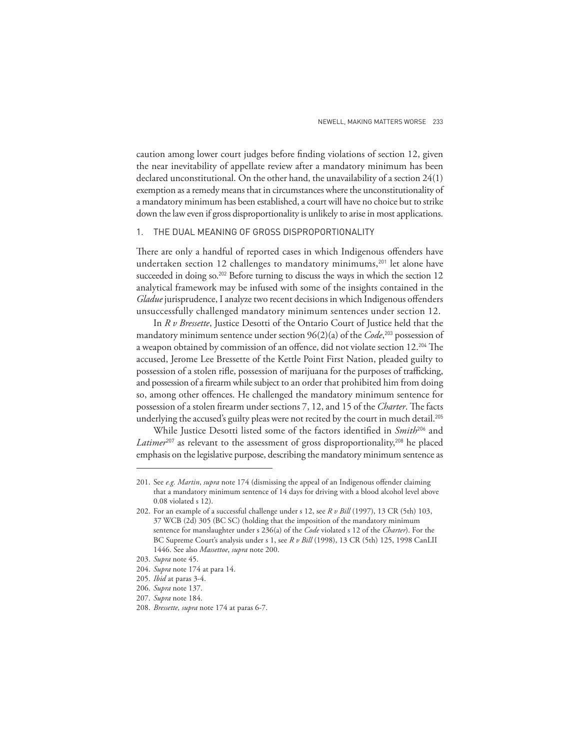caution among lower court judges before finding violations of section 12, given the near inevitability of appellate review after a mandatory minimum has been declared unconstitutional. On the other hand, the unavailability of a section 24(1) exemption as a remedy means that in circumstances where the unconstitutionality of a mandatory minimum has been established, a court will have no choice but to strike down the law even if gross disproportionality is unlikely to arise in most applications.

### 1. THE DUAL MEANING OF GROSS DISPROPORTIONALITY

There are only a handful of reported cases in which Indigenous offenders have undertaken section 12 challenges to mandatory minimums,[201] let alone have succeeded in doing so.[202] Before turning to discuss the ways in which the section 12 analytical framework may be infused with some of the insights contained in the *Gladue* jurisprudence, I analyze two recent decisions in which Indigenous offenders unsuccessfully challenged mandatory minimum sentences under section 12.

In *R v Bressette*, Justice Desotti of the Ontario Court of Justice held that the mandatory minimum sentence under section 96(2)(a) of the *Code*,[203] possession of a weapon obtained by commission of an offence, did not violate section 12.[204] The accused, Jerome Lee Bressette of the Kettle Point First Nation, pleaded guilty to possession of a stolen rifle, possession of marijuana for the purposes of trafficking, and possession of a firearm while subject to an order that prohibited him from doing so, among other offences. He challenged the mandatory minimum sentence for possession of a stolen firearm under sections 7, 12, and 15 of the *Charter*. The facts underlying the accused's guilty pleas were not recited by the court in much detail.[205]

While Justice Desotti listed some of the factors identified in *Smith*[206] and *Latimer*[207] as relevant to the assessment of gross disproportionality,[208] he placed emphasis on the legislative purpose, describing the mandatory minimum sentence as

---

201. See *e.g. Martin*, *supra* note 174 (dismissing the appeal of an Indigenous offender claiming that a mandatory minimum sentence of 14 days for driving with a blood alcohol level above 0.08 violated s 12).

202. For an example of a successful challenge under s 12, see *R v Bill* (1997), 13 CR (5th) 103, 37 WCB (2d) 305 (BC SC) (holding that the imposition of the mandatory minimum sentence for manslaughter under s 236(a) of the *Code* violated s 12 of the *Charter*). For the BC Supreme Court's analysis under s 1, see *R v Bill* (1998), 13 CR (5th) 125, 1998 CanLII 1446. See also *Massettoe*, *supra* note 200.

203. *Supra* note 45.

204. *Supra* note 174 at para 14.

205. *Ibid* at paras 3-4.

206. *Supra* note 137.

207. *Supra* note 184.

208. *Bressette, supra* note 174 at paras 6-7.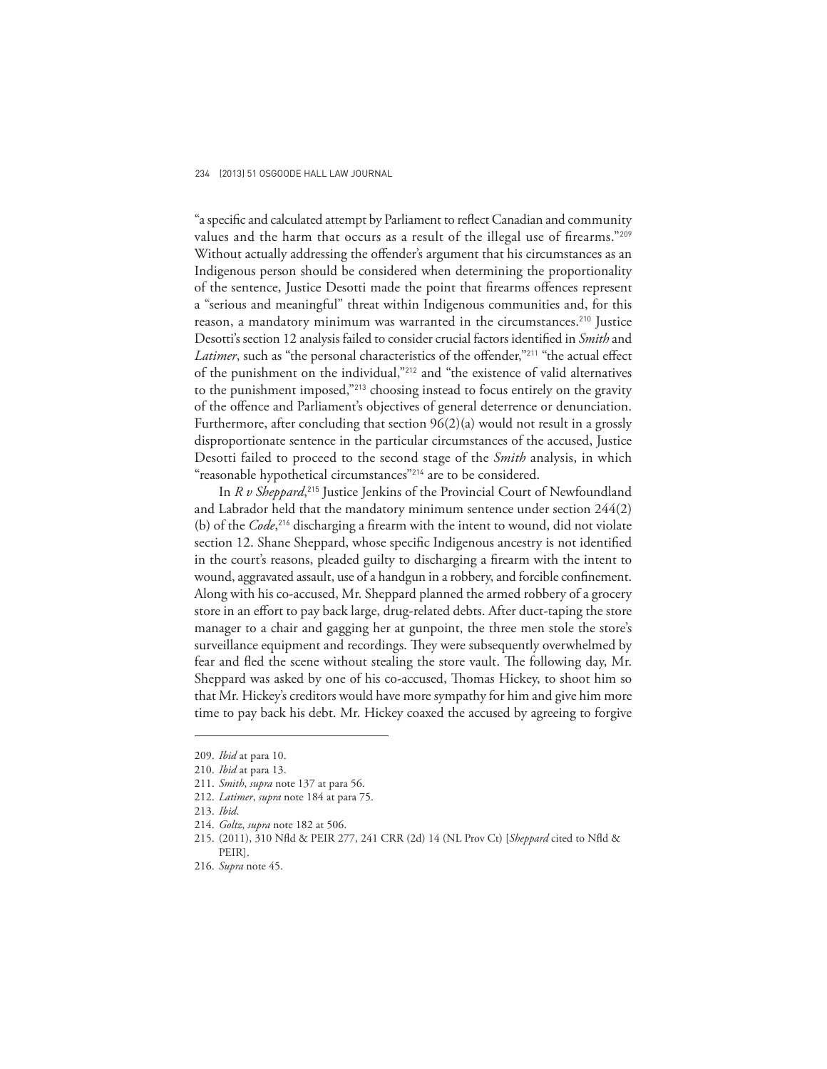"a specific and calculated attempt by Parliament to reflect Canadian and community values and the harm that occurs as a result of the illegal use of firearms."[209] Without actually addressing the offender's argument that his circumstances as an Indigenous person should be considered when determining the proportionality of the sentence, Justice Desotti made the point that firearms offences represent a "serious and meaningful" threat within Indigenous communities and, for this reason, a mandatory minimum was warranted in the circumstances.[210] Justice Desotti's section 12 analysis failed to consider crucial factors identified in *Smith* and *Latimer*, such as "the personal characteristics of the offender,"[211] "the actual effect of the punishment on the individual,"[212] and "the existence of valid alternatives to the punishment imposed,"[213] choosing instead to focus entirely on the gravity of the offence and Parliament's objectives of general deterrence or denunciation. Furthermore, after concluding that section 96(2)(a) would not result in a grossly disproportionate sentence in the particular circumstances of the accused, Justice Desotti failed to proceed to the second stage of the *Smith* analysis, in which "reasonable hypothetical circumstances"[214] are to be considered.

In *R v Sheppard*,[215] Justice Jenkins of the Provincial Court of Newfoundland and Labrador held that the mandatory minimum sentence under section 244(2)(b) of the *Code*,[216] discharging a firearm with the intent to wound, did not violate section 12. Shane Sheppard, whose specific Indigenous ancestry is not identified in the court's reasons, pleaded guilty to discharging a firearm with the intent to wound, aggravated assault, use of a handgun in a robbery, and forcible confinement. Along with his co-accused, Mr. Sheppard planned the armed robbery of a grocery store in an effort to pay back large, drug-related debts. After duct-taping the store manager to a chair and gagging her at gunpoint, the three men stole the store's surveillance equipment and recordings. They were subsequently overwhelmed by fear and fled the scene without stealing the store vault. The following day, Mr. Sheppard was asked by one of his co-accused, Thomas Hickey, to shoot him so that Mr. Hickey's creditors would have more sympathy for him and give him more time to pay back his debt. Mr. Hickey coaxed the accused by agreeing to forgive

---

209. *Ibid* at para 10.

210. *Ibid* at para 13.

211. *Smith*, *supra* note 137 at para 56.

212. *Latimer*, *supra* note 184 at para 75.

213. *Ibid*.

214. *Goltz*, *supra* note 182 at 506.

215. (2011), 310 Nfld & PEIR 277, 241 CRR (2d) 14 (NL Prov Ct) [*Sheppard* cited to Nfld & PEIR].

216. *Supra* note 45.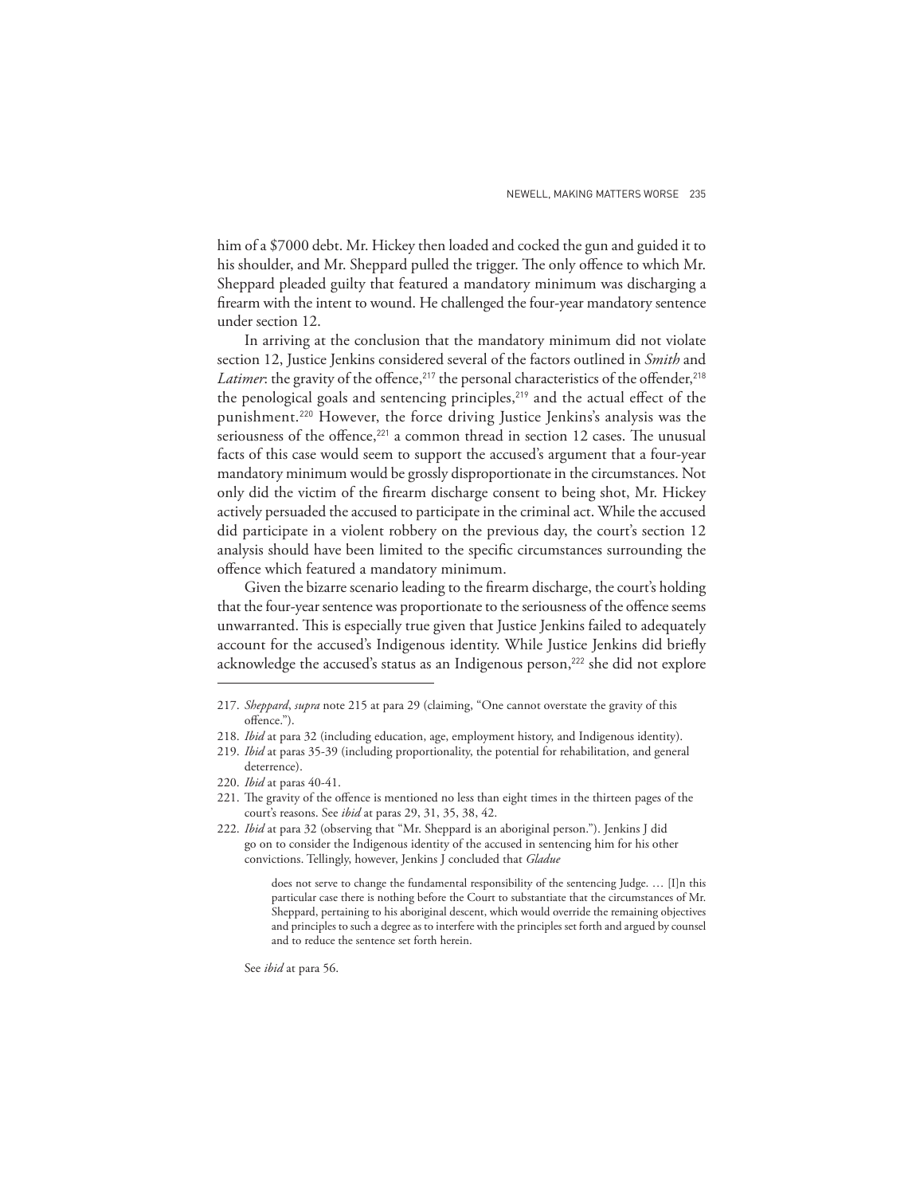him of a $7000 debt. Mr. Hickey then loaded and cocked the gun and guided it to his shoulder, and Mr. Sheppard pulled the trigger. The only offence to which Mr. Sheppard pleaded guilty that featured a mandatory minimum was discharging a firearm with the intent to wound. He challenged the four-year mandatory sentence under section 12.

In arriving at the conclusion that the mandatory minimum did not violate section 12, Justice Jenkins considered several of the factors outlined in *Smith* and *Latimer*: the gravity of the offence,[217] the personal characteristics of the offender,[218] the penological goals and sentencing principles,[219] and the actual effect of the punishment.[220] However, the force driving Justice Jenkins's analysis was the seriousness of the offence,[221] a common thread in section 12 cases. The unusual facts of this case would seem to support the accused's argument that a four-year mandatory minimum would be grossly disproportionate in the circumstances. Not only did the victim of the firearm discharge consent to being shot, Mr. Hickey actively persuaded the accused to participate in the criminal act. While the accused did participate in a violent robbery on the previous day, the court's section 12 analysis should have been limited to the specific circumstances surrounding the offence which featured a mandatory minimum.

Given the bizarre scenario leading to the firearm discharge, the court's holding that the four-year sentence was proportionate to the seriousness of the offence seems unwarranted. This is especially true given that Justice Jenkins failed to adequately account for the accused's Indigenous identity. While Justice Jenkins did briefly acknowledge the accused's status as an Indigenous person,[222] she did not explore

---

217. *Sheppard*, *supra* note 215 at para 29 (claiming, "One cannot overstate the gravity of this offence.").

218. *Ibid* at para 32 (including education, age, employment history, and Indigenous identity).

219. *Ibid* at paras 35-39 (including proportionality, the potential for rehabilitation, and general deterrence).

220. *Ibid* at paras 40-41.

221. The gravity of the offence is mentioned no less than eight times in the thirteen pages of the court's reasons. See *ibid* at paras 29, 31, 35, 38, 42.

222. *Ibid* at para 32 (observing that "Mr. Sheppard is an aboriginal person."). Jenkins J did go on to consider the Indigenous identity of the accused in sentencing him for his other convictions. Tellingly, however, Jenkins J concluded that *Gladue*

> does not serve to change the fundamental responsibility of the sentencing Judge. … [I]n this particular case there is nothing before the Court to substantiate that the circumstances of Mr. Sheppard, pertaining to his aboriginal descent, which would override the remaining objectives and principles to such a degree as to interfere with the principles set forth and argued by counsel and to reduce the sentence set forth herein.

See *ibid* at para 56.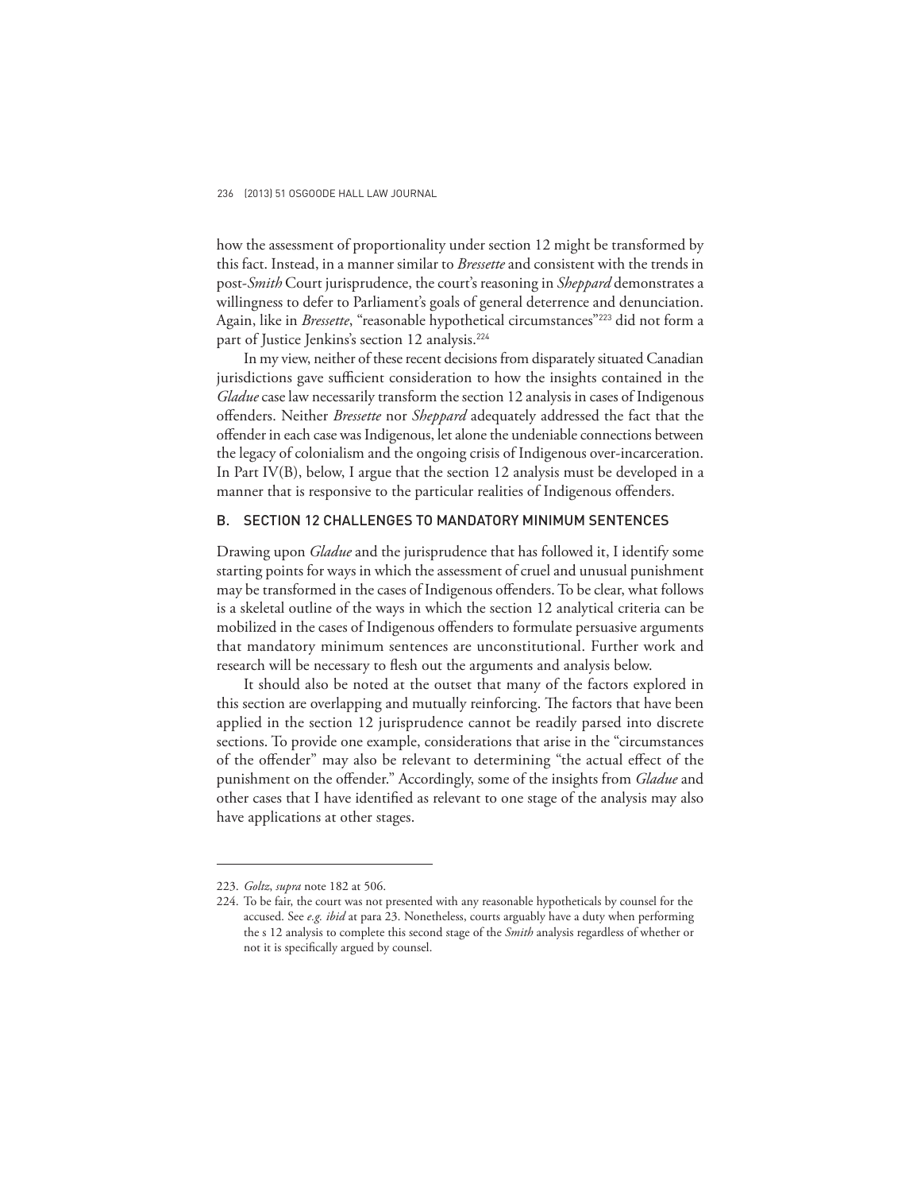how the assessment of proportionality under section 12 might be transformed by this fact. Instead, in a manner similar to *Bressette* and consistent with the trends in post-*Smith* Court jurisprudence, the court's reasoning in *Sheppard* demonstrates a willingness to defer to Parliament's goals of general deterrence and denunciation. Again, like in *Bressette*, "reasonable hypothetical circumstances"[223] did not form a part of Justice Jenkins's section 12 analysis.[224]

In my view, neither of these recent decisions from disparately situated Canadian jurisdictions gave sufficient consideration to how the insights contained in the *Gladue* case law necessarily transform the section 12 analysis in cases of Indigenous offenders. Neither *Bressette* nor *Sheppard* adequately addressed the fact that the offender in each case was Indigenous, let alone the undeniable connections between the legacy of colonialism and the ongoing crisis of Indigenous over-incarceration. In Part IV(B), below, I argue that the section 12 analysis must be developed in a manner that is responsive to the particular realities of Indigenous offenders.

## B. SECTION 12 CHALLENGES TO MANDATORY MINIMUM SENTENCES

Drawing upon *Gladue* and the jurisprudence that has followed it, I identify some starting points for ways in which the assessment of cruel and unusual punishment may be transformed in the cases of Indigenous offenders. To be clear, what follows is a skeletal outline of the ways in which the section 12 analytical criteria can be mobilized in the cases of Indigenous offenders to formulate persuasive arguments that mandatory minimum sentences are unconstitutional. Further work and research will be necessary to flesh out the arguments and analysis below.

It should also be noted at the outset that many of the factors explored in this section are overlapping and mutually reinforcing. The factors that have been applied in the section 12 jurisprudence cannot be readily parsed into discrete sections. To provide one example, considerations that arise in the "circumstances of the offender" may also be relevant to determining "the actual effect of the punishment on the offender." Accordingly, some of the insights from *Gladue* and other cases that I have identified as relevant to one stage of the analysis may also have applications at other stages.

---

223. *Goltz*, *supra* note 182 at 506.

224. To be fair, the court was not presented with any reasonable hypotheticals by counsel for the accused. See *e.g. ibid* at para 23. Nonetheless, courts arguably have a duty when performing the s 12 analysis to complete this second stage of the *Smith* analysis regardless of whether or not it is specifically argued by counsel.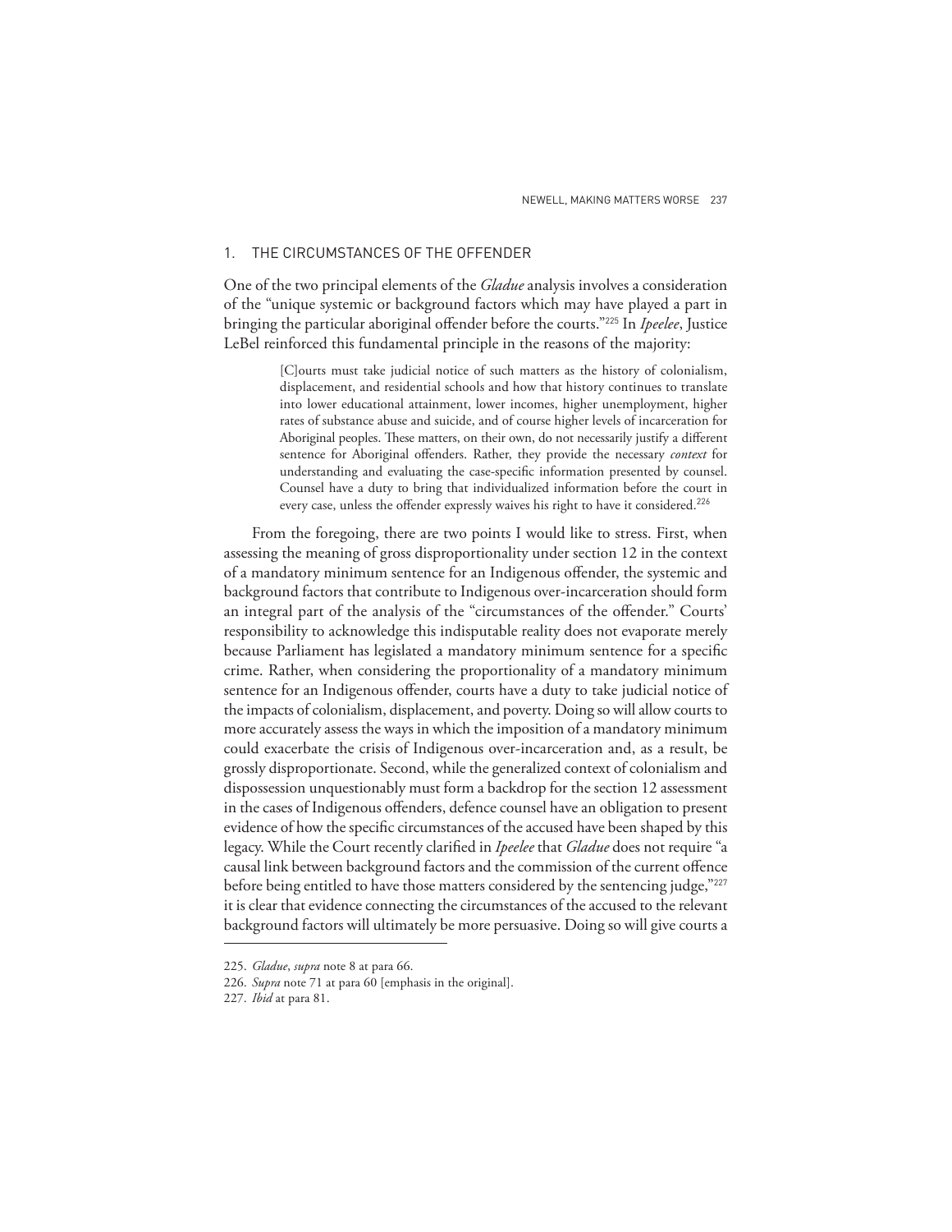### 1. THE CIRCUMSTANCES OF THE OFFENDER

One of the two principal elements of the *Gladue* analysis involves a consideration of the "unique systemic or background factors which may have played a part in bringing the particular aboriginal offender before the courts."[225] In *Ipeelee*, Justice LeBel reinforced this fundamental principle in the reasons of the majority:

> [C]ourts must take judicial notice of such matters as the history of colonialism, displacement, and residential schools and how that history continues to translate into lower educational attainment, lower incomes, higher unemployment, higher rates of substance abuse and suicide, and of course higher levels of incarceration for Aboriginal peoples. These matters, on their own, do not necessarily justify a different sentence for Aboriginal offenders. Rather, they provide the necessary *context* for understanding and evaluating the case-specific information presented by counsel. Counsel have a duty to bring that individualized information before the court in every case, unless the offender expressly waives his right to have it considered.[226]

From the foregoing, there are two points I would like to stress. First, when assessing the meaning of gross disproportionality under section 12 in the context of a mandatory minimum sentence for an Indigenous offender, the systemic and background factors that contribute to Indigenous over-incarceration should form an integral part of the analysis of the "circumstances of the offender." Courts' responsibility to acknowledge this indisputable reality does not evaporate merely because Parliament has legislated a mandatory minimum sentence for a specific crime. Rather, when considering the proportionality of a mandatory minimum sentence for an Indigenous offender, courts have a duty to take judicial notice of the impacts of colonialism, displacement, and poverty. Doing so will allow courts to more accurately assess the ways in which the imposition of a mandatory minimum could exacerbate the crisis of Indigenous over-incarceration and, as a result, be grossly disproportionate. Second, while the generalized context of colonialism and dispossession unquestionably must form a backdrop for the section 12 assessment in the cases of Indigenous offenders, defence counsel have an obligation to present evidence of how the specific circumstances of the accused have been shaped by this legacy. While the Court recently clarified in *Ipeelee* that *Gladue* does not require "a causal link between background factors and the commission of the current offence before being entitled to have those matters considered by the sentencing judge,"[227] it is clear that evidence connecting the circumstances of the accused to the relevant background factors will ultimately be more persuasive. Doing so will give courts a

225. *Gladue*, *supra* note 8 at para 66.

226. *Supra* note 71 at para 60 [emphasis in the original].

227. *Ibid* at para 81.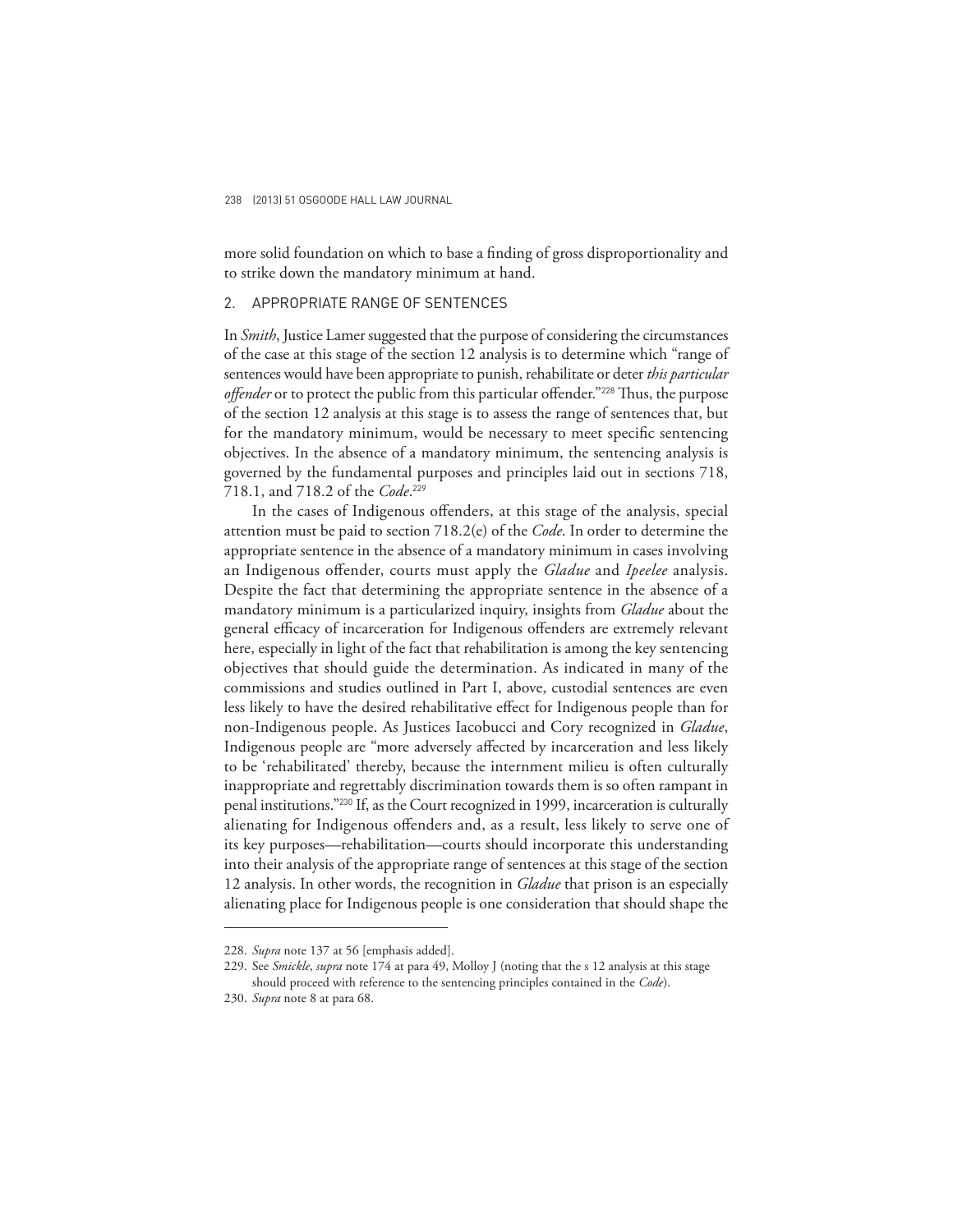more solid foundation on which to base a finding of gross disproportionality and to strike down the mandatory minimum at hand.

### 2. APPROPRIATE RANGE OF SENTENCES

In *Smith*, Justice Lamer suggested that the purpose of considering the circumstances of the case at this stage of the section 12 analysis is to determine which "range of sentences would have been appropriate to punish, rehabilitate or deter *this particular offender* or to protect the public from this particular offender."[228] Thus, the purpose of the section 12 analysis at this stage is to assess the range of sentences that, but for the mandatory minimum, would be necessary to meet specific sentencing objectives. In the absence of a mandatory minimum, the sentencing analysis is governed by the fundamental purposes and principles laid out in sections 718, 718.1, and 718.2 of the *Code*.[229]

In the cases of Indigenous offenders, at this stage of the analysis, special attention must be paid to section 718.2(e) of the *Code*. In order to determine the appropriate sentence in the absence of a mandatory minimum in cases involving an Indigenous offender, courts must apply the *Gladue* and *Ipeelee* analysis. Despite the fact that determining the appropriate sentence in the absence of a mandatory minimum is a particularized inquiry, insights from *Gladue* about the general efficacy of incarceration for Indigenous offenders are extremely relevant here, especially in light of the fact that rehabilitation is among the key sentencing objectives that should guide the determination. As indicated in many of the commissions and studies outlined in Part I, above, custodial sentences are even less likely to have the desired rehabilitative effect for Indigenous people than for non-Indigenous people. As Justices Iacobucci and Cory recognized in *Gladue*, Indigenous people are "more adversely affected by incarceration and less likely to be 'rehabilitated' thereby, because the internment milieu is often culturally inappropriate and regrettably discrimination towards them is so often rampant in penal institutions."[230] If, as the Court recognized in 1999, incarceration is culturally alienating for Indigenous offenders and, as a result, less likely to serve one of its key purposes—rehabilitation—courts should incorporate this understanding into their analysis of the appropriate range of sentences at this stage of the section 12 analysis. In other words, the recognition in *Gladue* that prison is an especially alienating place for Indigenous people is one consideration that should shape the

---

228. *Supra* note 137 at 56 [emphasis added].

229. See *Smickle*, *supra* note 174 at para 49, Molloy J (noting that the s 12 analysis at this stage should proceed with reference to the sentencing principles contained in the *Code*).

230. *Supra* note 8 at para 68.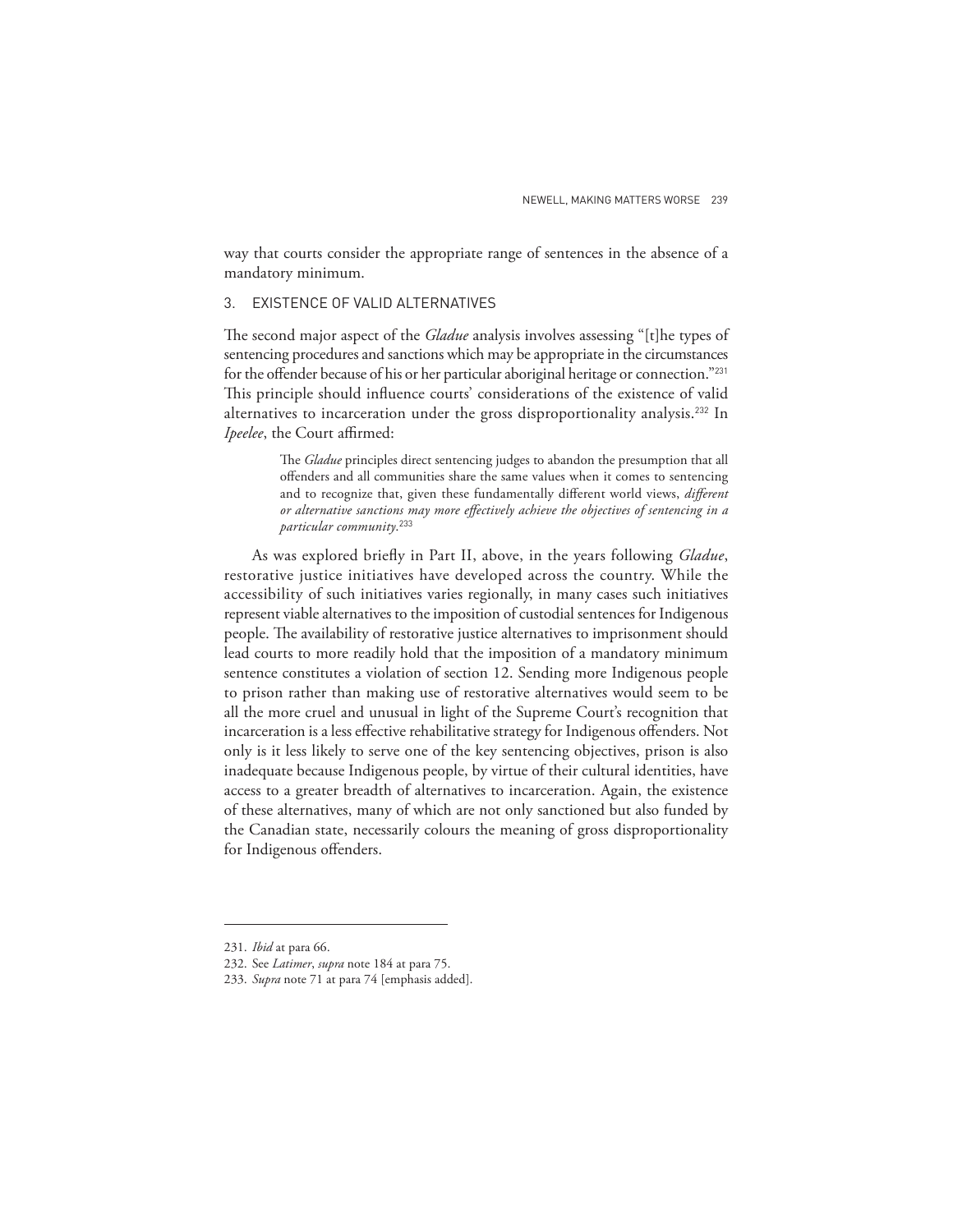way that courts consider the appropriate range of sentences in the absence of a mandatory minimum.

### 3. EXISTENCE OF VALID ALTERNATIVES

The second major aspect of the *Gladue* analysis involves assessing "[t]he types of sentencing procedures and sanctions which may be appropriate in the circumstances for the offender because of his or her particular aboriginal heritage or connection."[231] This principle should influence courts' considerations of the existence of valid alternatives to incarceration under the gross disproportionality analysis.[232] In *Ipeelee*, the Court affirmed:

> The *Gladue* principles direct sentencing judges to abandon the presumption that all offenders and all communities share the same values when it comes to sentencing and to recognize that, given these fundamentally different world views, *different or alternative sanctions may more effectively achieve the objectives of sentencing in a particular community*.[233]

As was explored briefly in Part II, above, in the years following *Gladue*, restorative justice initiatives have developed across the country. While the accessibility of such initiatives varies regionally, in many cases such initiatives represent viable alternatives to the imposition of custodial sentences for Indigenous people. The availability of restorative justice alternatives to imprisonment should lead courts to more readily hold that the imposition of a mandatory minimum sentence constitutes a violation of section 12. Sending more Indigenous people to prison rather than making use of restorative alternatives would seem to be all the more cruel and unusual in light of the Supreme Court's recognition that incarceration is a less effective rehabilitative strategy for Indigenous offenders. Not only is it less likely to serve one of the key sentencing objectives, prison is also inadequate because Indigenous people, by virtue of their cultural identities, have access to a greater breadth of alternatives to incarceration. Again, the existence of these alternatives, many of which are not only sanctioned but also funded by the Canadian state, necessarily colours the meaning of gross disproportionality for Indigenous offenders.

---

231. *Ibid* at para 66.

232. See *Latimer*, *supra* note 184 at para 75.

233. *Supra* note 71 at para 74 [emphasis added].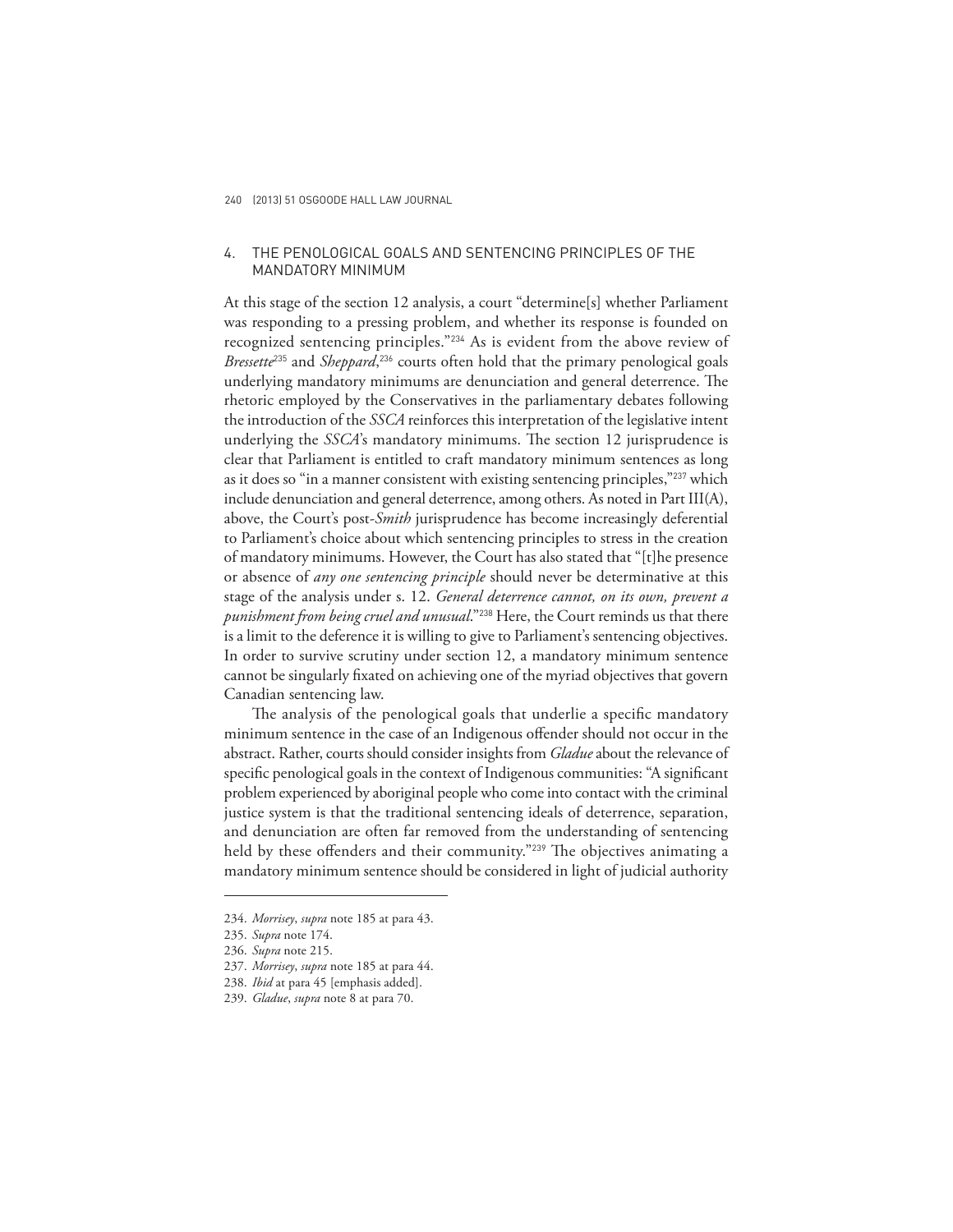## 4. THE PENOLOGICAL GOALS AND SENTENCING PRINCIPLES OF THE MANDATORY MINIMUM

At this stage of the section 12 analysis, a court "determine[s] whether Parliament was responding to a pressing problem, and whether its response is founded on recognized sentencing principles."[234] As is evident from the above review of *Bressette*[235] and *Sheppard*,[236] courts often hold that the primary penological goals underlying mandatory minimums are denunciation and general deterrence. The rhetoric employed by the Conservatives in the parliamentary debates following the introduction of the *SSCA* reinforces this interpretation of the legislative intent underlying the *SSCA*'s mandatory minimums. The section 12 jurisprudence is clear that Parliament is entitled to craft mandatory minimum sentences as long as it does so "in a manner consistent with existing sentencing principles,"[237] which include denunciation and general deterrence, among others. As noted in Part III(A), above, the Court's post-*Smith* jurisprudence has become increasingly deferential to Parliament's choice about which sentencing principles to stress in the creation of mandatory minimums. However, the Court has also stated that "[t]he presence or absence of *any one sentencing principle* should never be determinative at this stage of the analysis under s. 12. *General deterrence cannot, on its own, prevent a punishment from being cruel and unusual*."[238] Here, the Court reminds us that there is a limit to the deference it is willing to give to Parliament's sentencing objectives. In order to survive scrutiny under section 12, a mandatory minimum sentence cannot be singularly fixated on achieving one of the myriad objectives that govern Canadian sentencing law.

The analysis of the penological goals that underlie a specific mandatory minimum sentence in the case of an Indigenous offender should not occur in the abstract. Rather, courts should consider insights from *Gladue* about the relevance of specific penological goals in the context of Indigenous communities: "A significant problem experienced by aboriginal people who come into contact with the criminal justice system is that the traditional sentencing ideals of deterrence, separation, and denunciation are often far removed from the understanding of sentencing held by these offenders and their community."[239] The objectives animating a mandatory minimum sentence should be considered in light of judicial authority

---

234. *Morrisey*, *supra* note 185 at para 43.

235. *Supra* note 174.

236. *Supra* note 215.

237. *Morrisey*, *supra* note 185 at para 44.

238. *Ibid* at para 45 [emphasis added].

239. *Gladue*, *supra* note 8 at para 70.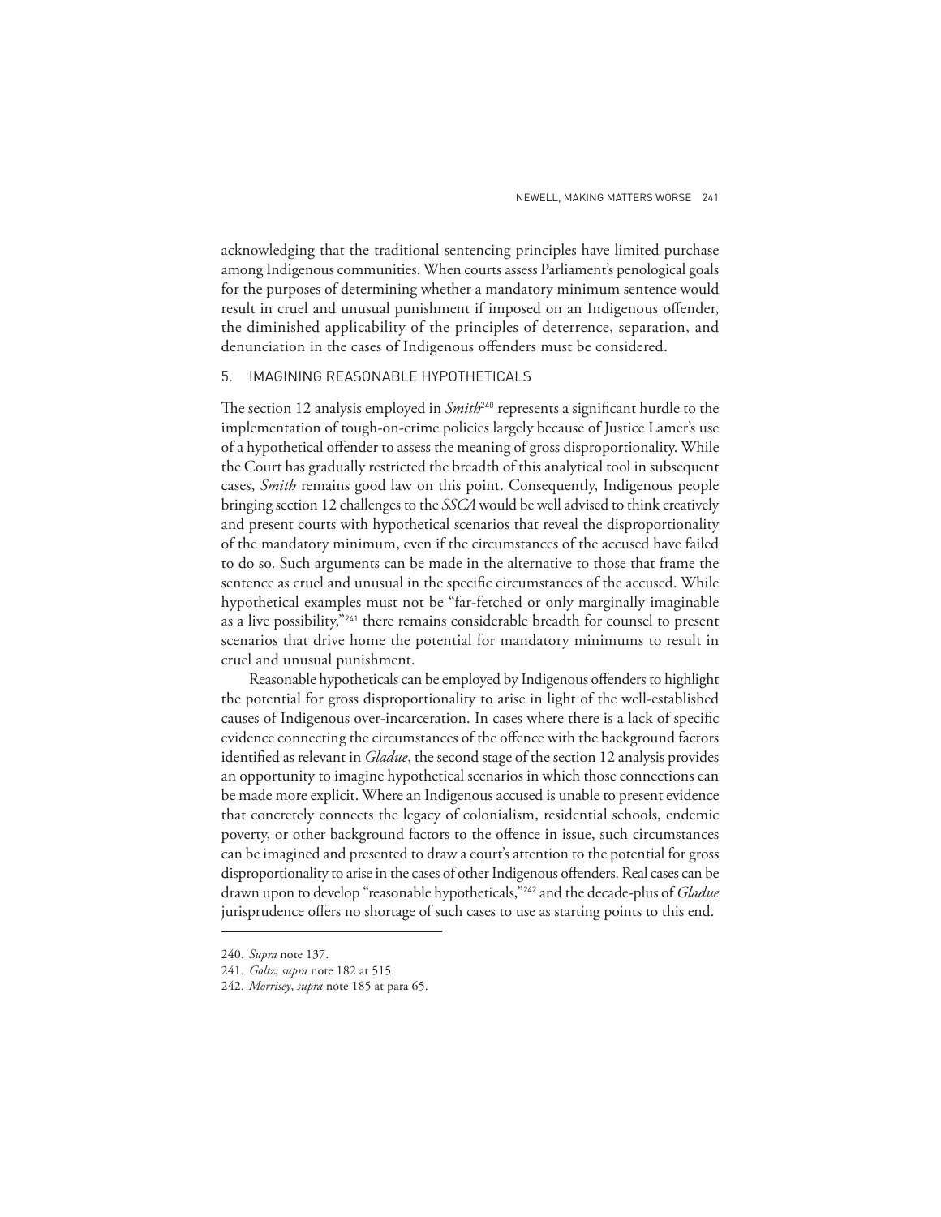acknowledging that the traditional sentencing principles have limited purchase among Indigenous communities. When courts assess Parliament's penological goals for the purposes of determining whether a mandatory minimum sentence would result in cruel and unusual punishment if imposed on an Indigenous offender, the diminished applicability of the principles of deterrence, separation, and denunciation in the cases of Indigenous offenders must be considered.

### 5. IMAGINING REASONABLE HYPOTHETICALS

The section 12 analysis employed in *Smith*[240] represents a significant hurdle to the implementation of tough-on-crime policies largely because of Justice Lamer's use of a hypothetical offender to assess the meaning of gross disproportionality. While the Court has gradually restricted the breadth of this analytical tool in subsequent cases, *Smith* remains good law on this point. Consequently, Indigenous people bringing section 12 challenges to the *SSCA* would be well advised to think creatively and present courts with hypothetical scenarios that reveal the disproportionality of the mandatory minimum, even if the circumstances of the accused have failed to do so. Such arguments can be made in the alternative to those that frame the sentence as cruel and unusual in the specific circumstances of the accused. While hypothetical examples must not be "far-fetched or only marginally imaginable as a live possibility,"[241] there remains considerable breadth for counsel to present scenarios that drive home the potential for mandatory minimums to result in cruel and unusual punishment.

Reasonable hypotheticals can be employed by Indigenous offenders to highlight the potential for gross disproportionality to arise in light of the well-established causes of Indigenous over-incarceration. In cases where there is a lack of specific evidence connecting the circumstances of the offence with the background factors identified as relevant in *Gladue*, the second stage of the section 12 analysis provides an opportunity to imagine hypothetical scenarios in which those connections can be made more explicit. Where an Indigenous accused is unable to present evidence that concretely connects the legacy of colonialism, residential schools, endemic poverty, or other background factors to the offence in issue, such circumstances can be imagined and presented to draw a court's attention to the potential for gross disproportionality to arise in the cases of other Indigenous offenders. Real cases can be drawn upon to develop "reasonable hypotheticals,"[242] and the decade-plus of *Gladue* jurisprudence offers no shortage of such cases to use as starting points to this end.

---

240. *Supra* note 137.

241. *Goltz*, *supra* note 182 at 515.

242. *Morrisey*, *supra* note 185 at para 65.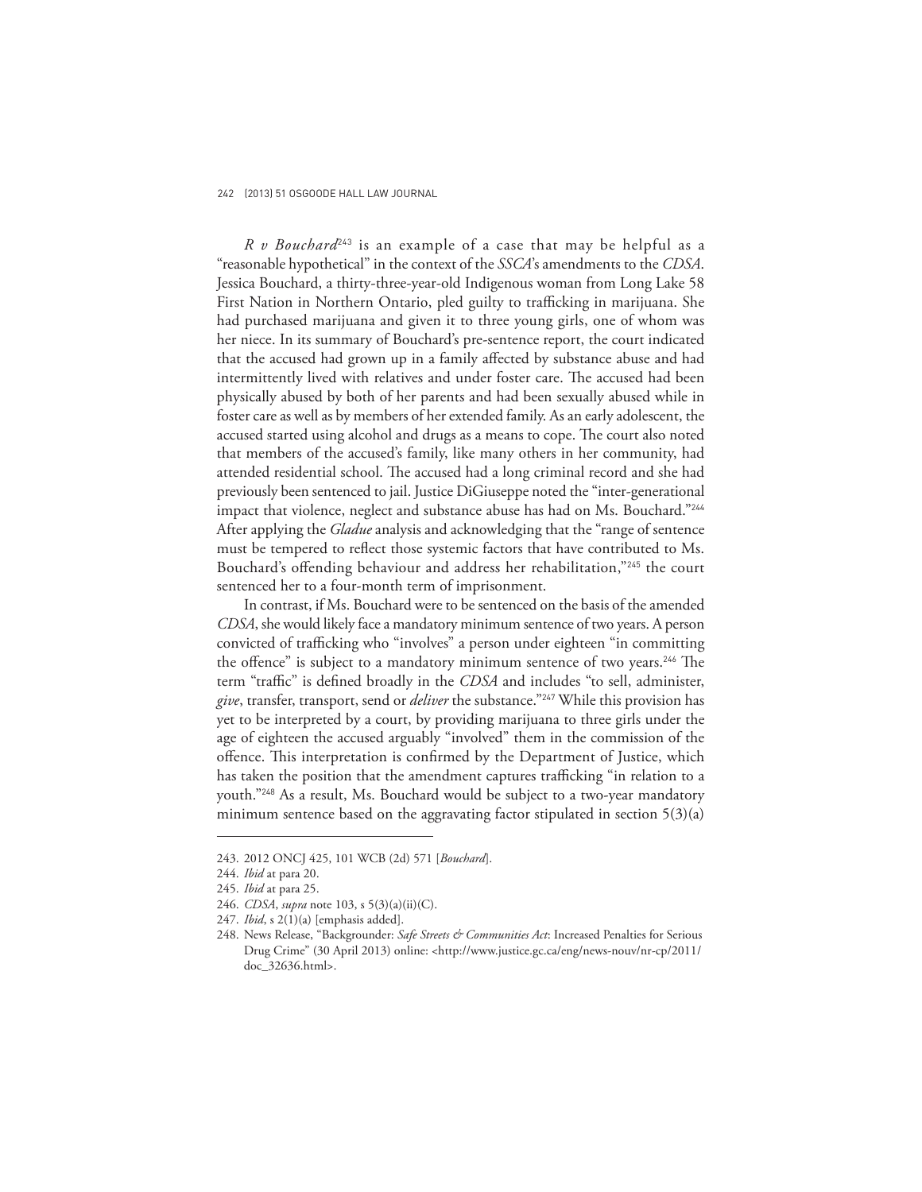*R v Bouchard*[243] is an example of a case that may be helpful as a "reasonable hypothetical" in the context of the *SSCA*'s amendments to the *CDSA*. Jessica Bouchard, a thirty-three-year-old Indigenous woman from Long Lake 58 First Nation in Northern Ontario, pled guilty to trafficking in marijuana. She had purchased marijuana and given it to three young girls, one of whom was her niece. In its summary of Bouchard's pre-sentence report, the court indicated that the accused had grown up in a family affected by substance abuse and had intermittently lived with relatives and under foster care. The accused had been physically abused by both of her parents and had been sexually abused while in foster care as well as by members of her extended family. As an early adolescent, the accused started using alcohol and drugs as a means to cope. The court also noted that members of the accused's family, like many others in her community, had attended residential school. The accused had a long criminal record and she had previously been sentenced to jail. Justice DiGiuseppe noted the "inter-generational impact that violence, neglect and substance abuse has had on Ms. Bouchard."[244] After applying the *Gladue* analysis and acknowledging that the "range of sentence must be tempered to reflect those systemic factors that have contributed to Ms. Bouchard's offending behaviour and address her rehabilitation,"[245] the court sentenced her to a four-month term of imprisonment.

In contrast, if Ms. Bouchard were to be sentenced on the basis of the amended *CDSA*, she would likely face a mandatory minimum sentence of two years. A person convicted of trafficking who "involves" a person under eighteen "in committing the offence" is subject to a mandatory minimum sentence of two years.[246] The term "traffic" is defined broadly in the *CDSA* and includes "to sell, administer, *give*, transfer, transport, send or *deliver* the substance."[247] While this provision has yet to be interpreted by a court, by providing marijuana to three girls under the age of eighteen the accused arguably "involved" them in the commission of the offence. This interpretation is confirmed by the Department of Justice, which has taken the position that the amendment captures trafficking "in relation to a youth."[248] As a result, Ms. Bouchard would be subject to a two-year mandatory minimum sentence based on the aggravating factor stipulated in section 5(3)(a)

---

243. 2012 ONCJ 425, 101 WCB (2d) 571 [*Bouchard*].

244. *Ibid* at para 20.

245. *Ibid* at para 25.

246. *CDSA*, *supra* note 103, s 5(3)(a)(ii)(C).

247. *Ibid*, s 2(1)(a) [emphasis added].

248. News Release, "Backgrounder: *Safe Streets & Communities Act*: Increased Penalties for Serious Drug Crime" (30 April 2013) online: <http://www.justice.gc.ca/eng/news-nouv/nr-cp/2011/doc_32636.html>.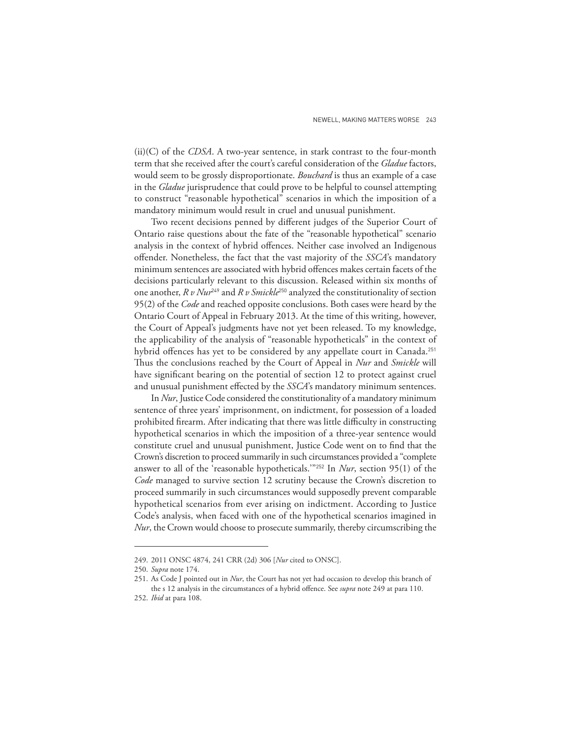(ii)(C) of the *CDSA*. A two-year sentence, in stark contrast to the four-month term that she received after the court's careful consideration of the *Gladue* factors, would seem to be grossly disproportionate. *Bouchard* is thus an example of a case in the *Gladue* jurisprudence that could prove to be helpful to counsel attempting to construct "reasonable hypothetical" scenarios in which the imposition of a mandatory minimum would result in cruel and unusual punishment.

Two recent decisions penned by different judges of the Superior Court of Ontario raise questions about the fate of the "reasonable hypothetical" scenario analysis in the context of hybrid offences. Neither case involved an Indigenous offender. Nonetheless, the fact that the vast majority of the *SSCA*'s mandatory minimum sentences are associated with hybrid offences makes certain facets of the decisions particularly relevant to this discussion. Released within six months of one another, *R v Nur*[249] and *R v Smickle*[250] analyzed the constitutionality of section 95(2) of the *Code* and reached opposite conclusions. Both cases were heard by the Ontario Court of Appeal in February 2013. At the time of this writing, however, the Court of Appeal's judgments have not yet been released. To my knowledge, the applicability of the analysis of "reasonable hypotheticals" in the context of hybrid offences has yet to be considered by any appellate court in Canada.[251] Thus the conclusions reached by the Court of Appeal in *Nur* and *Smickle* will have significant bearing on the potential of section 12 to protect against cruel and unusual punishment effected by the *SSCA*'s mandatory minimum sentences.

In *Nur*, Justice Code considered the constitutionality of a mandatory minimum sentence of three years' imprisonment, on indictment, for possession of a loaded prohibited firearm. After indicating that there was little difficulty in constructing hypothetical scenarios in which the imposition of a three-year sentence would constitute cruel and unusual punishment, Justice Code went on to find that the Crown's discretion to proceed summarily in such circumstances provided a "complete answer to all of the 'reasonable hypotheticals.'"[252] In *Nur*, section 95(1) of the *Code* managed to survive section 12 scrutiny because the Crown's discretion to proceed summarily in such circumstances would supposedly prevent comparable hypothetical scenarios from ever arising on indictment. According to Justice Code's analysis, when faced with one of the hypothetical scenarios imagined in *Nur*, the Crown would choose to prosecute summarily, thereby circumscribing the

---

249. 2011 ONSC 4874, 241 CRR (2d) 306 [*Nur* cited to ONSC].

250. *Supra* note 174.

251. As Code J pointed out in *Nur*, the Court has not yet had occasion to develop this branch of the s 12 analysis in the circumstances of a hybrid offence. See *supra* note 249 at para 110.

252. *Ibid* at para 108.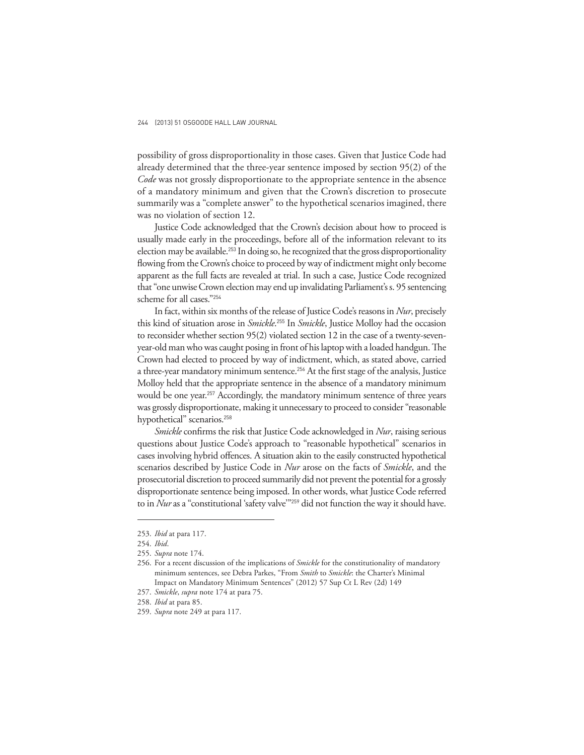possibility of gross disproportionality in those cases. Given that Justice Code had already determined that the three-year sentence imposed by section 95(2) of the *Code* was not grossly disproportionate to the appropriate sentence in the absence of a mandatory minimum and given that the Crown's discretion to prosecute summarily was a "complete answer" to the hypothetical scenarios imagined, there was no violation of section 12.

Justice Code acknowledged that the Crown's decision about how to proceed is usually made early in the proceedings, before all of the information relevant to its election may be available.[253] In doing so, he recognized that the gross disproportionality flowing from the Crown's choice to proceed by way of indictment might only become apparent as the full facts are revealed at trial. In such a case, Justice Code recognized that "one unwise Crown election may end up invalidating Parliament's s. 95 sentencing scheme for all cases."[254]

In fact, within six months of the release of Justice Code's reasons in *Nur*, precisely this kind of situation arose in *Smickle*.[255] In *Smickle*, Justice Molloy had the occasion to reconsider whether section 95(2) violated section 12 in the case of a twenty-seven-year-old man who was caught posing in front of his laptop with a loaded handgun. The Crown had elected to proceed by way of indictment, which, as stated above, carried a three-year mandatory minimum sentence.[256] At the first stage of the analysis, Justice Molloy held that the appropriate sentence in the absence of a mandatory minimum would be one year.[257] Accordingly, the mandatory minimum sentence of three years was grossly disproportionate, making it unnecessary to proceed to consider "reasonable hypothetical" scenarios.[258]

*Smickle* confirms the risk that Justice Code acknowledged in *Nur*, raising serious questions about Justice Code's approach to "reasonable hypothetical" scenarios in cases involving hybrid offences. A situation akin to the easily constructed hypothetical scenarios described by Justice Code in *Nur* arose on the facts of *Smickle*, and the prosecutorial discretion to proceed summarily did not prevent the potential for a grossly disproportionate sentence being imposed. In other words, what Justice Code referred to in *Nur* as a "constitutional 'safety valve'"[259] did not function the way it should have.

---

253. *Ibid* at para 117.

254. *Ibid*.

255. *Supra* note 174.

256. For a recent discussion of the implications of *Smickle* for the constitutionality of mandatory minimum sentences, see Debra Parkes, "From *Smith* to *Smickle*: the Charter's Minimal Impact on Mandatory Minimum Sentences" (2012) 57 Sup Ct L Rev (2d) 149

257. *Smickle*, *supra* note 174 at para 75.

258. *Ibid* at para 85.

259. *Supra* note 249 at para 117.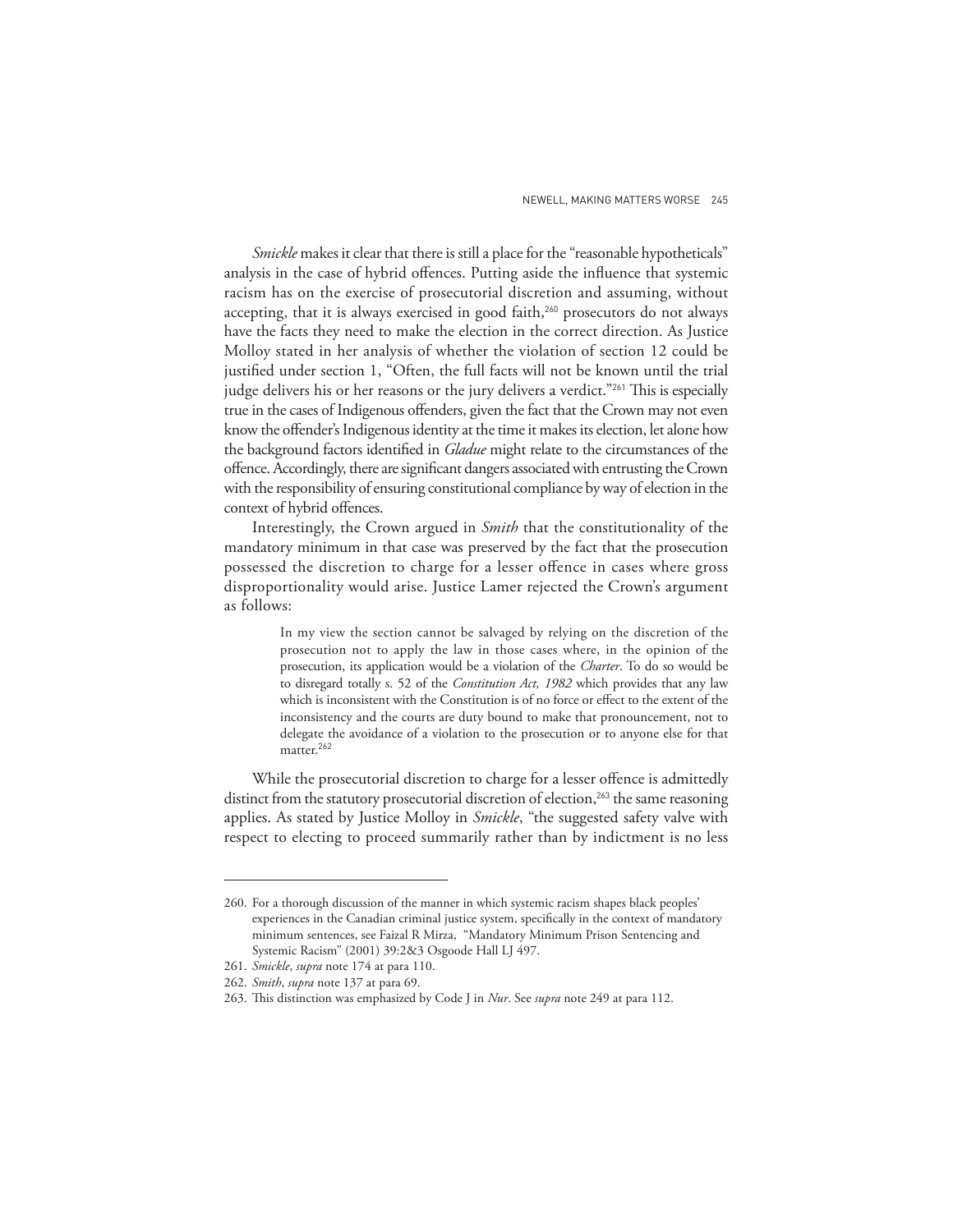*Smickle* makes it clear that there is still a place for the "reasonable hypotheticals" analysis in the case of hybrid offences. Putting aside the influence that systemic racism has on the exercise of prosecutorial discretion and assuming, without accepting, that it is always exercised in good faith,[260] prosecutors do not always have the facts they need to make the election in the correct direction. As Justice Molloy stated in her analysis of whether the violation of section 12 could be justified under section 1, "Often, the full facts will not be known until the trial judge delivers his or her reasons or the jury delivers a verdict."[261] This is especially true in the cases of Indigenous offenders, given the fact that the Crown may not even know the offender's Indigenous identity at the time it makes its election, let alone how the background factors identified in *Gladue* might relate to the circumstances of the offence. Accordingly, there are significant dangers associated with entrusting the Crown with the responsibility of ensuring constitutional compliance by way of election in the context of hybrid offences.

Interestingly, the Crown argued in *Smith* that the constitutionality of the mandatory minimum in that case was preserved by the fact that the prosecution possessed the discretion to charge for a lesser offence in cases where gross disproportionality would arise. Justice Lamer rejected the Crown's argument as follows:

> In my view the section cannot be salvaged by relying on the discretion of the prosecution not to apply the law in those cases where, in the opinion of the prosecution, its application would be a violation of the *Charter*. To do so would be to disregard totally s. 52 of the *Constitution Act, 1982* which provides that any law which is inconsistent with the Constitution is of no force or effect to the extent of the inconsistency and the courts are duty bound to make that pronouncement, not to delegate the avoidance of a violation to the prosecution or to anyone else for that matter.[262]

While the prosecutorial discretion to charge for a lesser offence is admittedly distinct from the statutory prosecutorial discretion of election,[263] the same reasoning applies. As stated by Justice Molloy in *Smickle*, "the suggested safety valve with respect to electing to proceed summarily rather than by indictment is no less

---

260. For a thorough discussion of the manner in which systemic racism shapes black peoples' experiences in the Canadian criminal justice system, specifically in the context of mandatory minimum sentences, see Faizal R Mirza, "Mandatory Minimum Prison Sentencing and Systemic Racism" (2001) 39:2&3 Osgoode Hall LJ 497.

261. *Smickle*, *supra* note 174 at para 110.

262. *Smith*, *supra* note 137 at para 69.

263. This distinction was emphasized by Code J in *Nur*. See *supra* note 249 at para 112.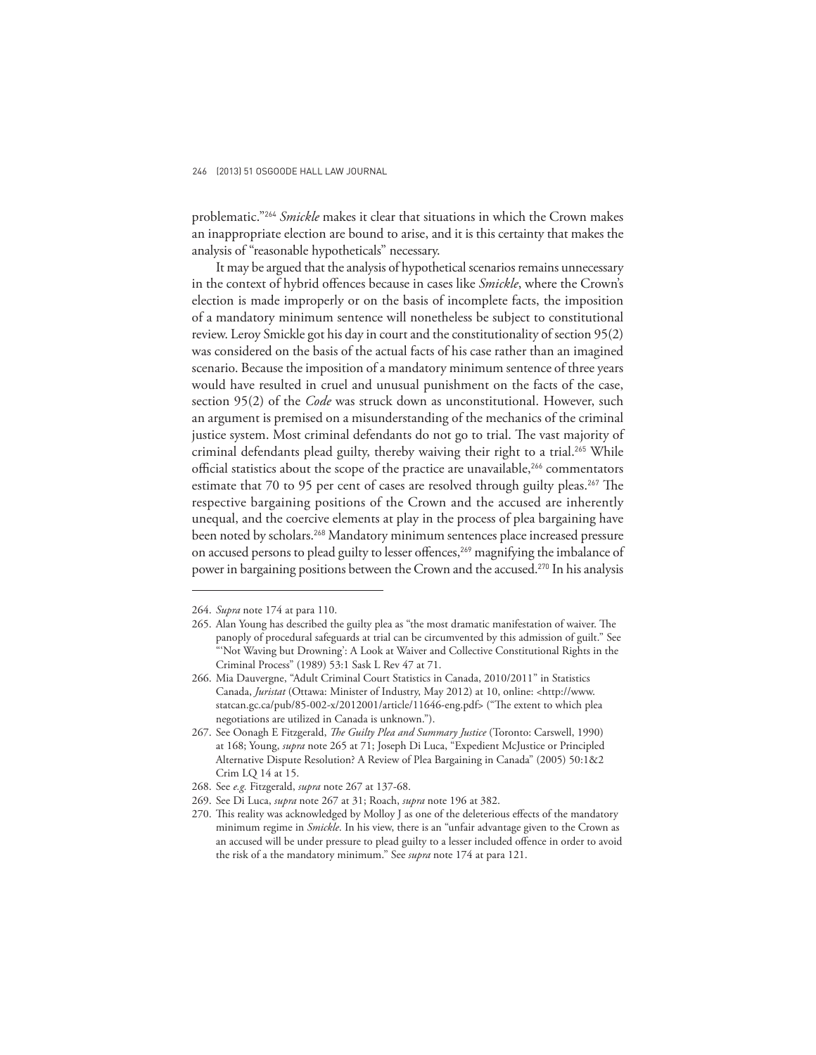problematic."[264] *Smickle* makes it clear that situations in which the Crown makes an inappropriate election are bound to arise, and it is this certainty that makes the analysis of "reasonable hypotheticals" necessary.

It may be argued that the analysis of hypothetical scenarios remains unnecessary in the context of hybrid offences because in cases like *Smickle*, where the Crown's election is made improperly or on the basis of incomplete facts, the imposition of a mandatory minimum sentence will nonetheless be subject to constitutional review. Leroy Smickle got his day in court and the constitutionality of section 95(2) was considered on the basis of the actual facts of his case rather than an imagined scenario. Because the imposition of a mandatory minimum sentence of three years would have resulted in cruel and unusual punishment on the facts of the case, section 95(2) of the *Code* was struck down as unconstitutional. However, such an argument is premised on a misunderstanding of the mechanics of the criminal justice system. Most criminal defendants do not go to trial. The vast majority of criminal defendants plead guilty, thereby waiving their right to a trial.[265] While official statistics about the scope of the practice are unavailable,[266] commentators estimate that 70 to 95 per cent of cases are resolved through guilty pleas.[267] The respective bargaining positions of the Crown and the accused are inherently unequal, and the coercive elements at play in the process of plea bargaining have been noted by scholars.[268] Mandatory minimum sentences place increased pressure on accused persons to plead guilty to lesser offences,[269] magnifying the imbalance of power in bargaining positions between the Crown and the accused.[270] In his analysis

---

264. *Supra* note 174 at para 110.

265. Alan Young has described the guilty plea as "the most dramatic manifestation of waiver. The panoply of procedural safeguards at trial can be circumvented by this admission of guilt." See "'Not Waving but Drowning': A Look at Waiver and Collective Constitutional Rights in the Criminal Process" (1989) 53:1 Sask L Rev 47 at 71.

266. Mia Dauvergne, "Adult Criminal Court Statistics in Canada, 2010/2011" in Statistics Canada, *Juristat* (Ottawa: Minister of Industry, May 2012) at 10, online: <http://www.statcan.gc.ca/pub/85-002-x/2012001/article/11646-eng.pdf> ("The extent to which plea negotiations are utilized in Canada is unknown.").

267. See Oonagh E Fitzgerald, *The Guilty Plea and Summary Justice* (Toronto: Carswell, 1990) at 168; Young, *supra* note 265 at 71; Joseph Di Luca, "Expedient McJustice or Principled Alternative Dispute Resolution? A Review of Plea Bargaining in Canada" (2005) 50:1&2 Crim LQ 14 at 15.

268. See *e.g.* Fitzgerald, *supra* note 267 at 137-68.

269. See Di Luca, *supra* note 267 at 31; Roach, *supra* note 196 at 382.

270. This reality was acknowledged by Molloy J as one of the deleterious effects of the mandatory minimum regime in *Smickle*. In his view, there is an "unfair advantage given to the Crown as an accused will be under pressure to plead guilty to a lesser included offence in order to avoid the risk of a the mandatory minimum." See *supra* note 174 at para 121.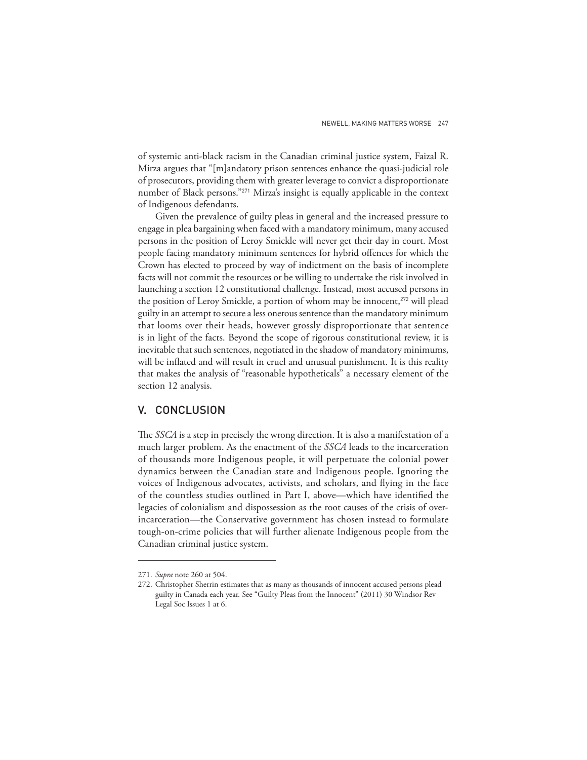of systemic anti-black racism in the Canadian criminal justice system, Faizal R. Mirza argues that "[m]andatory prison sentences enhance the quasi-judicial role of prosecutors, providing them with greater leverage to convict a disproportionate number of Black persons."[271] Mirza's insight is equally applicable in the context of Indigenous defendants.

Given the prevalence of guilty pleas in general and the increased pressure to engage in plea bargaining when faced with a mandatory minimum, many accused persons in the position of Leroy Smickle will never get their day in court. Most people facing mandatory minimum sentences for hybrid offences for which the Crown has elected to proceed by way of indictment on the basis of incomplete facts will not commit the resources or be willing to undertake the risk involved in launching a section 12 constitutional challenge. Instead, most accused persons in the position of Leroy Smickle, a portion of whom may be innocent,[272] will plead guilty in an attempt to secure a less onerous sentence than the mandatory minimum that looms over their heads, however grossly disproportionate that sentence is in light of the facts. Beyond the scope of rigorous constitutional review, it is inevitable that such sentences, negotiated in the shadow of mandatory minimums, will be inflated and will result in cruel and unusual punishment. It is this reality that makes the analysis of "reasonable hypotheticals" a necessary element of the section 12 analysis.

## V. CONCLUSION

The *SSCA* is a step in precisely the wrong direction. It is also a manifestation of a much larger problem. As the enactment of the *SSCA* leads to the incarceration of thousands more Indigenous people, it will perpetuate the colonial power dynamics between the Canadian state and Indigenous people. Ignoring the voices of Indigenous advocates, activists, and scholars, and flying in the face of the countless studies outlined in Part I, above—which have identified the legacies of colonialism and dispossession as the root causes of the crisis of over-incarceration—the Conservative government has chosen instead to formulate tough-on-crime policies that will further alienate Indigenous people from the Canadian criminal justice system.

---

271. *Supra* note 260 at 504.

272. Christopher Sherrin estimates that as many as thousands of innocent accused persons plead guilty in Canada each year. See "Guilty Pleas from the Innocent" (2011) 30 Windsor Rev Legal Soc Issues 1 at 6.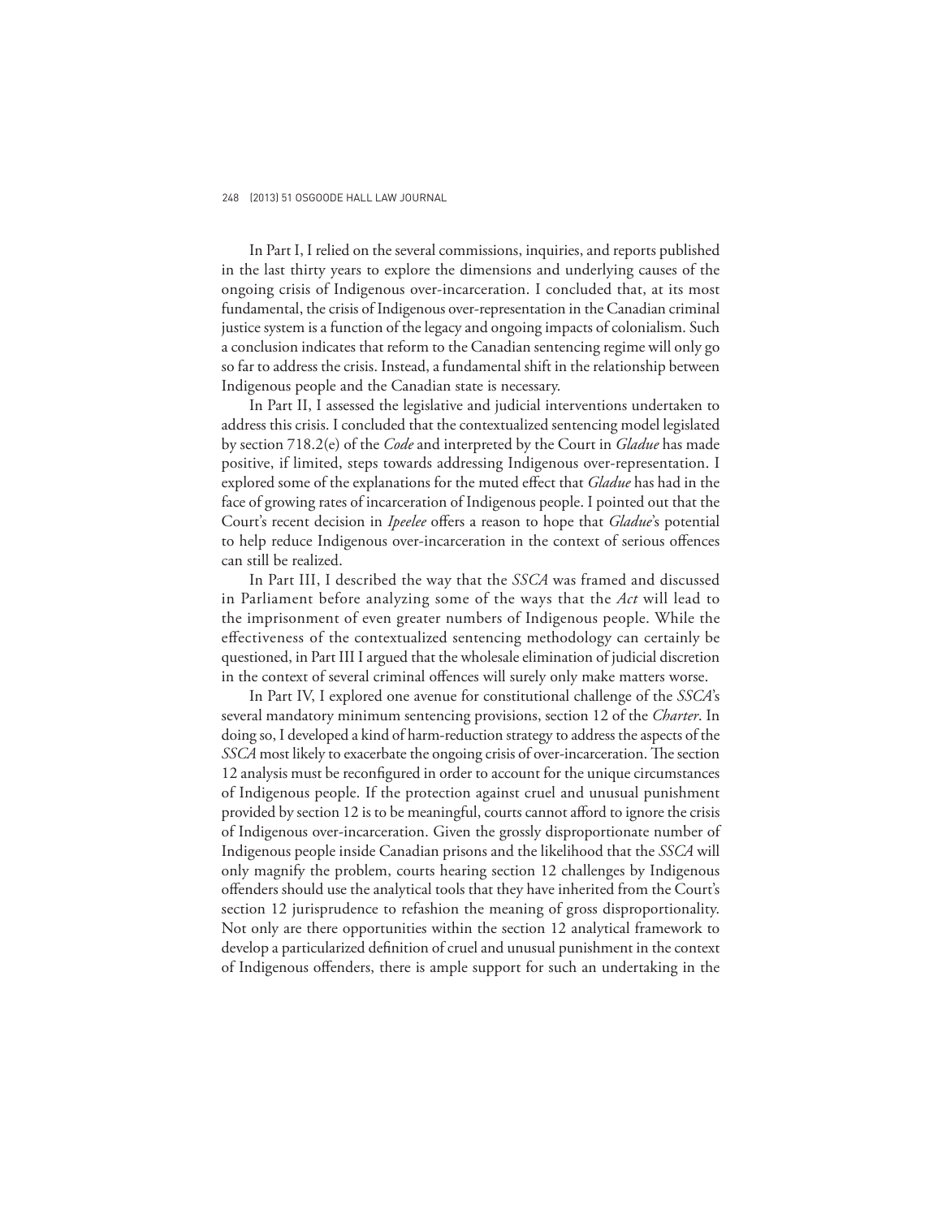In Part I, I relied on the several commissions, inquiries, and reports published in the last thirty years to explore the dimensions and underlying causes of the ongoing crisis of Indigenous over-incarceration. I concluded that, at its most fundamental, the crisis of Indigenous over-representation in the Canadian criminal justice system is a function of the legacy and ongoing impacts of colonialism. Such a conclusion indicates that reform to the Canadian sentencing regime will only go so far to address the crisis. Instead, a fundamental shift in the relationship between Indigenous people and the Canadian state is necessary.

In Part II, I assessed the legislative and judicial interventions undertaken to address this crisis. I concluded that the contextualized sentencing model legislated by section 718.2(e) of the *Code* and interpreted by the Court in *Gladue* has made positive, if limited, steps towards addressing Indigenous over-representation. I explored some of the explanations for the muted effect that *Gladue* has had in the face of growing rates of incarceration of Indigenous people. I pointed out that the Court's recent decision in *Ipeelee* offers a reason to hope that *Gladue*'s potential to help reduce Indigenous over-incarceration in the context of serious offences can still be realized.

In Part III, I described the way that the *SSCA* was framed and discussed in Parliament before analyzing some of the ways that the *Act* will lead to the imprisonment of even greater numbers of Indigenous people. While the effectiveness of the contextualized sentencing methodology can certainly be questioned, in Part III I argued that the wholesale elimination of judicial discretion in the context of several criminal offences will surely only make matters worse.

In Part IV, I explored one avenue for constitutional challenge of the *SSCA*'s several mandatory minimum sentencing provisions, section 12 of the *Charter*. In doing so, I developed a kind of harm-reduction strategy to address the aspects of the *SSCA* most likely to exacerbate the ongoing crisis of over-incarceration. The section 12 analysis must be reconfigured in order to account for the unique circumstances of Indigenous people. If the protection against cruel and unusual punishment provided by section 12 is to be meaningful, courts cannot afford to ignore the crisis of Indigenous over-incarceration. Given the grossly disproportionate number of Indigenous people inside Canadian prisons and the likelihood that the *SSCA* will only magnify the problem, courts hearing section 12 challenges by Indigenous offenders should use the analytical tools that they have inherited from the Court's section 12 jurisprudence to refashion the meaning of gross disproportionality. Not only are there opportunities within the section 12 analytical framework to develop a particularized definition of cruel and unusual punishment in the context of Indigenous offenders, there is ample support for such an undertaking in the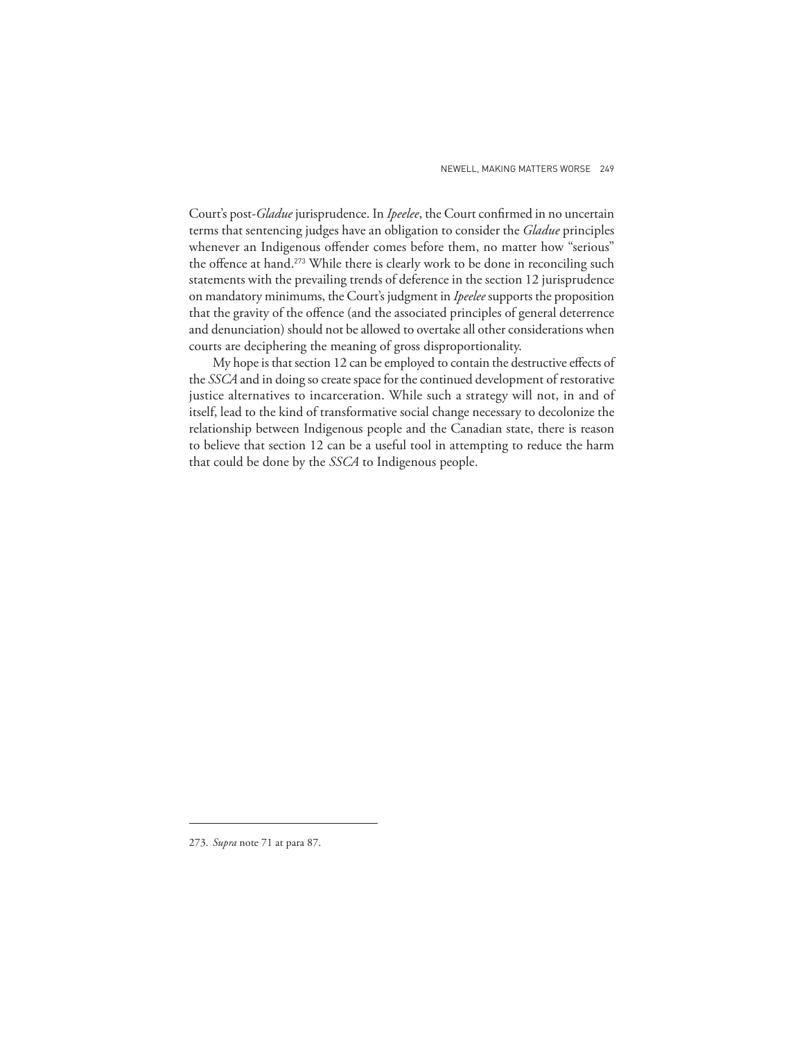Court's post-*Gladue* jurisprudence. In *Ipeelee*, the Court confirmed in no uncertain terms that sentencing judges have an obligation to consider the *Gladue* principles whenever an Indigenous offender comes before them, no matter how "serious" the offence at hand.[273] While there is clearly work to be done in reconciling such statements with the prevailing trends of deference in the section 12 jurisprudence on mandatory minimums, the Court's judgment in *Ipeelee* supports the proposition that the gravity of the offence (and the associated principles of general deterrence and denunciation) should not be allowed to overtake all other considerations when courts are deciphering the meaning of gross disproportionality.

My hope is that section 12 can be employed to contain the destructive effects of the *SSCA* and in doing so create space for the continued development of restorative justice alternatives to incarceration. While such a strategy will not, in and of itself, lead to the kind of transformative social change necessary to decolonize the relationship between Indigenous people and the Canadian state, there is reason to believe that section 12 can be a useful tool in attempting to reduce the harm that could be done by the *SSCA* to Indigenous people.

---

273. *Supra* note 71 at para 87.